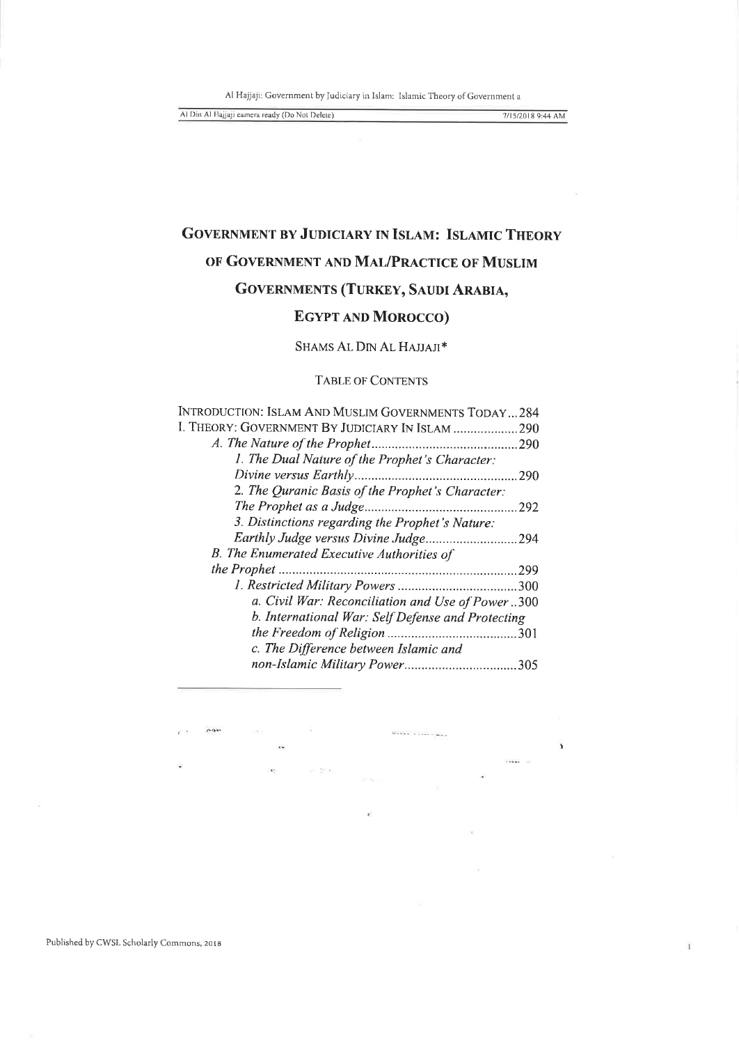# GOVERNMENT BY JUDICIARY IN ISLAM: ISLAMIC THEORY OF GOVERNMENT AND MAL/PRACTICE OF MUSLIM GOVERNMENTS (TURKEY, SAUDI ARABIA, EGYPT AND MOROCCO)

SHAMS AL DIN AL HAJJAJI*

## TABLE OF CONTENTS

INTRODUCTION: ISLAM AND MUSLIM GOVERNMENTS TODAY...284

I. THEORY: GOVERNMENT BY JUDICIARY IN ISLAM ...................290

- *A. The Nature of the Prophet*...........................................290
  - *1. The Dual Nature of the Prophet's Character: Divine versus Earthly*...............................................290
  - *2. The Quranic Basis of the Prophet's Character: The Prophet as a Judge*............................................292
  - *3. Distinctions regarding the Prophet's Nature: Earthly Judge versus Divine Judge*...........................294
- *B. The Enumerated Executive Authorities of the Prophet* .....................................................................299
  - *1. Restricted Military Powers* ...................................300
    - *a. Civil War: Reconciliation and Use of Power* ..300
    - *b. International War: Self Defense and Protecting the Freedom of Religion* ......................................301
    - *c. The Difference between Islamic and non-Islamic Military Power*.................................305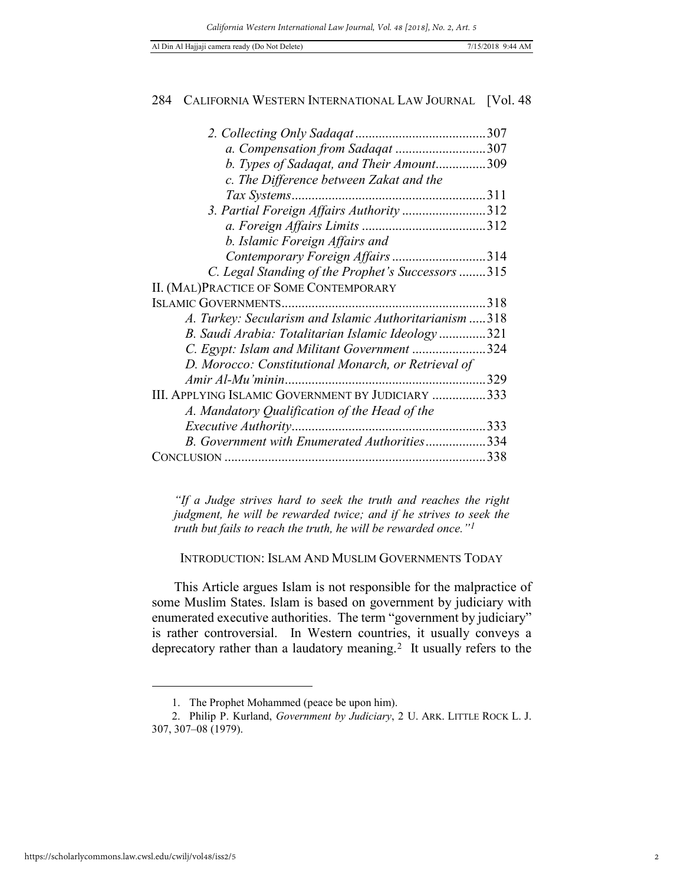*2. Collecting Only Sadaqat* ....................................... 307
*a. Compensation from Sadaqat* ........................... 307
*b. Types of Sadaqat, and Their Amount*............... 309
*c. The Difference between Zakat and the Tax Systems*.......................................................... 311
*3. Partial Foreign Affairs Authority* ......................... 312
*a. Foreign Affairs Limits* ..................................... 312
*b. Islamic Foreign Affairs and Contemporary Foreign Affairs* ............................ 314
*C. Legal Standing of the Prophet's Successors* ........ 315
II. (MAL)PRACTICE OF SOME CONTEMPORARY ISLAMIC GOVERNMENTS............................................................ 318
*A. Turkey: Secularism and Islamic Authoritarianism* ..... 318
*B. Saudi Arabia: Totalitarian Islamic Ideology* ............. 321
*C. Egypt: Islam and Militant Government* ...................... 324
*D. Morocco: Constitutional Monarch, or Retrieval of Amir Al-Mu'minin*............................................................ 329
III. APPLYING ISLAMIC GOVERNMENT BY JUDICIARY ................ 333
*A. Mandatory Qualification of the Head of the Executive Authority*.......................................................... 333
*B. Government with Enumerated Authorities*.................. 334
CONCLUSION ............................................................................. 338

> *"If a Judge strives hard to seek the truth and reaches the right judgment, he will be rewarded twice; and if he strives to seek the truth but fails to reach the truth, he will be rewarded once."*[1]

## INTRODUCTION: ISLAM AND MUSLIM GOVERNMENTS TODAY

This Article argues Islam is not responsible for the malpractice of some Muslim States. Islam is based on government by judiciary with enumerated executive authorities. The term "government by judiciary" is rather controversial. In Western countries, it usually conveys a deprecatory rather than a laudatory meaning.[2] It usually refers to the

---

1. The Prophet Mohammed (peace be upon him).
2. Philip P. Kurland, *Government by Judiciary*, 2 U. ARK. LITTLE ROCK L. J. 307, 307–08 (1979).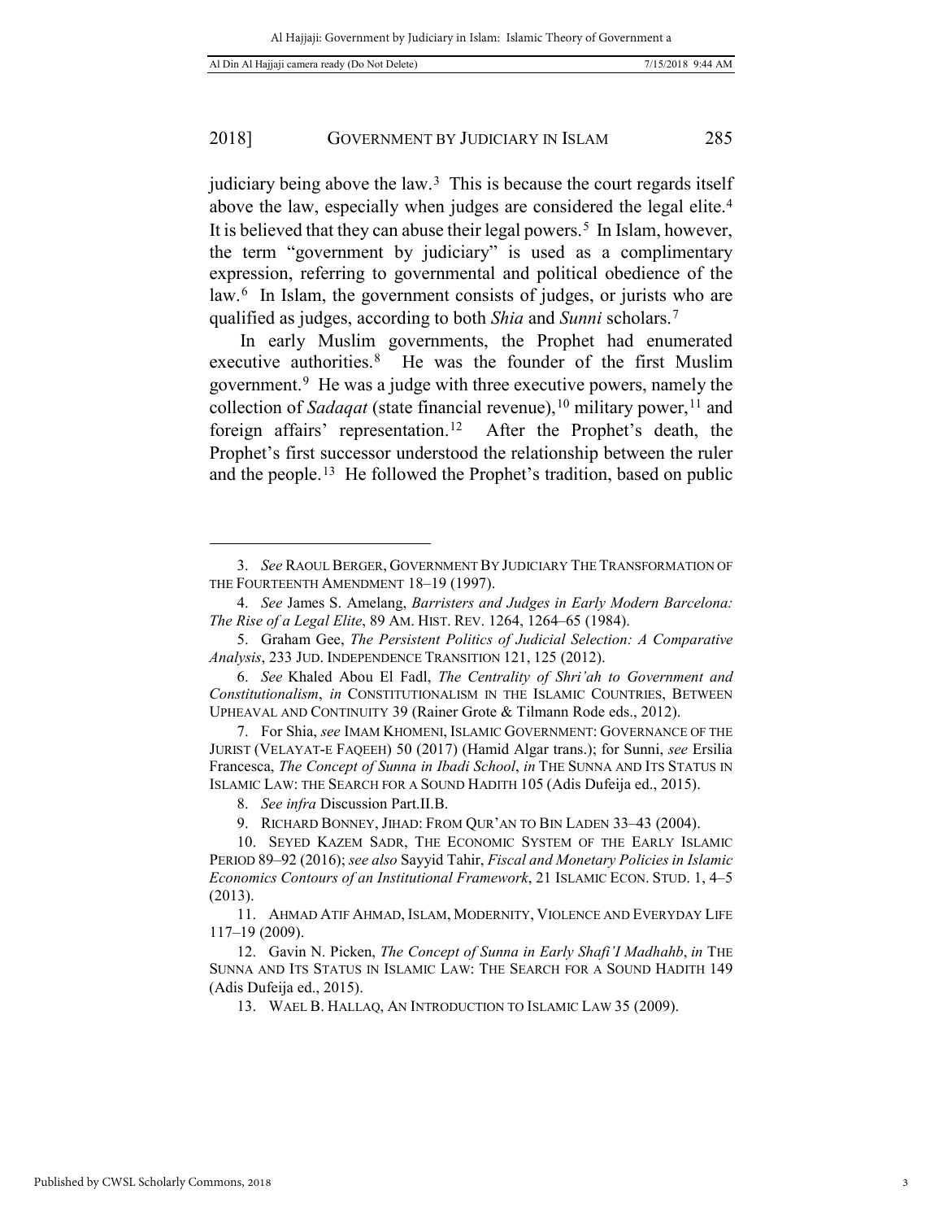judiciary being above the law.[3] This is because the court regards itself above the law, especially when judges are considered the legal elite.[4] It is believed that they can abuse their legal powers.[5] In Islam, however, the term "government by judiciary" is used as a complimentary expression, referring to governmental and political obedience of the law.[6] In Islam, the government consists of judges, or jurists who are qualified as judges, according to both *Shia* and *Sunni* scholars.[7]

In early Muslim governments, the Prophet had enumerated executive authorities.[8] He was the founder of the first Muslim government.[9] He was a judge with three executive powers, namely the collection of *Sadaqat* (state financial revenue),[10] military power,[11] and foreign affairs' representation.[12] After the Prophet's death, the Prophet's first successor understood the relationship between the ruler and the people.[13] He followed the Prophet's tradition, based on public

---

3. *See* RAOUL BERGER, GOVERNMENT BY JUDICIARY THE TRANSFORMATION OF THE FOURTEENTH AMENDMENT 18–19 (1997).

4. *See* James S. Amelang, *Barristers and Judges in Early Modern Barcelona: The Rise of a Legal Elite*, 89 AM. HIST. REV. 1264, 1264–65 (1984).

5. Graham Gee, *The Persistent Politics of Judicial Selection: A Comparative Analysis*, 233 JUD. INDEPENDENCE TRANSITION 121, 125 (2012).

6. *See* Khaled Abou El Fadl, *The Centrality of Shri'ah to Government and Constitutionalism*, *in* CONSTITUTIONALISM IN THE ISLAMIC COUNTRIES, BETWEEN UPHEAVAL AND CONTINUITY 39 (Rainer Grote & Tilmann Rode eds., 2012).

7. For Shia, *see* IMAM KHOMENI, ISLAMIC GOVERNMENT: GOVERNANCE OF THE JURIST (VELAYAT-E FAQEEH) 50 (2017) (Hamid Algar trans.); for Sunni, *see* Ersilia Francesca, *The Concept of Sunna in Ibadi School*, *in* THE SUNNA AND ITS STATUS IN ISLAMIC LAW: THE SEARCH FOR A SOUND HADITH 105 (Adis Dufeija ed., 2015).

8. *See infra* Discussion Part.II.B.

9. RICHARD BONNEY, JIHAD: FROM QUR'AN TO BIN LADEN 33–43 (2004).

10. SEYED KAZEM SADR, THE ECONOMIC SYSTEM OF THE EARLY ISLAMIC PERIOD 89–92 (2016); *see also* Sayyid Tahir, *Fiscal and Monetary Policies in Islamic Economics Contours of an Institutional Framework*, 21 ISLAMIC ECON. STUD. 1, 4–5 (2013).

11. AHMAD ATIF AHMAD, ISLAM, MODERNITY, VIOLENCE AND EVERYDAY LIFE 117–19 (2009).

12. Gavin N. Picken, *The Concept of Sunna in Early Shafi'I Madhahb*, *in* THE SUNNA AND ITS STATUS IN ISLAMIC LAW: THE SEARCH FOR A SOUND HADITH 149 (Adis Dufeija ed., 2015).

13. WAEL B. HALLAQ, AN INTRODUCTION TO ISLAMIC LAW 35 (2009).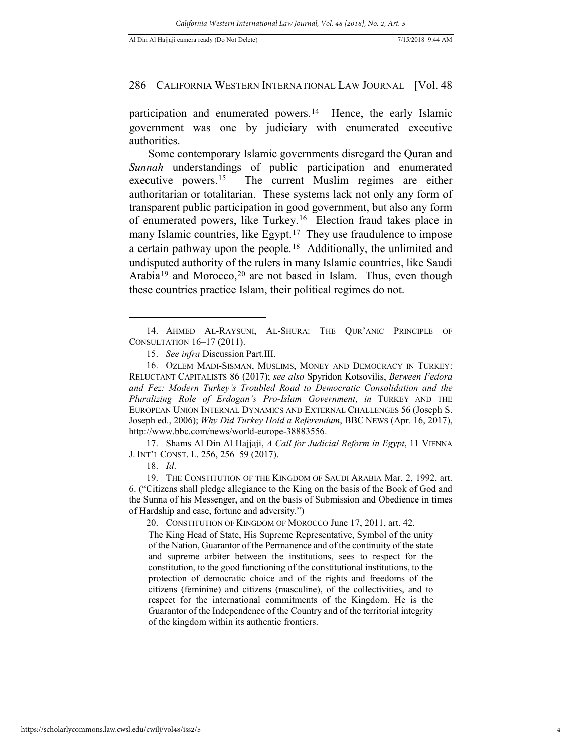participation and enumerated powers.[14] Hence, the early Islamic government was one by judiciary with enumerated executive authorities.

Some contemporary Islamic governments disregard the Quran and *Sunnah* understandings of public participation and enumerated executive powers.[15] The current Muslim regimes are either authoritarian or totalitarian. These systems lack not only any form of transparent public participation in good government, but also any form of enumerated powers, like Turkey.[16] Election fraud takes place in many Islamic countries, like Egypt.[17] They use fraudulence to impose a certain pathway upon the people.[18] Additionally, the unlimited and undisputed authority of the rulers in many Islamic countries, like Saudi Arabia[19] and Morocco,[20] are not based in Islam. Thus, even though these countries practice Islam, their political regimes do not.

---

14. AHMED AL-RAYSUNI, AL-SHURA: THE QUR'ANIC PRINCIPLE OF CONSULTATION 16–17 (2011).

15. *See infra* Discussion Part.III.

16. OZLEM MADI-SISMAN, MUSLIMS, MONEY AND DEMOCRACY IN TURKEY: RELUCTANT CAPITALISTS 86 (2017); *see also* Spyridon Kotsovilis, *Between Fedora and Fez: Modern Turkey's Troubled Road to Democratic Consolidation and the Pluralizing Role of Erdogan's Pro-Islam Government*, *in* TURKEY AND THE EUROPEAN UNION INTERNAL DYNAMICS AND EXTERNAL CHALLENGES 56 (Joseph S. Joseph ed., 2006); *Why Did Turkey Hold a Referendum*, BBC NEWS (Apr. 16, 2017), http://www.bbc.com/news/world-europe-38883556.

17. Shams Al Din Al Hajjaji, *A Call for Judicial Reform in Egypt*, 11 VIENNA J. INT'L CONST. L. 256, 256–59 (2017).

18. *Id*.

19. THE CONSTITUTION OF THE KINGDOM OF SAUDI ARABIA Mar. 2, 1992, art. 6. ("Citizens shall pledge allegiance to the King on the basis of the Book of God and the Sunna of his Messenger, and on the basis of Submission and Obedience in times of Hardship and ease, fortune and adversity.")

20. CONSTITUTION OF KINGDOM OF MOROCCO June 17, 2011, art. 42.

> The King Head of State, His Supreme Representative, Symbol of the unity of the Nation, Guarantor of the Permanence and of the continuity of the state and supreme arbiter between the institutions, sees to respect for the constitution, to the good functioning of the constitutional institutions, to the protection of democratic choice and of the rights and freedoms of the citizens (feminine) and citizens (masculine), of the collectivities, and to respect for the international commitments of the Kingdom. He is the Guarantor of the Independence of the Country and of the territorial integrity of the kingdom within its authentic frontiers.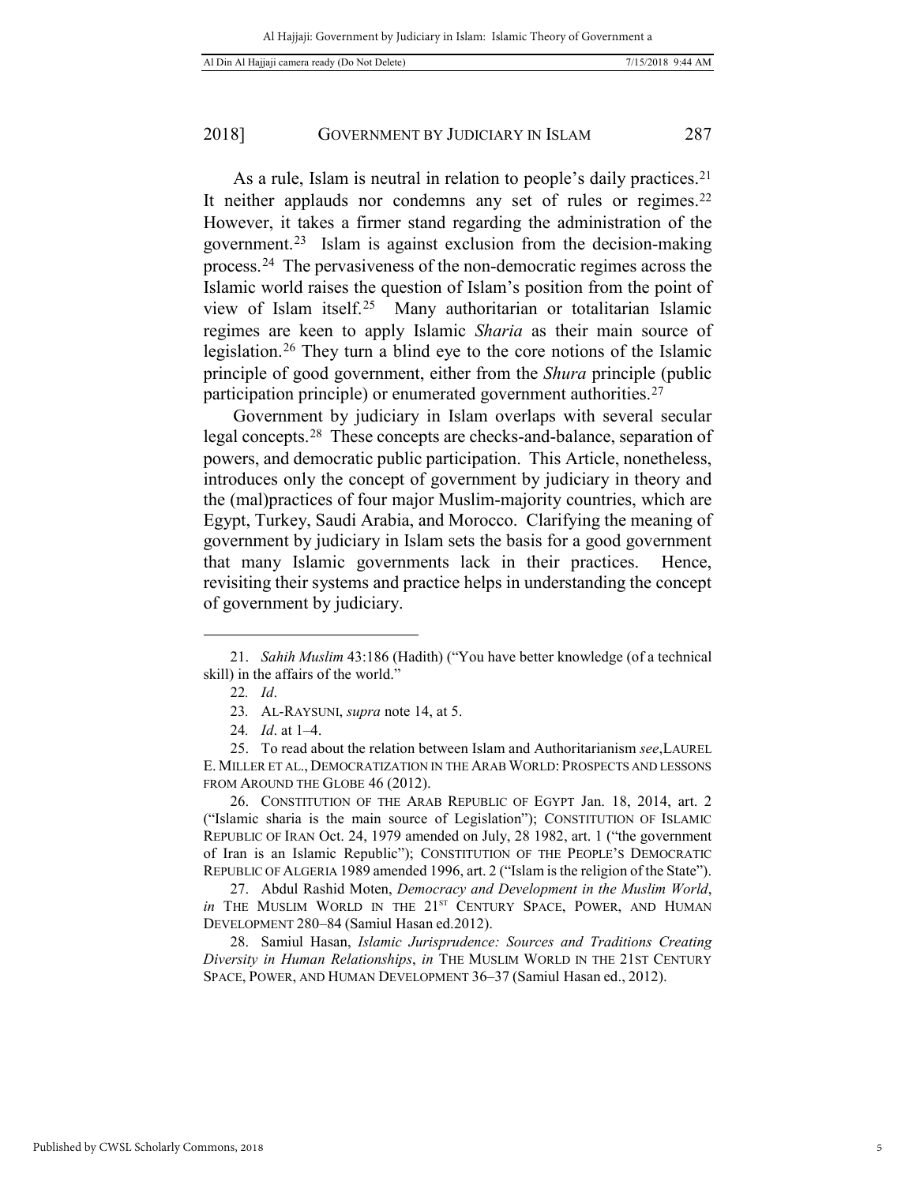As a rule, Islam is neutral in relation to people's daily practices.[21] It neither applauds nor condemns any set of rules or regimes.[22] However, it takes a firmer stand regarding the administration of the government.[23] Islam is against exclusion from the decision-making process.[24] The pervasiveness of the non-democratic regimes across the Islamic world raises the question of Islam's position from the point of view of Islam itself.[25] Many authoritarian or totalitarian Islamic regimes are keen to apply Islamic *Sharia* as their main source of legislation.[26] They turn a blind eye to the core notions of the Islamic principle of good government, either from the *Shura* principle (public participation principle) or enumerated government authorities.[27]

Government by judiciary in Islam overlaps with several secular legal concepts.[28] These concepts are checks-and-balance, separation of powers, and democratic public participation. This Article, nonetheless, introduces only the concept of government by judiciary in theory and the (mal)practices of four major Muslim-majority countries, which are Egypt, Turkey, Saudi Arabia, and Morocco. Clarifying the meaning of government by judiciary in Islam sets the basis for a good government that many Islamic governments lack in their practices. Hence, revisiting their systems and practice helps in understanding the concept of government by judiciary.

---

21. *Sahih Muslim* 43:186 (Hadith) ("You have better knowledge (of a technical skill) in the affairs of the world."

22. *Id*.

23. AL-RAYSUNI, *supra* note 14, at 5.

24. *Id*. at 1–4.

25. To read about the relation between Islam and Authoritarianism *see*, LAUREL E. MILLER ET AL., DEMOCRATIZATION IN THE ARAB WORLD: PROSPECTS AND LESSONS FROM AROUND THE GLOBE 46 (2012).

26. CONSTITUTION OF THE ARAB REPUBLIC OF EGYPT Jan. 18, 2014, art. 2 ("Islamic sharia is the main source of Legislation"); CONSTITUTION OF ISLAMIC REPUBLIC OF IRAN Oct. 24, 1979 amended on July, 28 1982, art. 1 ("the government of Iran is an Islamic Republic"); CONSTITUTION OF THE PEOPLE'S DEMOCRATIC REPUBLIC OF ALGERIA 1989 amended 1996, art. 2 ("Islam is the religion of the State").

27. Abdul Rashid Moten, *Democracy and Development in the Muslim World*, *in* THE MUSLIM WORLD IN THE 21ST CENTURY SPACE, POWER, AND HUMAN DEVELOPMENT 280–84 (Samiul Hasan ed.2012).

28. Samiul Hasan, *Islamic Jurisprudence: Sources and Traditions Creating Diversity in Human Relationships*, *in* THE MUSLIM WORLD IN THE 21ST CENTURY SPACE, POWER, AND HUMAN DEVELOPMENT 36–37 (Samiul Hasan ed., 2012).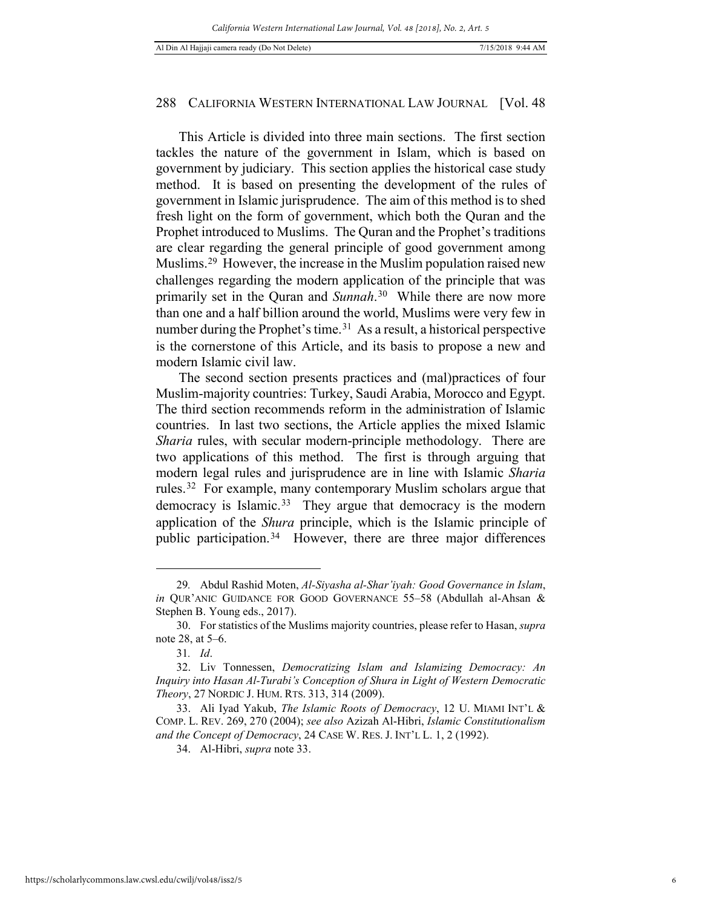This Article is divided into three main sections. The first section tackles the nature of the government in Islam, which is based on government by judiciary. This section applies the historical case study method. It is based on presenting the development of the rules of government in Islamic jurisprudence. The aim of this method is to shed fresh light on the form of government, which both the Quran and the Prophet introduced to Muslims. The Quran and the Prophet's traditions are clear regarding the general principle of good government among Muslims.[29] However, the increase in the Muslim population raised new challenges regarding the modern application of the principle that was primarily set in the Quran and *Sunnah*.[30] While there are now more than one and a half billion around the world, Muslims were very few in number during the Prophet's time.[31] As a result, a historical perspective is the cornerstone of this Article, and its basis to propose a new and modern Islamic civil law.

The second section presents practices and (mal)practices of four Muslim-majority countries: Turkey, Saudi Arabia, Morocco and Egypt. The third section recommends reform in the administration of Islamic countries. In last two sections, the Article applies the mixed Islamic *Sharia* rules, with secular modern-principle methodology. There are two applications of this method. The first is through arguing that modern legal rules and jurisprudence are in line with Islamic *Sharia* rules.[32] For example, many contemporary Muslim scholars argue that democracy is Islamic.[33] They argue that democracy is the modern application of the *Shura* principle, which is the Islamic principle of public participation.[34] However, there are three major differences

---

29. Abdul Rashid Moten, *Al-Siyasha al-Shar'iyah: Good Governance in Islam*, *in* QUR'ANIC GUIDANCE FOR GOOD GOVERNANCE 55–58 (Abdullah al-Ahsan & Stephen B. Young eds., 2017).

30. For statistics of the Muslims majority countries, please refer to Hasan, *supra* note 28, at 5–6.

31. *Id*.

32. Liv Tonnessen, *Democratizing Islam and Islamizing Democracy: An Inquiry into Hasan Al-Turabi's Conception of Shura in Light of Western Democratic Theory*, 27 NORDIC J. HUM. RTS. 313, 314 (2009).

33. Ali Iyad Yakub, *The Islamic Roots of Democracy*, 12 U. MIAMI INT'L & COMP. L. REV. 269, 270 (2004); *see also* Azizah Al-Hibri, *Islamic Constitutionalism and the Concept of Democracy*, 24 CASE W. RES. J. INT'L L. 1, 2 (1992).

34. Al-Hibri, *supra* note 33.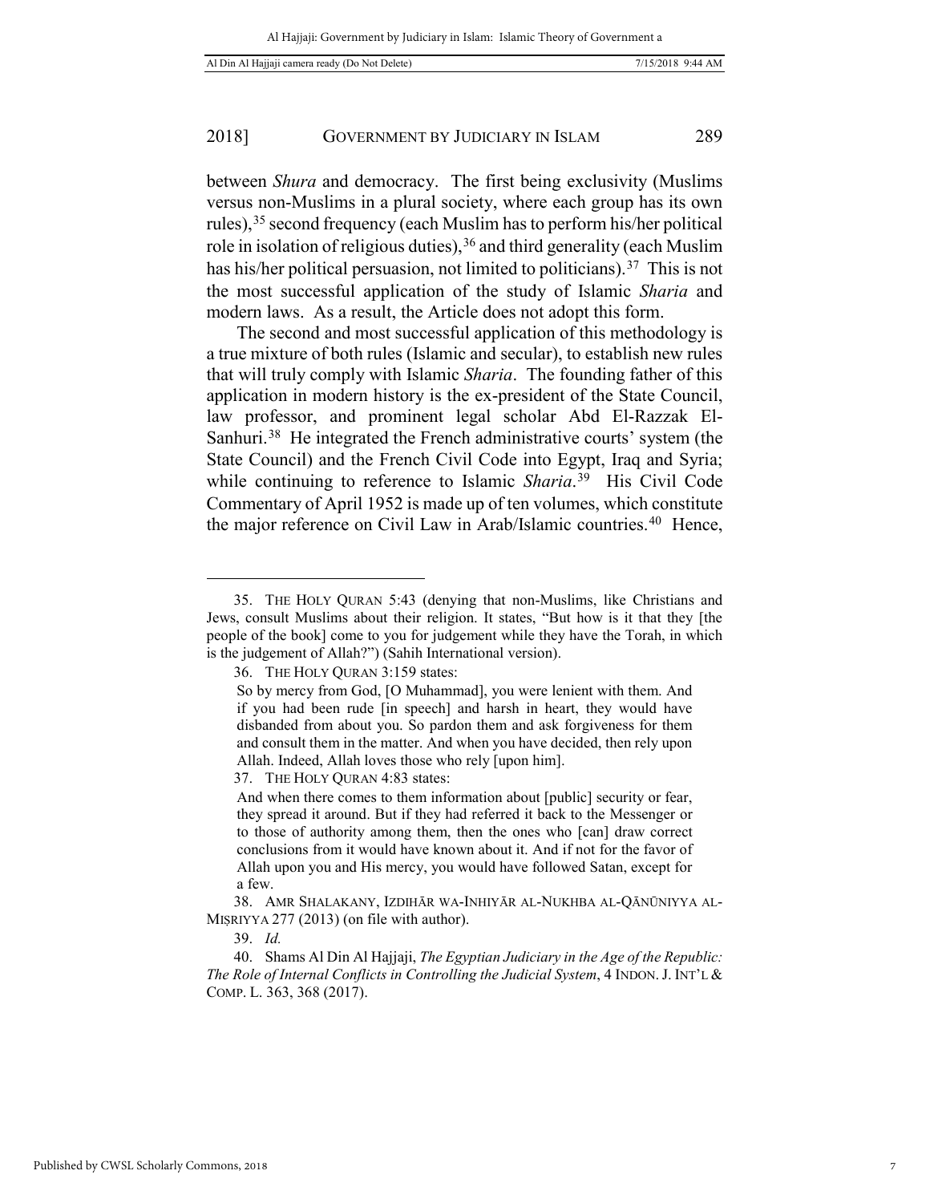between *Shura* and democracy. The first being exclusivity (Muslims versus non-Muslims in a plural society, where each group has its own rules),[35] second frequency (each Muslim has to perform his/her political role in isolation of religious duties),[36] and third generality (each Muslim has his/her political persuasion, not limited to politicians).[37] This is not the most successful application of the study of Islamic *Sharia* and modern laws. As a result, the Article does not adopt this form.

The second and most successful application of this methodology is a true mixture of both rules (Islamic and secular), to establish new rules that will truly comply with Islamic *Sharia*. The founding father of this application in modern history is the ex-president of the State Council, law professor, and prominent legal scholar Abd El-Razzak El-Sanhuri.[38] He integrated the French administrative courts' system (the State Council) and the French Civil Code into Egypt, Iraq and Syria; while continuing to reference to Islamic *Sharia*.[39] His Civil Code Commentary of April 1952 is made up of ten volumes, which constitute the major reference on Civil Law in Arab/Islamic countries.[40] Hence,

---

35. THE HOLY QURAN 5:43 (denying that non-Muslims, like Christians and Jews, consult Muslims about their religion. It states, "But how is it that they [the people of the book] come to you for judgement while they have the Torah, in which is the judgement of Allah?") (Sahih International version).

36. THE HOLY QURAN 3:159 states:

> So by mercy from God, [O Muhammad], you were lenient with them. And if you had been rude [in speech] and harsh in heart, they would have disbanded from about you. So pardon them and ask forgiveness for them and consult them in the matter. And when you have decided, then rely upon Allah. Indeed, Allah loves those who rely [upon him].

37. THE HOLY QURAN 4:83 states:

> And when there comes to them information about [public] security or fear, they spread it around. But if they had referred it back to the Messenger or to those of authority among them, then the ones who [can] draw correct conclusions from it would have known about it. And if not for the favor of Allah upon you and His mercy, you would have followed Satan, except for a few.

38. AMR SHALAKANY, IZDIHĀR WA-INHIYĀR AL-NUKHBA AL-QĀNŪNIYYA AL-MIṢRIYYA 277 (2013) (on file with author).

39. *Id.*

40. Shams Al Din Al Hajjaji, *The Egyptian Judiciary in the Age of the Republic: The Role of Internal Conflicts in Controlling the Judicial System*, 4 INDON. J. INT'L & COMP. L. 363, 368 (2017).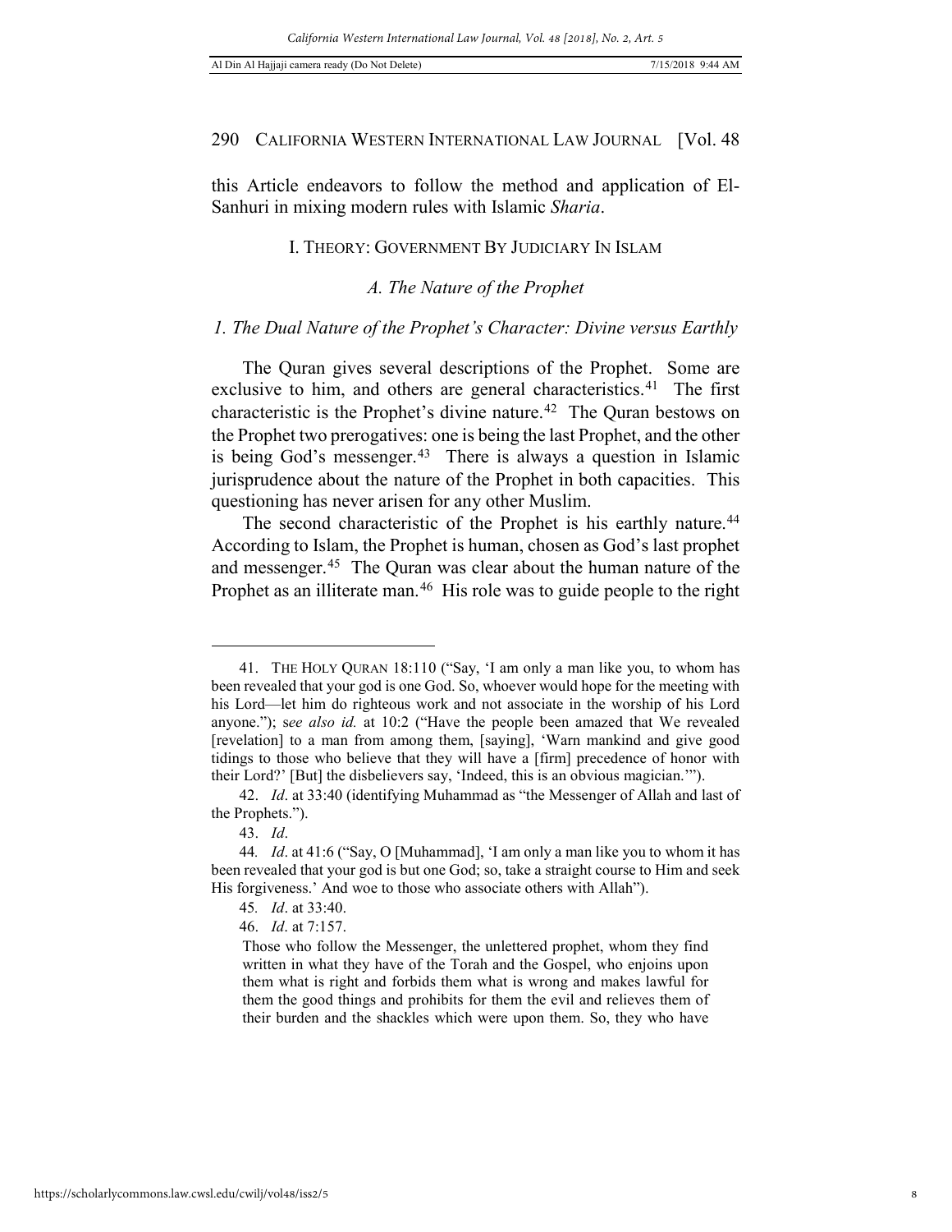this Article endeavors to follow the method and application of El-Sanhuri in mixing modern rules with Islamic *Sharia*.

## I. THEORY: GOVERNMENT BY JUDICIARY IN ISLAM

### *A. The Nature of the Prophet*

#### *1. The Dual Nature of the Prophet's Character: Divine versus Earthly*

The Quran gives several descriptions of the Prophet. Some are exclusive to him, and others are general characteristics.[41] The first characteristic is the Prophet's divine nature.[42] The Quran bestows on the Prophet two prerogatives: one is being the last Prophet, and the other is being God's messenger.[43] There is always a question in Islamic jurisprudence about the nature of the Prophet in both capacities. This questioning has never arisen for any other Muslim.

The second characteristic of the Prophet is his earthly nature.[44] According to Islam, the Prophet is human, chosen as God's last prophet and messenger.[45] The Quran was clear about the human nature of the Prophet as an illiterate man.[46] His role was to guide people to the right

---

41. THE HOLY QURAN 18:110 ("Say, 'I am only a man like you, to whom has been revealed that your god is one God. So, whoever would hope for the meeting with his Lord—let him do righteous work and not associate in the worship of his Lord anyone."); s*ee also id.* at 10:2 ("Have the people been amazed that We revealed [revelation] to a man from among them, [saying], 'Warn mankind and give good tidings to those who believe that they will have a [firm] precedence of honor with their Lord?' [But] the disbelievers say, 'Indeed, this is an obvious magician.'").

42. *Id*. at 33:40 (identifying Muhammad as "the Messenger of Allah and last of the Prophets.").

43. *Id*.

44. *Id*. at 41:6 ("Say, O [Muhammad], 'I am only a man like you to whom it has been revealed that your god is but one God; so, take a straight course to Him and seek His forgiveness.' And woe to those who associate others with Allah").

45. *Id*. at 33:40.

46. *Id*. at 7:157.

> Those who follow the Messenger, the unlettered prophet, whom they find written in what they have of the Torah and the Gospel, who enjoins upon them what is right and forbids them what is wrong and makes lawful for them the good things and prohibits for them the evil and relieves them of their burden and the shackles which were upon them. So, they who have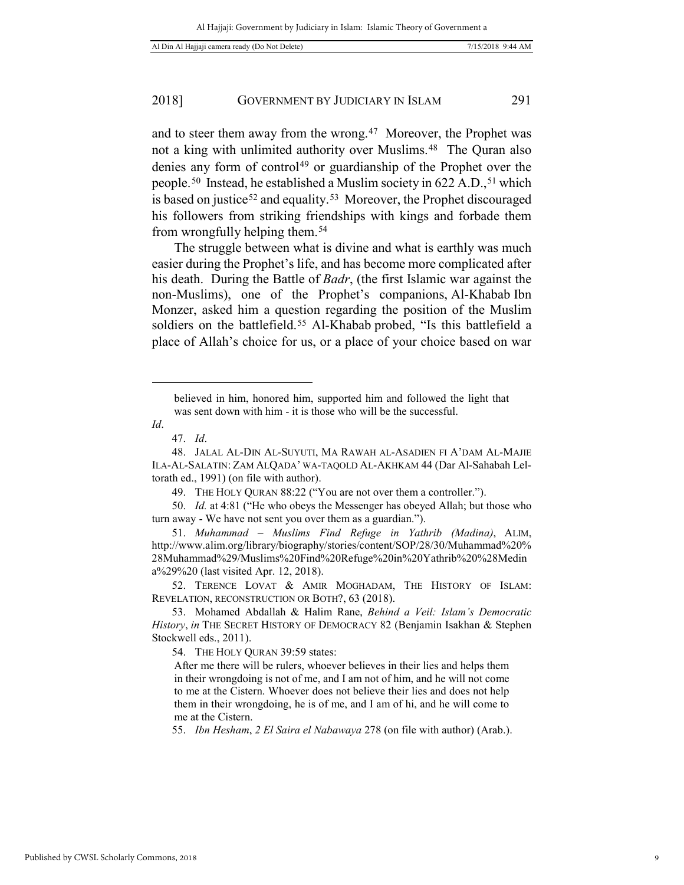and to steer them away from the wrong.[47] Moreover, the Prophet was not a king with unlimited authority over Muslims.[48] The Quran also denies any form of control[49] or guardianship of the Prophet over the people.[50] Instead, he established a Muslim society in 622 A.D.,[51] which is based on justice[52] and equality.[53] Moreover, the Prophet discouraged his followers from striking friendships with kings and forbade them from wrongfully helping them.[54]

The struggle between what is divine and what is earthly was much easier during the Prophet's life, and has become more complicated after his death. During the Battle of *Badr*, (the first Islamic war against the non-Muslims), one of the Prophet's companions, Al-Khabab Ibn Monzer, asked him a question regarding the position of the Muslim soldiers on the battlefield.[55] Al-Khabab probed, "Is this battlefield a place of Allah's choice for us, or a place of your choice based on war

---

> believed in him, honored him, supported him and followed the light that was sent down with him - it is those who will be the successful.

*Id*.

47. *Id*.

48. JALAL AL-DIN AL-SUYUTI, MA RAWAH AL-ASADIEN FI A'DAM AL-MAJIE ILA-AL-SALATIN: ZAM ALQADA' WA-TAQOLD AL-AKHKAM 44 (Dar Al-Sahabah Lel-torath ed., 1991) (on file with author).

49. THE HOLY QURAN 88:22 ("You are not over them a controller.").

50. *Id.* at 4:81 ("He who obeys the Messenger has obeyed Allah; but those who turn away - We have not sent you over them as a guardian.").

51. *Muhammad – Muslims Find Refuge in Yathrib (Madina)*, ALIM, http://www.alim.org/library/biography/stories/content/SOP/28/30/Muhammad%20%28Muhammad%29/Muslims%20Find%20Refuge%20in%20Yathrib%20%28Medina%29%20 (last visited Apr. 12, 2018).

52. TERENCE LOVAT & AMIR MOGHADAM, THE HISTORY OF ISLAM: REVELATION, RECONSTRUCTION OR BOTH?, 63 (2018).

53. Mohamed Abdallah & Halim Rane, *Behind a Veil: Islam's Democratic History*, *in* THE SECRET HISTORY OF DEMOCRACY 82 (Benjamin Isakhan & Stephen Stockwell eds., 2011).

54. THE HOLY QURAN 39:59 states:

> After me there will be rulers, whoever believes in their lies and helps them in their wrongdoing is not of me, and I am not of him, and he will not come to me at the Cistern. Whoever does not believe their lies and does not help them in their wrongdoing, he is of me, and I am of hi, and he will come to me at the Cistern.

55. *Ibn Hesham*, *2 El Saira el Nabawaya* 278 (on file with author) (Arab.).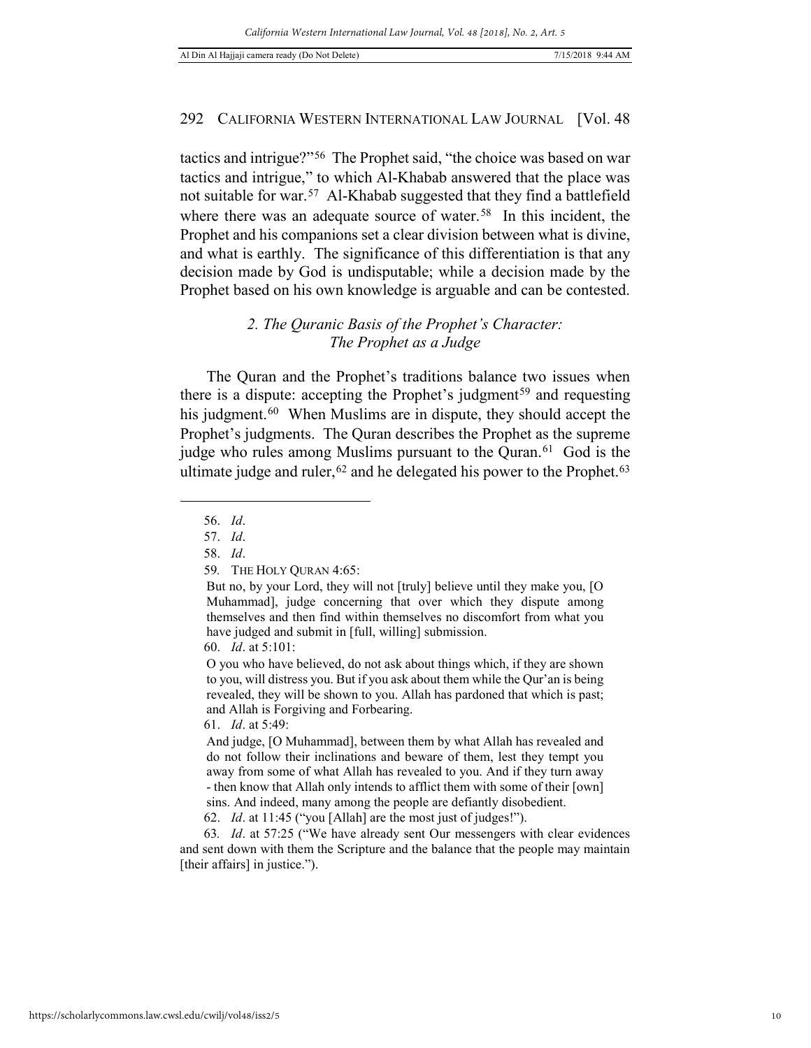tactics and intrigue?"[56] The Prophet said, "the choice was based on war tactics and intrigue," to which Al-Khabab answered that the place was not suitable for war.[57] Al-Khabab suggested that they find a battlefield where there was an adequate source of water.[58] In this incident, the Prophet and his companions set a clear division between what is divine, and what is earthly. The significance of this differentiation is that any decision made by God is undisputable; while a decision made by the Prophet based on his own knowledge is arguable and can be contested.

### *2. The Quranic Basis of the Prophet's Character: The Prophet as a Judge*

The Quran and the Prophet's traditions balance two issues when there is a dispute: accepting the Prophet's judgment[59] and requesting his judgment.[60] When Muslims are in dispute, they should accept the Prophet's judgments. The Quran describes the Prophet as the supreme judge who rules among Muslims pursuant to the Quran.[61] God is the ultimate judge and ruler,[62] and he delegated his power to the Prophet.[63]

---

56. *Id*.

57. *Id*.

58. *Id*.

59. THE HOLY QURAN 4:65:

> But no, by your Lord, they will not [truly] believe until they make you, [O Muhammad], judge concerning that over which they dispute among themselves and then find within themselves no discomfort from what you have judged and submit in [full, willing] submission.

60. *Id*. at 5:101:

> O you who have believed, do not ask about things which, if they are shown to you, will distress you. But if you ask about them while the Qur'an is being revealed, they will be shown to you. Allah has pardoned that which is past; and Allah is Forgiving and Forbearing.

61. *Id*. at 5:49:

> And judge, [O Muhammad], between them by what Allah has revealed and do not follow their inclinations and beware of them, lest they tempt you away from some of what Allah has revealed to you. And if they turn away - then know that Allah only intends to afflict them with some of their [own] sins. And indeed, many among the people are defiantly disobedient.

62. *Id*. at 11:45 ("you [Allah] are the most just of judges!").

63. *Id*. at 57:25 ("We have already sent Our messengers with clear evidences and sent down with them the Scripture and the balance that the people may maintain [their affairs] in justice.").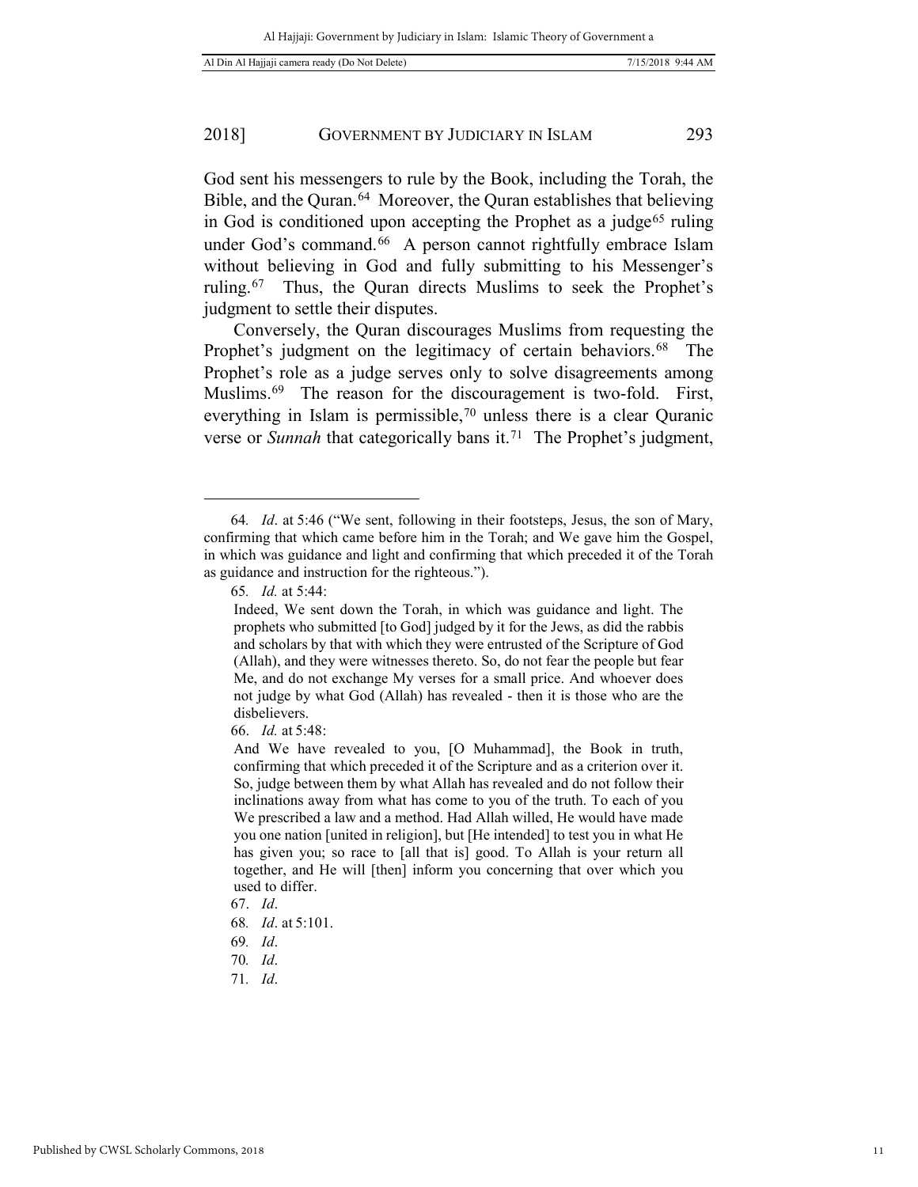God sent his messengers to rule by the Book, including the Torah, the Bible, and the Quran.[64] Moreover, the Quran establishes that believing in God is conditioned upon accepting the Prophet as a judge[65] ruling under God's command.[66] A person cannot rightfully embrace Islam without believing in God and fully submitting to his Messenger's ruling.[67] Thus, the Quran directs Muslims to seek the Prophet's judgment to settle their disputes.

Conversely, the Quran discourages Muslims from requesting the Prophet's judgment on the legitimacy of certain behaviors.[68] The Prophet's role as a judge serves only to solve disagreements among Muslims.[69] The reason for the discouragement is two-fold. First, everything in Islam is permissible,[70] unless there is a clear Quranic verse or *Sunnah* that categorically bans it.[71] The Prophet's judgment,

---

64. *Id*. at 5:46 ("We sent, following in their footsteps, Jesus, the son of Mary, confirming that which came before him in the Torah; and We gave him the Gospel, in which was guidance and light and confirming that which preceded it of the Torah as guidance and instruction for the righteous.").

65. *Id.* at 5:44:

> Indeed, We sent down the Torah, in which was guidance and light. The prophets who submitted [to God] judged by it for the Jews, as did the rabbis and scholars by that with which they were entrusted of the Scripture of God (Allah), and they were witnesses thereto. So, do not fear the people but fear Me, and do not exchange My verses for a small price. And whoever does not judge by what God (Allah) has revealed - then it is those who are the disbelievers.

66. *Id.* at 5:48:

> And We have revealed to you, [O Muhammad], the Book in truth, confirming that which preceded it of the Scripture and as a criterion over it. So, judge between them by what Allah has revealed and do not follow their inclinations away from what has come to you of the truth. To each of you We prescribed a law and a method. Had Allah willed, He would have made you one nation [united in religion], but [He intended] to test you in what He has given you; so race to [all that is] good. To Allah is your return all together, and He will [then] inform you concerning that over which you used to differ.

67. *Id*.

68. *Id*. at 5:101.

69. *Id*.

70. *Id*.

71. *Id*.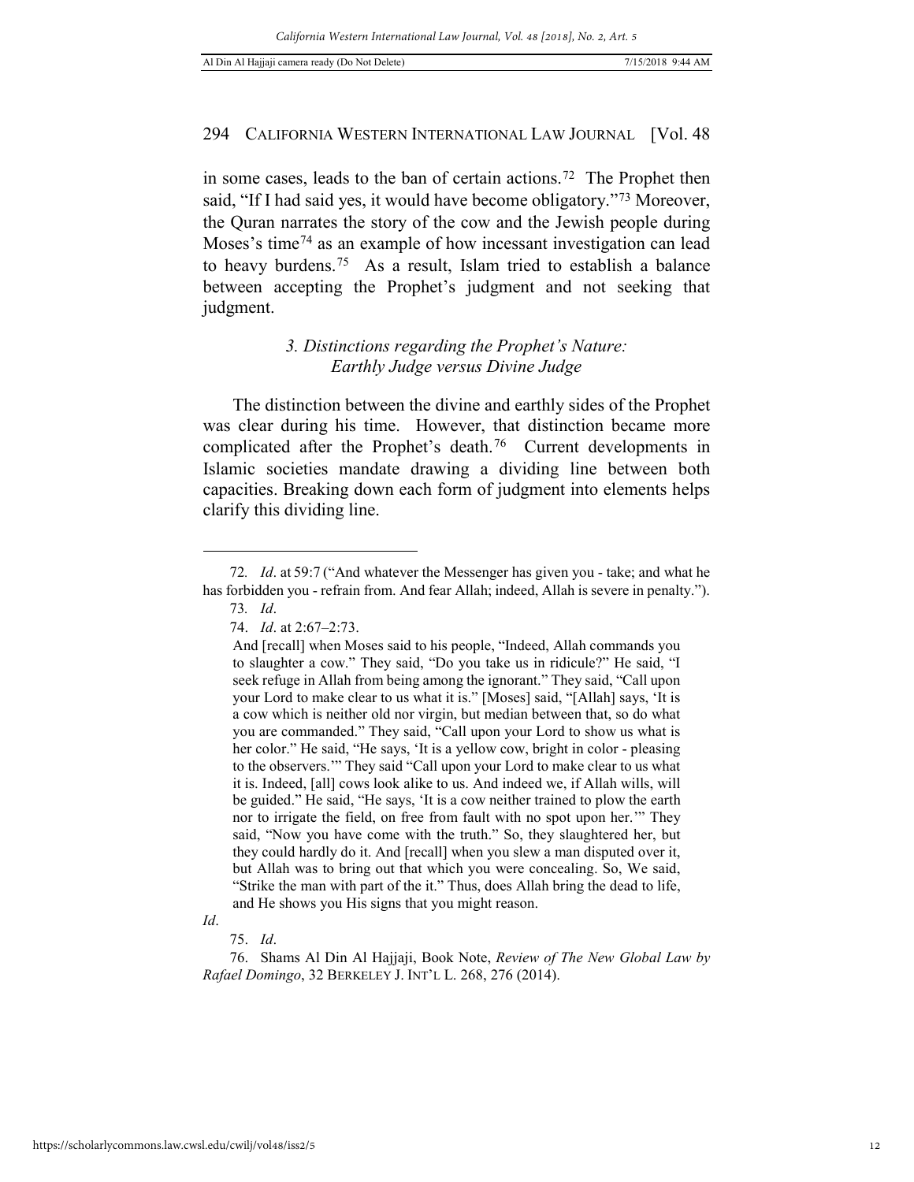in some cases, leads to the ban of certain actions.[72] The Prophet then said, "If I had said yes, it would have become obligatory."[73] Moreover, the Quran narrates the story of the cow and the Jewish people during Moses's time[74] as an example of how incessant investigation can lead to heavy burdens.[75] As a result, Islam tried to establish a balance between accepting the Prophet's judgment and not seeking that judgment.

### *3. Distinctions regarding the Prophet's Nature: Earthly Judge versus Divine Judge*

The distinction between the divine and earthly sides of the Prophet was clear during his time. However, that distinction became more complicated after the Prophet's death.[76] Current developments in Islamic societies mandate drawing a dividing line between both capacities. Breaking down each form of judgment into elements helps clarify this dividing line.

---

72. *Id*. at 59:7 ("And whatever the Messenger has given you - take; and what he has forbidden you - refrain from. And fear Allah; indeed, Allah is severe in penalty.").

73. *Id*.

74. *Id*. at 2:67–2:73.

> And [recall] when Moses said to his people, "Indeed, Allah commands you to slaughter a cow." They said, "Do you take us in ridicule?" He said, "I seek refuge in Allah from being among the ignorant." They said, "Call upon your Lord to make clear to us what it is." [Moses] said, "[Allah] says, 'It is a cow which is neither old nor virgin, but median between that, so do what you are commanded." They said, "Call upon your Lord to show us what is her color." He said, "He says, 'It is a yellow cow, bright in color - pleasing to the observers.'" They said "Call upon your Lord to make clear to us what it is. Indeed, [all] cows look alike to us. And indeed we, if Allah wills, will be guided." He said, "He says, 'It is a cow neither trained to plow the earth nor to irrigate the field, on free from fault with no spot upon her.'" They said, "Now you have come with the truth." So, they slaughtered her, but they could hardly do it. And [recall] when you slew a man disputed over it, but Allah was to bring out that which you were concealing. So, We said, "Strike the man with part of the it." Thus, does Allah bring the dead to life, and He shows you His signs that you might reason.

*Id*.

75. *Id*.

76. Shams Al Din Al Hajjaji, Book Note, *Review of The New Global Law by Rafael Domingo*, 32 BERKELEY J. INT'L L. 268, 276 (2014).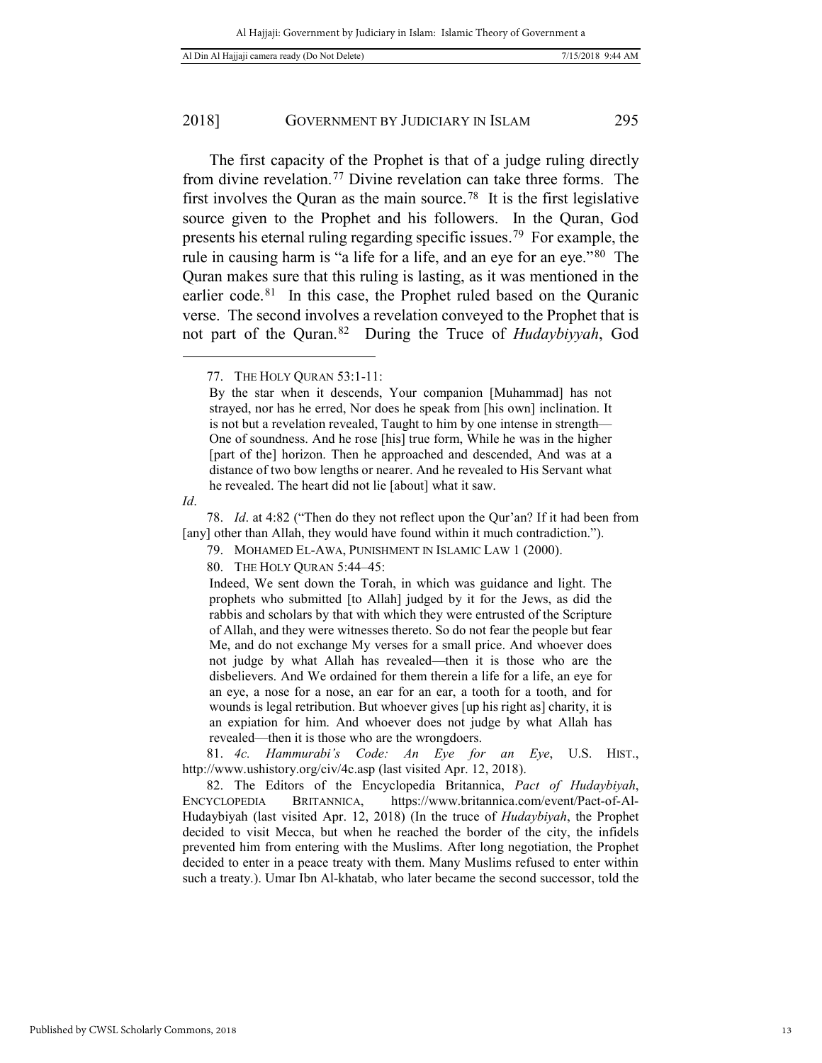The first capacity of the Prophet is that of a judge ruling directly from divine revelation.[77] Divine revelation can take three forms. The first involves the Quran as the main source.[78] It is the first legislative source given to the Prophet and his followers. In the Quran, God presents his eternal ruling regarding specific issues.[79] For example, the rule in causing harm is "a life for a life, and an eye for an eye."[80] The Quran makes sure that this ruling is lasting, as it was mentioned in the earlier code.[81] In this case, the Prophet ruled based on the Quranic verse. The second involves a revelation conveyed to the Prophet that is not part of the Quran.[82] During the Truce of *Hudaybiyyah*, God

---

77. THE HOLY QURAN 53:1-11:

> By the star when it descends, Your companion [Muhammad] has not strayed, nor has he erred, Nor does he speak from [his own] inclination. It is not but a revelation revealed, Taught to him by one intense in strength—One of soundness. And he rose [his] true form, While he was in the higher [part of the] horizon. Then he approached and descended, And was at a distance of two bow lengths or nearer. And he revealed to His Servant what he revealed. The heart did not lie [about] what it saw.

*Id*.

78. *Id*. at 4:82 ("Then do they not reflect upon the Qur'an? If it had been from [any] other than Allah, they would have found within it much contradiction.").

79. MOHAMED EL-AWA, PUNISHMENT IN ISLAMIC LAW 1 (2000).

80. THE HOLY QURAN 5:44–45:

> Indeed, We sent down the Torah, in which was guidance and light. The prophets who submitted [to Allah] judged by it for the Jews, as did the rabbis and scholars by that with which they were entrusted of the Scripture of Allah, and they were witnesses thereto. So do not fear the people but fear Me, and do not exchange My verses for a small price. And whoever does not judge by what Allah has revealed—then it is those who are the disbelievers. And We ordained for them therein a life for a life, an eye for an eye, a nose for a nose, an ear for an ear, a tooth for a tooth, and for wounds is legal retribution. But whoever gives [up his right as] charity, it is an expiation for him. And whoever does not judge by what Allah has revealed—then it is those who are the wrongdoers.

81. *4c. Hammurabi's Code: An Eye for an Eye*, U.S. HIST., http://www.ushistory.org/civ/4c.asp (last visited Apr. 12, 2018).

82. The Editors of the Encyclopedia Britannica, *Pact of Hudaybiyah*, ENCYCLOPEDIA BRITANNICA, https://www.britannica.com/event/Pact-of-Al-Hudaybiyah (last visited Apr. 12, 2018) (In the truce of *Hudaybiyah*, the Prophet decided to visit Mecca, but when he reached the border of the city, the infidels prevented him from entering with the Muslims. After long negotiation, the Prophet decided to enter in a peace treaty with them. Many Muslims refused to enter within such a treaty.). Umar Ibn Al-khatab, who later became the second successor, told the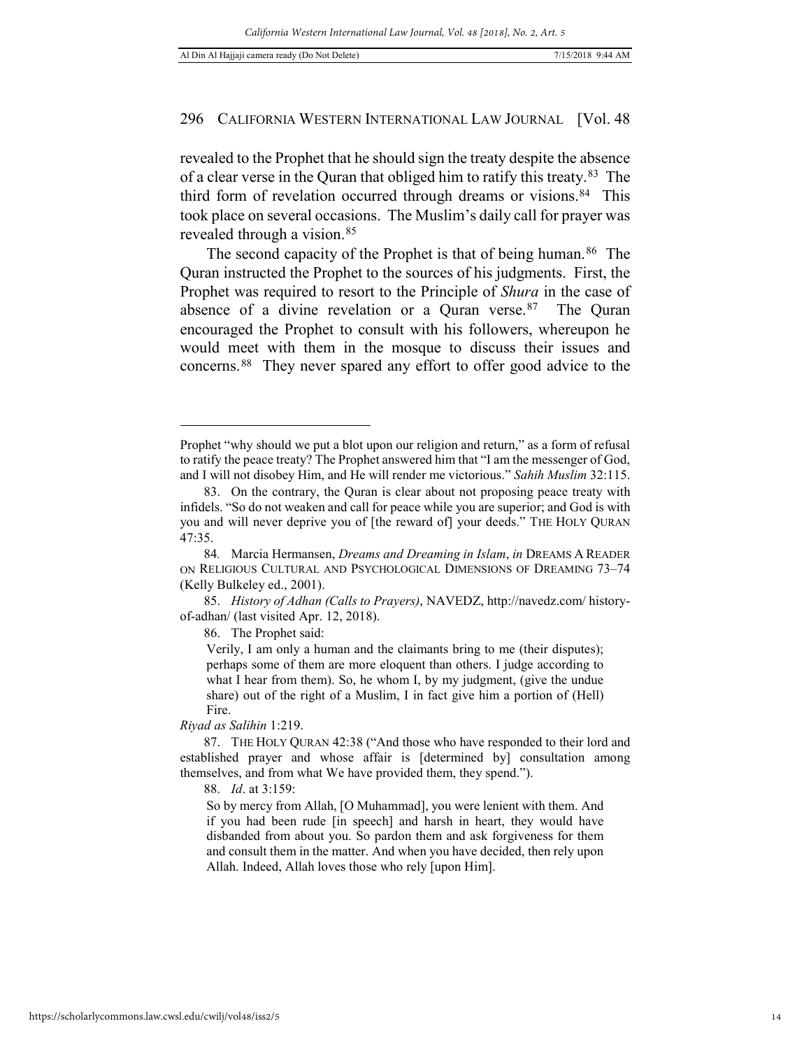revealed to the Prophet that he should sign the treaty despite the absence of a clear verse in the Quran that obliged him to ratify this treaty.[83] The third form of revelation occurred through dreams or visions.[84] This took place on several occasions. The Muslim's daily call for prayer was revealed through a vision.[85]

The second capacity of the Prophet is that of being human.[86] The Quran instructed the Prophet to the sources of his judgments. First, the Prophet was required to resort to the Principle of *Shura* in the case of absence of a divine revelation or a Quran verse.[87] The Quran encouraged the Prophet to consult with his followers, whereupon he would meet with them in the mosque to discuss their issues and concerns.[88] They never spared any effort to offer good advice to the

---

Prophet "why should we put a blot upon our religion and return," as a form of refusal to ratify the peace treaty? The Prophet answered him that "I am the messenger of God, and I will not disobey Him, and He will render me victorious." *Sahih Muslim* 32:115.

83. On the contrary, the Quran is clear about not proposing peace treaty with infidels. "So do not weaken and call for peace while you are superior; and God is with you and will never deprive you of [the reward of] your deeds." THE HOLY QURAN 47:35.

84. Marcia Hermansen, *Dreams and Dreaming in Islam*, *in* DREAMS A READER ON RELIGIOUS CULTURAL AND PSYCHOLOGICAL DIMENSIONS OF DREAMING 73–74 (Kelly Bulkeley ed., 2001).

85. *History of Adhan (Calls to Prayers)*, NAVEDZ, http://navedz.com/ history-of-adhan/ (last visited Apr. 12, 2018).

86. The Prophet said:

> Verily, I am only a human and the claimants bring to me (their disputes); perhaps some of them are more eloquent than others. I judge according to what I hear from them). So, he whom I, by my judgment, (give the undue share) out of the right of a Muslim, I in fact give him a portion of (Hell) Fire.

*Riyad as Salihin* 1:219.

87. THE HOLY QURAN 42:38 ("And those who have responded to their lord and established prayer and whose affair is [determined by] consultation among themselves, and from what We have provided them, they spend.").

88. *Id*. at 3:159:

> So by mercy from Allah, [O Muhammad], you were lenient with them. And if you had been rude [in speech] and harsh in heart, they would have disbanded from about you. So pardon them and ask forgiveness for them and consult them in the matter. And when you have decided, then rely upon Allah. Indeed, Allah loves those who rely [upon Him].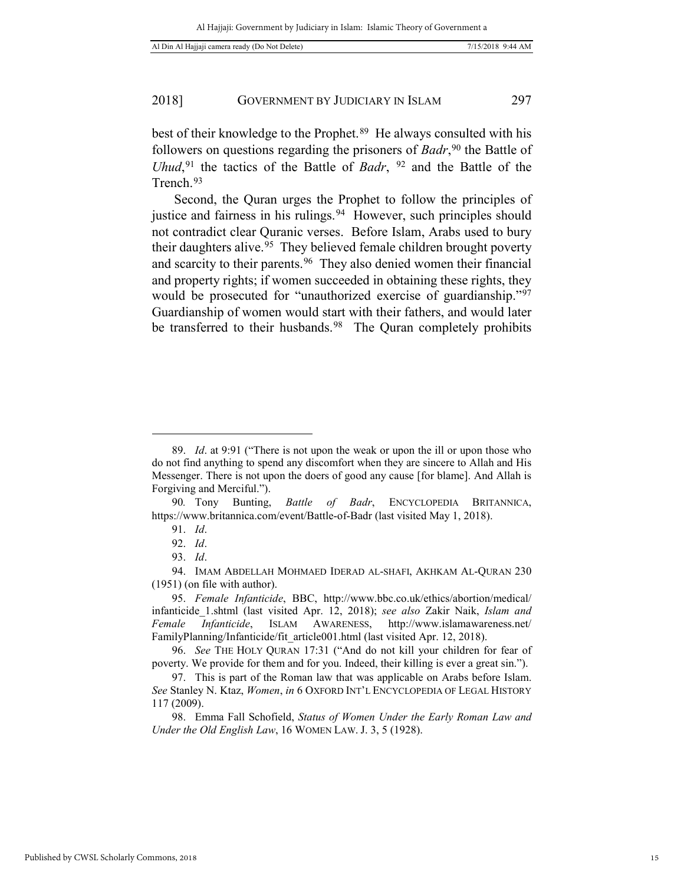best of their knowledge to the Prophet.[89] He always consulted with his followers on questions regarding the prisoners of *Badr*,[90] the Battle of *Uhud*,[91] the tactics of the Battle of *Badr*, [92] and the Battle of the Trench.[93]

Second, the Quran urges the Prophet to follow the principles of justice and fairness in his rulings.[94] However, such principles should not contradict clear Quranic verses. Before Islam, Arabs used to bury their daughters alive.[95] They believed female children brought poverty and scarcity to their parents.[96] They also denied women their financial and property rights; if women succeeded in obtaining these rights, they would be prosecuted for "unauthorized exercise of guardianship."[97] Guardianship of women would start with their fathers, and would later be transferred to their husbands.[98] The Quran completely prohibits

---

89. *Id*. at 9:91 ("There is not upon the weak or upon the ill or upon those who do not find anything to spend any discomfort when they are sincere to Allah and His Messenger. There is not upon the doers of good any cause [for blame]. And Allah is Forgiving and Merciful.").

90. Tony Bunting, *Battle of Badr*, ENCYCLOPEDIA BRITANNICA, https://www.britannica.com/event/Battle-of-Badr (last visited May 1, 2018).

91. *Id*.

92. *Id*.

93. *Id*.

94. IMAM ABDELLAH MOHMAED IDERAD AL-SHAFI, AKHKAM AL-QURAN 230 (1951) (on file with author).

95. *Female Infanticide*, BBC, http://www.bbc.co.uk/ethics/abortion/medical/infanticide_1.shtml (last visited Apr. 12, 2018); *see also* Zakir Naik, *Islam and Female Infanticide*, ISLAM AWARENESS, http://www.islamawareness.net/FamilyPlanning/Infanticide/fit_article001.html (last visited Apr. 12, 2018).

96. *See* THE HOLY QURAN 17:31 ("And do not kill your children for fear of poverty. We provide for them and for you. Indeed, their killing is ever a great sin.").

97. This is part of the Roman law that was applicable on Arabs before Islam. *See* Stanley N. Ktaz, *Women*, *in* 6 OXFORD INT'L ENCYCLOPEDIA OF LEGAL HISTORY 117 (2009).

98. Emma Fall Schofield, *Status of Women Under the Early Roman Law and Under the Old English Law*, 16 WOMEN LAW. J. 3, 5 (1928).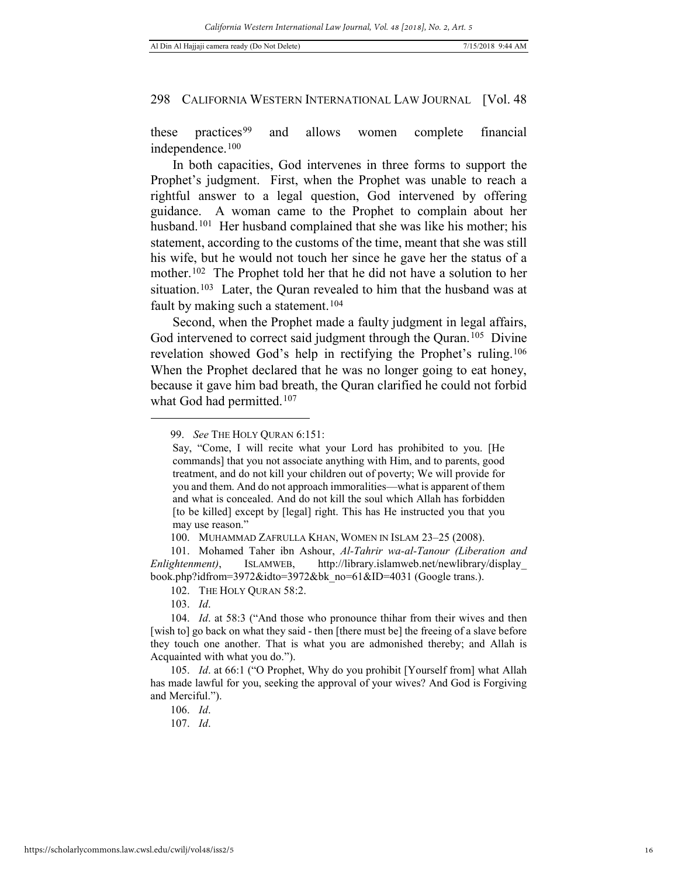these practices[99] and allows women complete financial independence.[100]

In both capacities, God intervenes in three forms to support the Prophet's judgment. First, when the Prophet was unable to reach a rightful answer to a legal question, God intervened by offering guidance. A woman came to the Prophet to complain about her husband.[101] Her husband complained that she was like his mother; his statement, according to the customs of the time, meant that she was still his wife, but he would not touch her since he gave her the status of a mother.[102] The Prophet told her that he did not have a solution to her situation.[103] Later, the Quran revealed to him that the husband was at fault by making such a statement.[104]

Second, when the Prophet made a faulty judgment in legal affairs, God intervened to correct said judgment through the Quran.[105] Divine revelation showed God's help in rectifying the Prophet's ruling.[106] When the Prophet declared that he was no longer going to eat honey, because it gave him bad breath, the Quran clarified he could not forbid what God had permitted.[107]

---

99. *See* THE HOLY QURAN 6:151:

> Say, "Come, I will recite what your Lord has prohibited to you. [He commands] that you not associate anything with Him, and to parents, good treatment, and do not kill your children out of poverty; We will provide for you and them. And do not approach immoralities—what is apparent of them and what is concealed. And do not kill the soul which Allah has forbidden [to be killed] except by [legal] right. This has He instructed you that you may use reason."

100. MUHAMMAD ZAFRULLA KHAN, WOMEN IN ISLAM 23–25 (2008).

101. Mohamed Taher ibn Ashour, *Al-Tahrir wa-al-Tanour (Liberation and Enlightenment)*, ISLAMWEB, http://library.islamweb.net/newlibrary/display_book.php?idfrom=3972&idto=3972&bk_no=61&ID=4031 (Google trans.).

102. THE HOLY QURAN 58:2.

103. *Id*.

104. *Id*. at 58:3 ("And those who pronounce thihar from their wives and then [wish to] go back on what they said - then [there must be] the freeing of a slave before they touch one another. That is what you are admonished thereby; and Allah is Acquainted with what you do.").

105. *Id*. at 66:1 ("O Prophet, Why do you prohibit [Yourself from] what Allah has made lawful for you, seeking the approval of your wives? And God is Forgiving and Merciful.").

106. *Id*.

107. *Id*.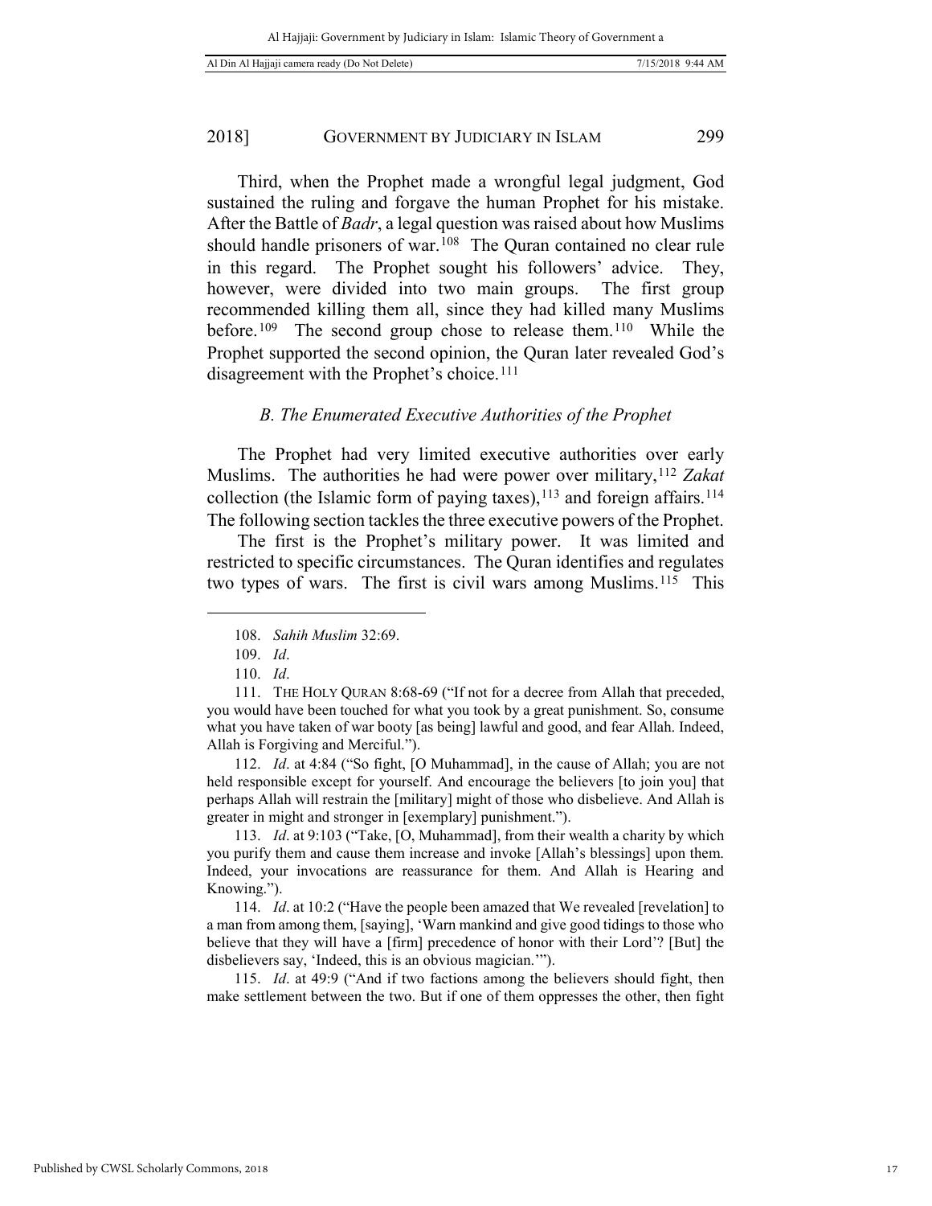Third, when the Prophet made a wrongful legal judgment, God sustained the ruling and forgave the human Prophet for his mistake. After the Battle of *Badr*, a legal question was raised about how Muslims should handle prisoners of war.[108] The Quran contained no clear rule in this regard. The Prophet sought his followers' advice. They, however, were divided into two main groups. The first group recommended killing them all, since they had killed many Muslims before.[109] The second group chose to release them.[110] While the Prophet supported the second opinion, the Quran later revealed God's disagreement with the Prophet's choice.[111]

### *B. The Enumerated Executive Authorities of the Prophet*

The Prophet had very limited executive authorities over early Muslims. The authorities he had were power over military,[112] *Zakat* collection (the Islamic form of paying taxes),[113] and foreign affairs.[114] The following section tackles the three executive powers of the Prophet.

The first is the Prophet's military power. It was limited and restricted to specific circumstances. The Quran identifies and regulates two types of wars. The first is civil wars among Muslims.[115] This

---

108. *Sahih Muslim* 32:69.

109. *Id*.

110. *Id*.

111. THE HOLY QURAN 8:68-69 ("If not for a decree from Allah that preceded, you would have been touched for what you took by a great punishment. So, consume what you have taken of war booty [as being] lawful and good, and fear Allah. Indeed, Allah is Forgiving and Merciful.").

112. *Id*. at 4:84 ("So fight, [O Muhammad], in the cause of Allah; you are not held responsible except for yourself. And encourage the believers [to join you] that perhaps Allah will restrain the [military] might of those who disbelieve. And Allah is greater in might and stronger in [exemplary] punishment.").

113. *Id*. at 9:103 ("Take, [O, Muhammad], from their wealth a charity by which you purify them and cause them increase and invoke [Allah's blessings] upon them. Indeed, your invocations are reassurance for them. And Allah is Hearing and Knowing.").

114. *Id*. at 10:2 ("Have the people been amazed that We revealed [revelation] to a man from among them, [saying], 'Warn mankind and give good tidings to those who believe that they will have a [firm] precedence of honor with their Lord'? [But] the disbelievers say, 'Indeed, this is an obvious magician.'").

115. *Id*. at 49:9 ("And if two factions among the believers should fight, then make settlement between the two. But if one of them oppresses the other, then fight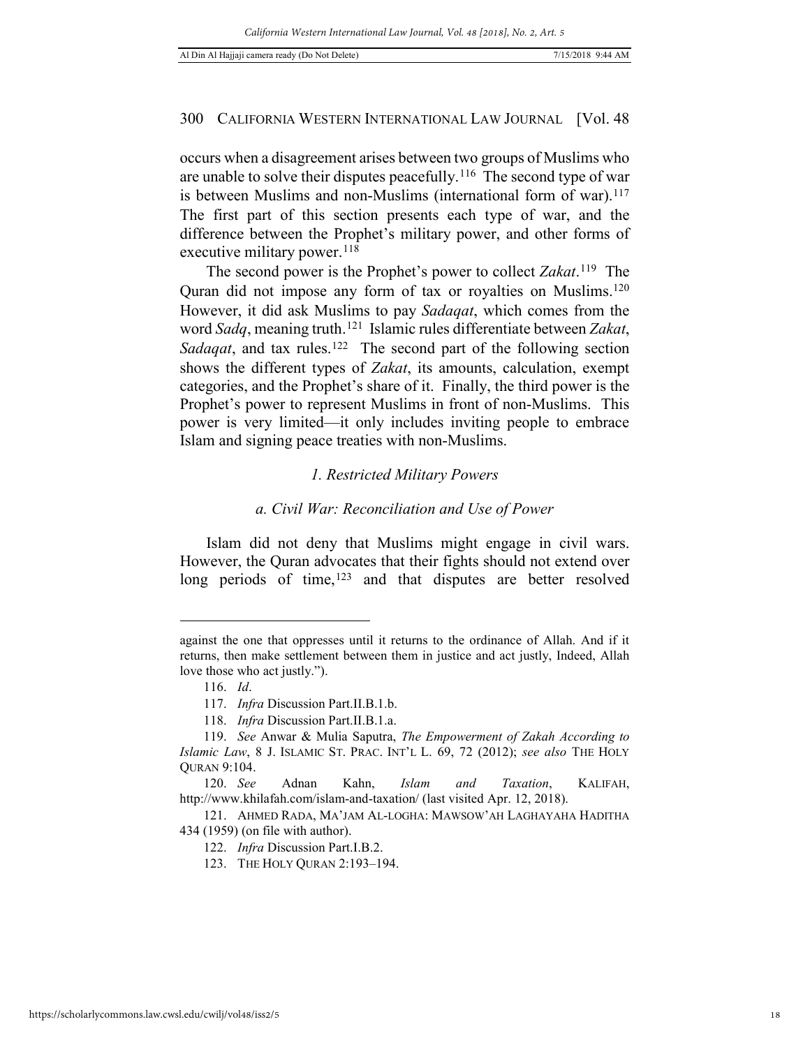occurs when a disagreement arises between two groups of Muslims who are unable to solve their disputes peacefully.[116] The second type of war is between Muslims and non-Muslims (international form of war).[117] The first part of this section presents each type of war, and the difference between the Prophet's military power, and other forms of executive military power.[118]

The second power is the Prophet's power to collect *Zakat*.[119] The Quran did not impose any form of tax or royalties on Muslims.[120] However, it did ask Muslims to pay *Sadaqat*, which comes from the word *Sadq*, meaning truth.[121] Islamic rules differentiate between *Zakat*, *Sadaqat*, and tax rules.[122] The second part of the following section shows the different types of *Zakat*, its amounts, calculation, exempt categories, and the Prophet's share of it. Finally, the third power is the Prophet's power to represent Muslims in front of non-Muslims. This power is very limited—it only includes inviting people to embrace Islam and signing peace treaties with non-Muslims.

### *1. Restricted Military Powers*

#### *a. Civil War: Reconciliation and Use of Power*

Islam did not deny that Muslims might engage in civil wars. However, the Quran advocates that their fights should not extend over long periods of time,[123] and that disputes are better resolved

---

against the one that oppresses until it returns to the ordinance of Allah. And if it returns, then make settlement between them in justice and act justly, Indeed, Allah love those who act justly.").

116. *Id*.

117. *Infra* Discussion Part.II.B.1.b.

118. *Infra* Discussion Part.II.B.1.a.

119. *See* Anwar & Mulia Saputra, *The Empowerment of Zakah According to Islamic Law*, 8 J. ISLAMIC ST. PRAC. INT'L L. 69, 72 (2012); *see also* THE HOLY QURAN 9:104.

120. *See* Adnan Kahn, *Islam and Taxation*, KALIFAH, http://www.khilafah.com/islam-and-taxation/ (last visited Apr. 12, 2018).

121. AHMED RADA, MA'JAM AL-LOGHA: MAWSOW'AH LAGHAYAHA HADITHA 434 (1959) (on file with author).

122. *Infra* Discussion Part.I.B.2.

123. THE HOLY QURAN 2:193–194.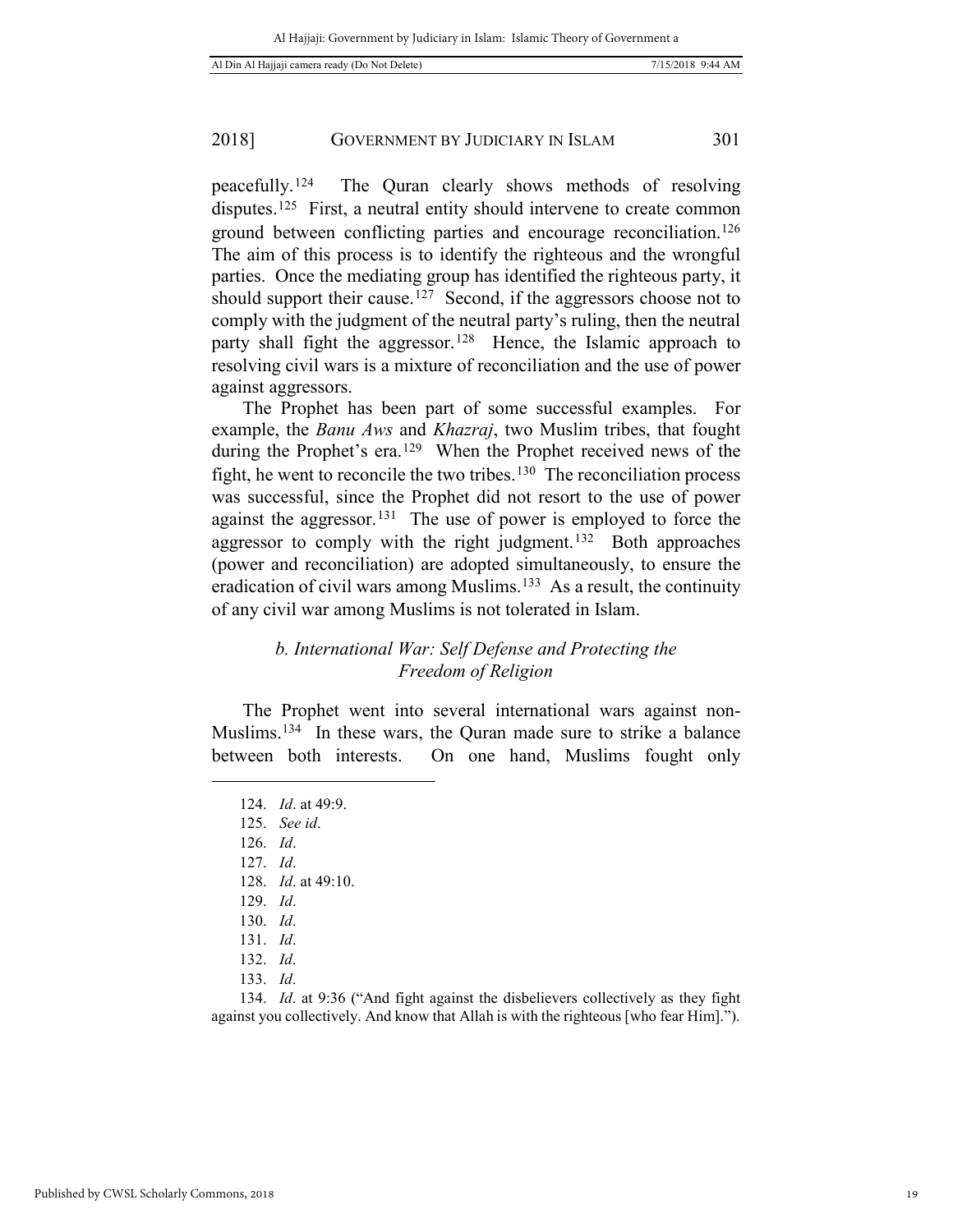peacefully.[124] The Quran clearly shows methods of resolving disputes.[125] First, a neutral entity should intervene to create common ground between conflicting parties and encourage reconciliation.[126] The aim of this process is to identify the righteous and the wrongful parties. Once the mediating group has identified the righteous party, it should support their cause.[127] Second, if the aggressors choose not to comply with the judgment of the neutral party's ruling, then the neutral party shall fight the aggressor.[128] Hence, the Islamic approach to resolving civil wars is a mixture of reconciliation and the use of power against aggressors.

The Prophet has been part of some successful examples. For example, the *Banu Aws* and *Khazraj*, two Muslim tribes, that fought during the Prophet's era.[129] When the Prophet received news of the fight, he went to reconcile the two tribes.[130] The reconciliation process was successful, since the Prophet did not resort to the use of power against the aggressor.[131] The use of power is employed to force the aggressor to comply with the right judgment.[132] Both approaches (power and reconciliation) are adopted simultaneously, to ensure the eradication of civil wars among Muslims.[133] As a result, the continuity of any civil war among Muslims is not tolerated in Islam.

### *b. International War: Self Defense and Protecting the Freedom of Religion*

The Prophet went into several international wars against non-Muslims.[134] In these wars, the Quran made sure to strike a balance between both interests. On one hand, Muslims fought only

---

124. *Id*. at 49:9.
125. *See id*.
126. *Id*.
127. *Id*.
128. *Id*. at 49:10.
129. *Id*.
130. *Id*.
131. *Id*.
132. *Id*.
133. *Id*.
134. *Id*. at 9:36 ("And fight against the disbelievers collectively as they fight against you collectively. And know that Allah is with the righteous [who fear Him].").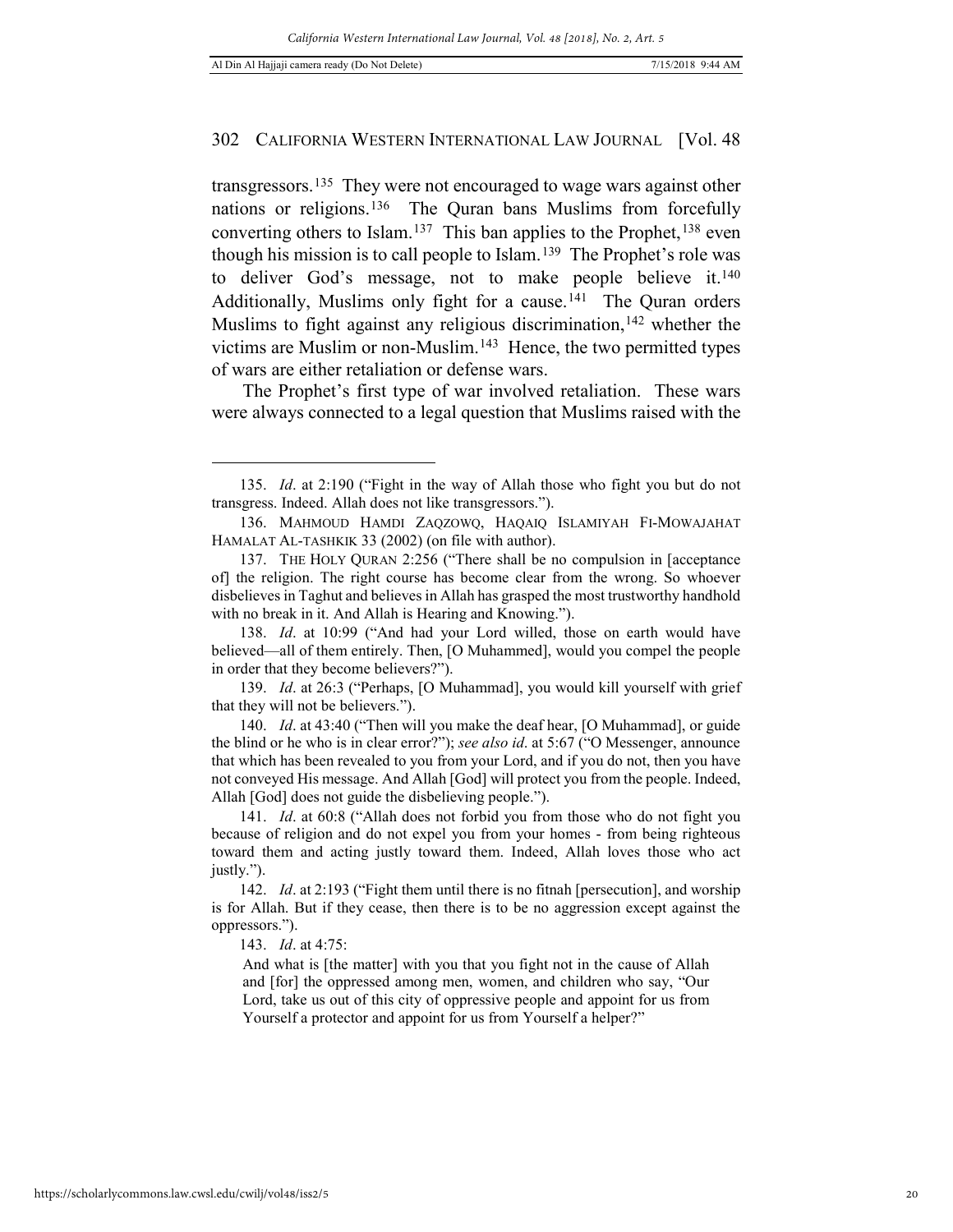transgressors.[135] They were not encouraged to wage wars against other nations or religions.[136] The Quran bans Muslims from forcefully converting others to Islam.[137] This ban applies to the Prophet,[138] even though his mission is to call people to Islam.[139] The Prophet's role was to deliver God's message, not to make people believe it.[140] Additionally, Muslims only fight for a cause.[141] The Quran orders Muslims to fight against any religious discrimination,[142] whether the victims are Muslim or non-Muslim.[143] Hence, the two permitted types of wars are either retaliation or defense wars.

The Prophet's first type of war involved retaliation. These wars were always connected to a legal question that Muslims raised with the

---

135. *Id*. at 2:190 ("Fight in the way of Allah those who fight you but do not transgress. Indeed. Allah does not like transgressors.").

136. MAHMOUD HAMDI ZAQZOWQ, HAQAIQ ISLAMIYAH FI-MOWAJAHAT HAMALAT AL-TASHKIK 33 (2002) (on file with author).

137. THE HOLY QURAN 2:256 ("There shall be no compulsion in [acceptance of] the religion. The right course has become clear from the wrong. So whoever disbelieves in Taghut and believes in Allah has grasped the most trustworthy handhold with no break in it. And Allah is Hearing and Knowing.").

138. *Id*. at 10:99 ("And had your Lord willed, those on earth would have believed—all of them entirely. Then, [O Muhammed], would you compel the people in order that they become believers?").

139. *Id*. at 26:3 ("Perhaps, [O Muhammad], you would kill yourself with grief that they will not be believers.").

140. *Id*. at 43:40 ("Then will you make the deaf hear, [O Muhammad], or guide the blind or he who is in clear error?"); *see also id*. at 5:67 ("O Messenger, announce that which has been revealed to you from your Lord, and if you do not, then you have not conveyed His message. And Allah [God] will protect you from the people. Indeed, Allah [God] does not guide the disbelieving people.").

141. *Id*. at 60:8 ("Allah does not forbid you from those who do not fight you because of religion and do not expel you from your homes - from being righteous toward them and acting justly toward them. Indeed, Allah loves those who act justly.").

142. *Id*. at 2:193 ("Fight them until there is no fitnah [persecution], and worship is for Allah. But if they cease, then there is to be no aggression except against the oppressors.").

143. *Id*. at 4:75:

> And what is [the matter] with you that you fight not in the cause of Allah and [for] the oppressed among men, women, and children who say, "Our Lord, take us out of this city of oppressive people and appoint for us from Yourself a protector and appoint for us from Yourself a helper?"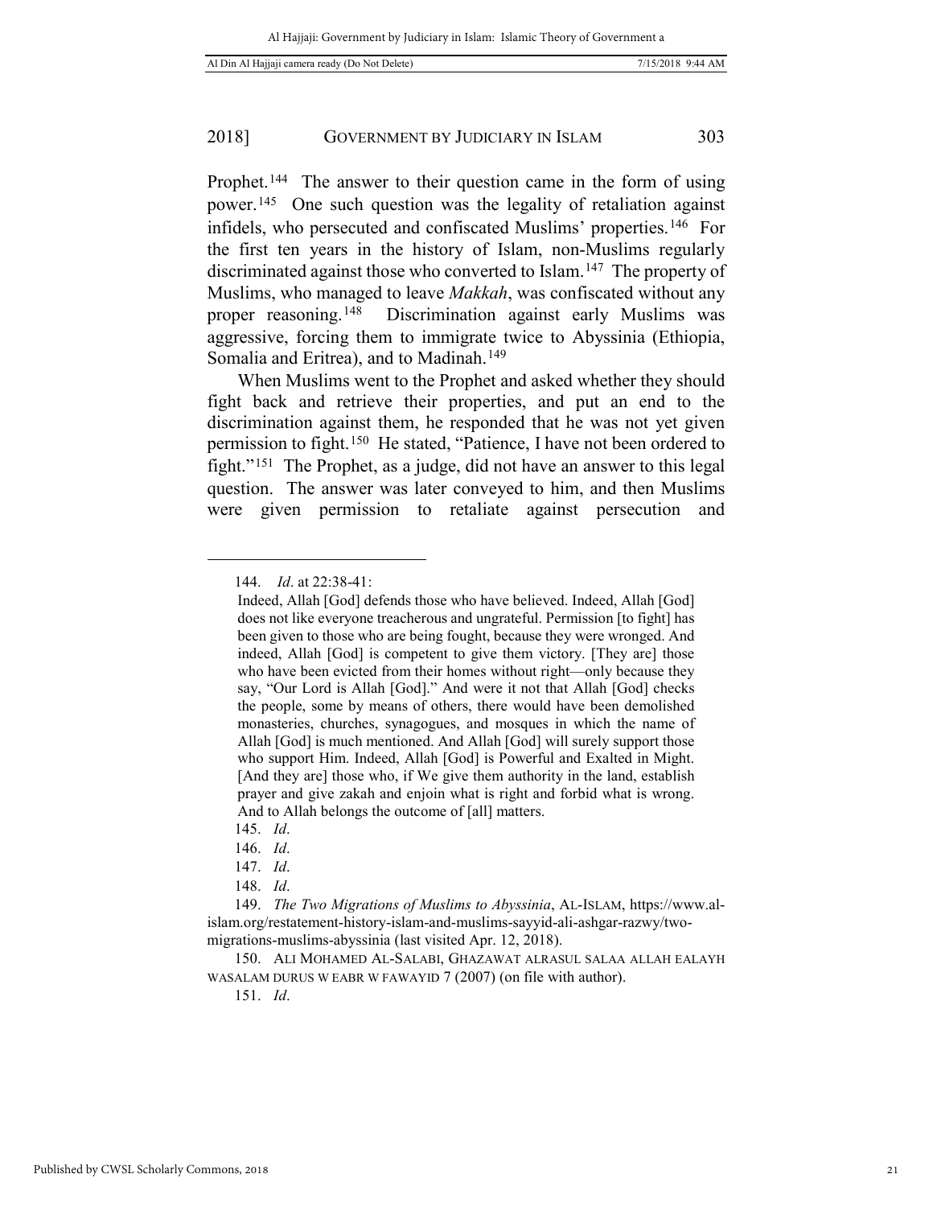Prophet.[144] The answer to their question came in the form of using power.[145] One such question was the legality of retaliation against infidels, who persecuted and confiscated Muslims' properties.[146] For the first ten years in the history of Islam, non-Muslims regularly discriminated against those who converted to Islam.[147] The property of Muslims, who managed to leave *Makkah*, was confiscated without any proper reasoning.[148] Discrimination against early Muslims was aggressive, forcing them to immigrate twice to Abyssinia (Ethiopia, Somalia and Eritrea), and to Madinah.[149]

When Muslims went to the Prophet and asked whether they should fight back and retrieve their properties, and put an end to the discrimination against them, he responded that he was not yet given permission to fight.[150] He stated, "Patience, I have not been ordered to fight."[151] The Prophet, as a judge, did not have an answer to this legal question. The answer was later conveyed to him, and then Muslims were given permission to retaliate against persecution and

---

144. *Id*. at 22:38-41:

> Indeed, Allah [God] defends those who have believed. Indeed, Allah [God] does not like everyone treacherous and ungrateful. Permission [to fight] has been given to those who are being fought, because they were wronged. And indeed, Allah [God] is competent to give them victory. [They are] those who have been evicted from their homes without right—only because they say, "Our Lord is Allah [God]." And were it not that Allah [God] checks the people, some by means of others, there would have been demolished monasteries, churches, synagogues, and mosques in which the name of Allah [God] is much mentioned. And Allah [God] will surely support those who support Him. Indeed, Allah [God] is Powerful and Exalted in Might. [And they are] those who, if We give them authority in the land, establish prayer and give zakah and enjoin what is right and forbid what is wrong. And to Allah belongs the outcome of [all] matters.

145. *Id*.

146. *Id*.

147. *Id*.

148. *Id*.

149. *The Two Migrations of Muslims to Abyssinia*, AL-ISLAM, https://www.al-islam.org/restatement-history-islam-and-muslims-sayyid-ali-ashgar-razwy/two-migrations-muslims-abyssinia (last visited Apr. 12, 2018).

150. ALI MOHAMED AL-SALABI, GHAZAWAT ALRASUL SALAA ALLAH EALAYH WASALAM DURUS W EABR W FAWAYID 7 (2007) (on file with author).

151. *Id*.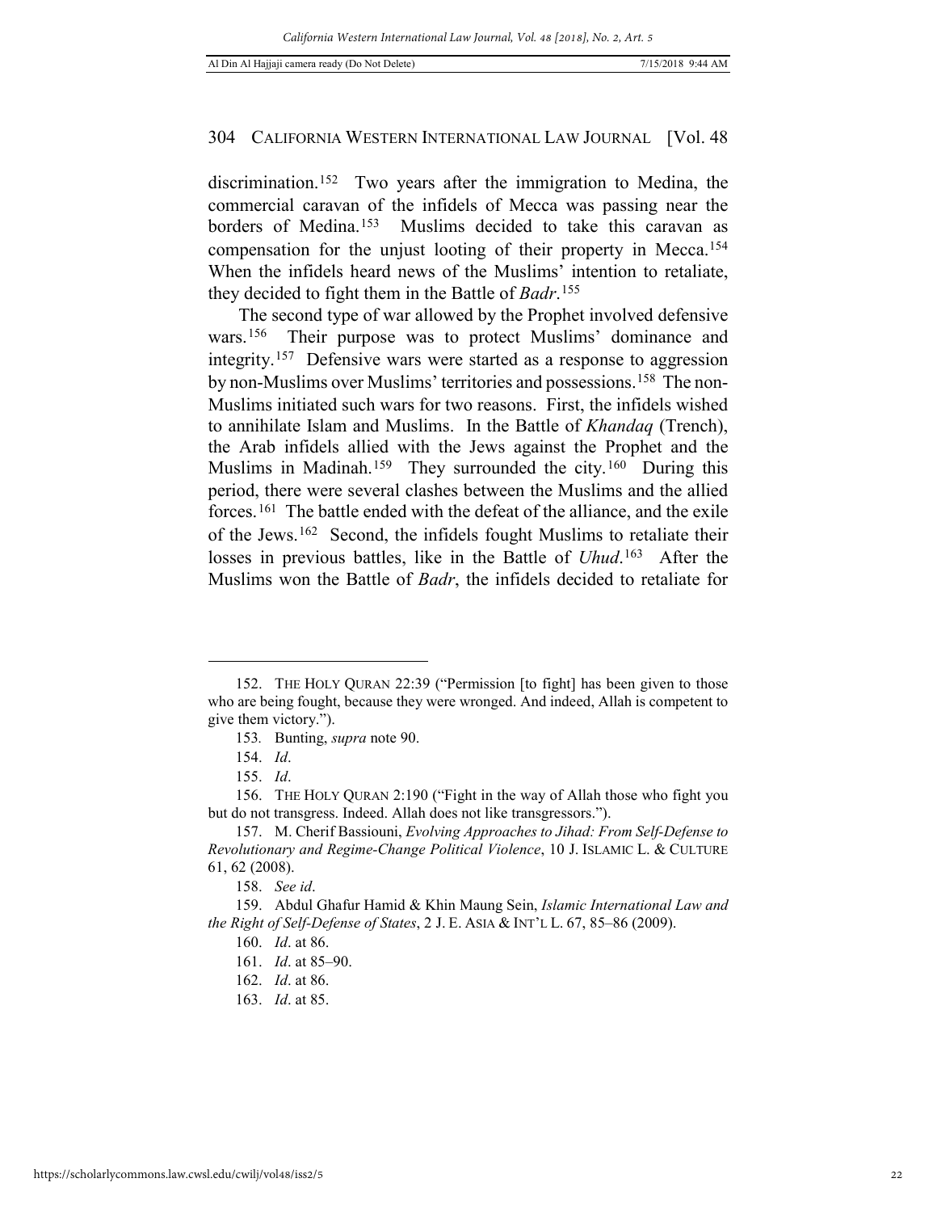discrimination.[152] Two years after the immigration to Medina, the commercial caravan of the infidels of Mecca was passing near the borders of Medina.[153] Muslims decided to take this caravan as compensation for the unjust looting of their property in Mecca.[154] When the infidels heard news of the Muslims' intention to retaliate, they decided to fight them in the Battle of *Badr*.[155]

The second type of war allowed by the Prophet involved defensive wars.[156] Their purpose was to protect Muslims' dominance and integrity.[157] Defensive wars were started as a response to aggression by non-Muslims over Muslims' territories and possessions.[158] The non-Muslims initiated such wars for two reasons. First, the infidels wished to annihilate Islam and Muslims. In the Battle of *Khandaq* (Trench), the Arab infidels allied with the Jews against the Prophet and the Muslims in Madinah.[159] They surrounded the city.[160] During this period, there were several clashes between the Muslims and the allied forces.[161] The battle ended with the defeat of the alliance, and the exile of the Jews.[162] Second, the infidels fought Muslims to retaliate their losses in previous battles, like in the Battle of *Uhud*.[163] After the Muslims won the Battle of *Badr*, the infidels decided to retaliate for

---

152. THE HOLY QURAN 22:39 ("Permission [to fight] has been given to those who are being fought, because they were wronged. And indeed, Allah is competent to give them victory.").

153. Bunting, *supra* note 90.

154. *Id*.

155. *Id*.

156. THE HOLY QURAN 2:190 ("Fight in the way of Allah those who fight you but do not transgress. Indeed. Allah does not like transgressors.").

157. M. Cherif Bassiouni, *Evolving Approaches to Jihad: From Self-Defense to Revolutionary and Regime-Change Political Violence*, 10 J. ISLAMIC L. & CULTURE 61, 62 (2008).

158. *See id*.

159. Abdul Ghafur Hamid & Khin Maung Sein, *Islamic International Law and the Right of Self-Defense of States*, 2 J. E. ASIA & INT'L L. 67, 85–86 (2009).

160. *Id*. at 86.

161. *Id*. at 85–90.

162. *Id*. at 86.

163. *Id*. at 85.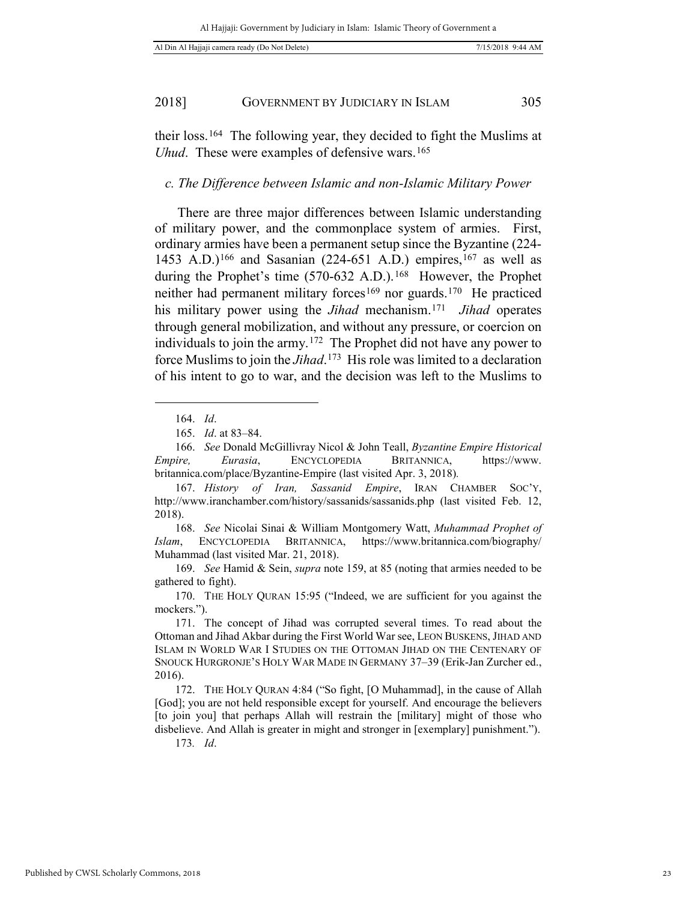their loss.[164] The following year, they decided to fight the Muslims at *Uhud*. These were examples of defensive wars.[165]

### *c. The Difference between Islamic and non-Islamic Military Power*

There are three major differences between Islamic understanding of military power, and the commonplace system of armies. First, ordinary armies have been a permanent setup since the Byzantine (224-1453 A.D.)[166] and Sasanian (224-651 A.D.) empires,[167] as well as during the Prophet's time (570-632 A.D.).[168] However, the Prophet neither had permanent military forces[169] nor guards.[170] He practiced his military power using the *Jihad* mechanism.[171] *Jihad* operates through general mobilization, and without any pressure, or coercion on individuals to join the army.[172] The Prophet did not have any power to force Muslims to join the *Jihad*.[173] His role was limited to a declaration of his intent to go to war, and the decision was left to the Muslims to

---

164. *Id*.

165. *Id*. at 83–84.

166. *See* Donald McGillivray Nicol & John Teall, *Byzantine Empire Historical Empire, Eurasia*, ENCYCLOPEDIA BRITANNICA, https://www.britannica.com/place/Byzantine-Empire (last visited Apr. 3, 2018).

167. *History of Iran, Sassanid Empire*, IRAN CHAMBER SOC'Y, http://www.iranchamber.com/history/sassanids/sassanids.php (last visited Feb. 12, 2018).

168. *See* Nicolai Sinai & William Montgomery Watt, *Muhammad Prophet of Islam*, ENCYCLOPEDIA BRITANNICA, https://www.britannica.com/biography/Muhammad (last visited Mar. 21, 2018).

169. *See* Hamid & Sein, *supra* note 159, at 85 (noting that armies needed to be gathered to fight).

170. THE HOLY QURAN 15:95 ("Indeed, we are sufficient for you against the mockers.").

171. The concept of Jihad was corrupted several times. To read about the Ottoman and Jihad Akbar during the First World War see, LEON BUSKENS, JIHAD AND ISLAM IN WORLD WAR I STUDIES ON THE OTTOMAN JIHAD ON THE CENTENARY OF SNOUCK HURGRONJE'S HOLY WAR MADE IN GERMANY 37–39 (Erik-Jan Zurcher ed., 2016).

172. THE HOLY QURAN 4:84 ("So fight, [O Muhammad], in the cause of Allah [God]; you are not held responsible except for yourself. And encourage the believers [to join you] that perhaps Allah will restrain the [military] might of those who disbelieve. And Allah is greater in might and stronger in [exemplary] punishment.").

173. *Id*.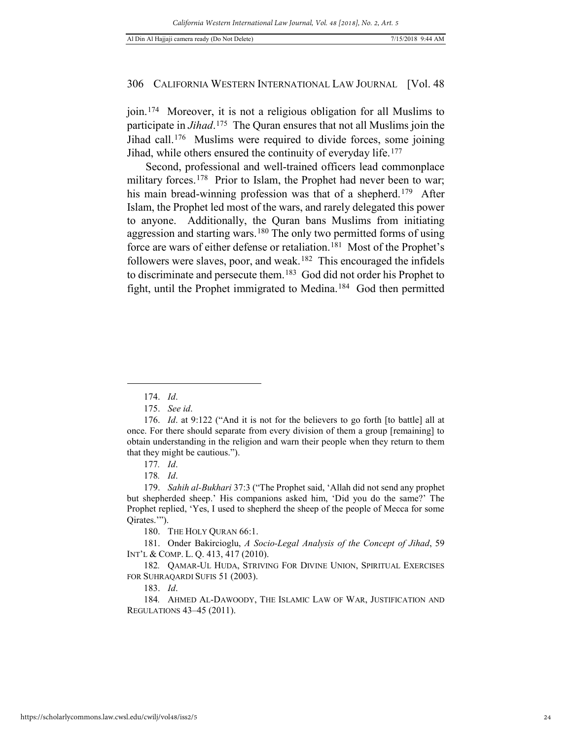join.[174] Moreover, it is not a religious obligation for all Muslims to participate in *Jihad*.[175] The Quran ensures that not all Muslims join the Jihad call.[176] Muslims were required to divide forces, some joining Jihad, while others ensured the continuity of everyday life.[177]

Second, professional and well-trained officers lead commonplace military forces.[178] Prior to Islam, the Prophet had never been to war; his main bread-winning profession was that of a shepherd.[179] After Islam, the Prophet led most of the wars, and rarely delegated this power to anyone. Additionally, the Quran bans Muslims from initiating aggression and starting wars.[180] The only two permitted forms of using force are wars of either defense or retaliation.[181] Most of the Prophet's followers were slaves, poor, and weak.[182] This encouraged the infidels to discriminate and persecute them.[183] God did not order his Prophet to fight, until the Prophet immigrated to Medina.[184] God then permitted

---

174. *Id*.

175. *See id*.

176. *Id*. at 9:122 ("And it is not for the believers to go forth [to battle] all at once. For there should separate from every division of them a group [remaining] to obtain understanding in the religion and warn their people when they return to them that they might be cautious.").

177. *Id*.

178. *Id*.

179. *Sahih al-Bukhari* 37:3 ("The Prophet said, 'Allah did not send any prophet but shepherded sheep.' His companions asked him, 'Did you do the same?' The Prophet replied, 'Yes, I used to shepherd the sheep of the people of Mecca for some Qirates.'").

180. THE HOLY QURAN 66:1.

181. Onder Bakircioglu, *A Socio-Legal Analysis of the Concept of Jihad*, 59 INT'L & COMP. L. Q. 413, 417 (2010).

182. QAMAR-UL HUDA, STRIVING FOR DIVINE UNION, SPIRITUAL EXERCISES FOR SUHRAQARDI SUFIS 51 (2003).

183. *Id*.

184. AHMED AL-DAWOODY, THE ISLAMIC LAW OF WAR, JUSTIFICATION AND REGULATIONS 43–45 (2011).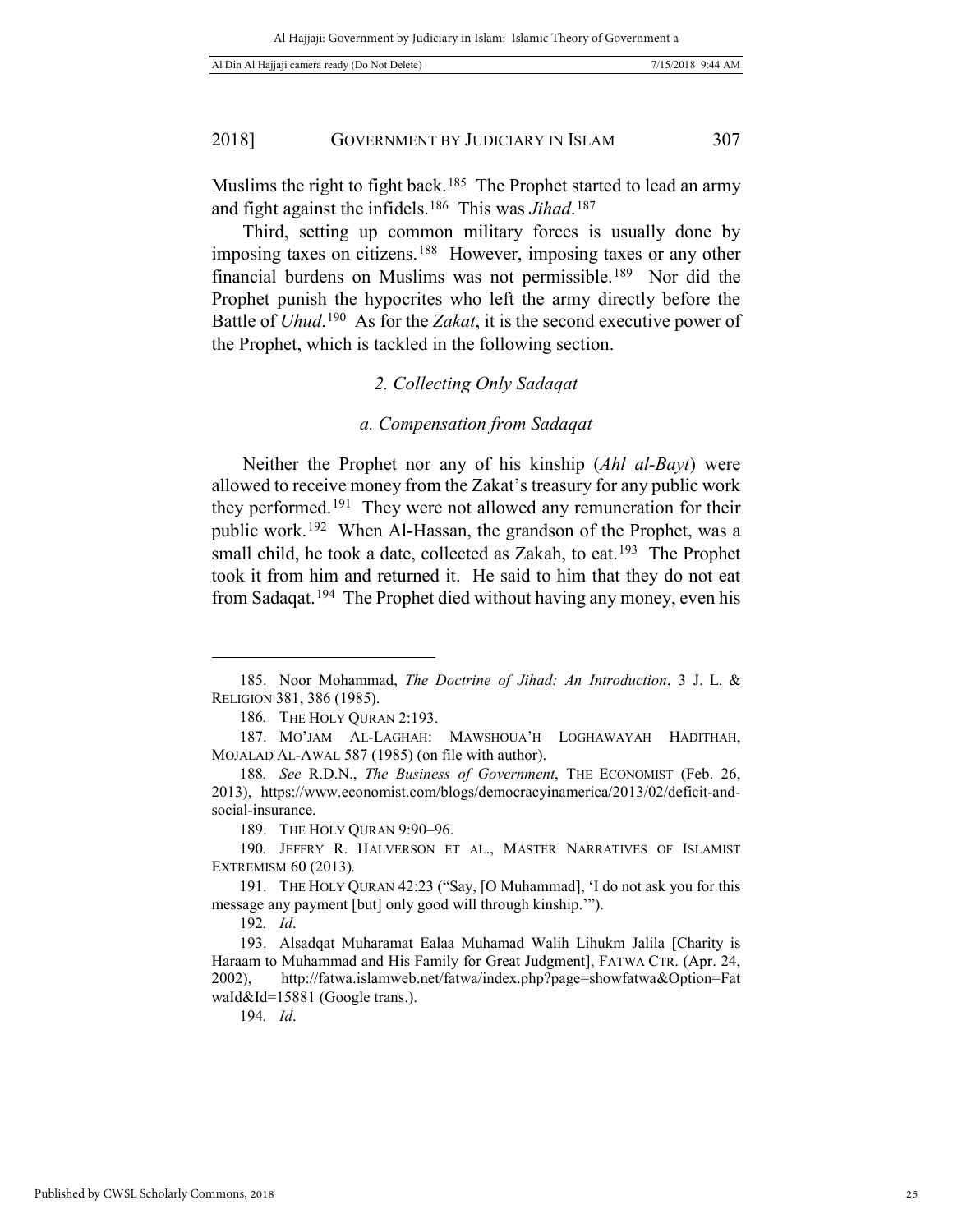Muslims the right to fight back.[185] The Prophet started to lead an army and fight against the infidels.[186] This was *Jihad*.[187]

Third, setting up common military forces is usually done by imposing taxes on citizens.[188] However, imposing taxes or any other financial burdens on Muslims was not permissible.[189] Nor did the Prophet punish the hypocrites who left the army directly before the Battle of *Uhud*.[190] As for the *Zakat*, it is the second executive power of the Prophet, which is tackled in the following section.

### *2. Collecting Only Sadaqat*

#### *a. Compensation from Sadaqat*

Neither the Prophet nor any of his kinship (*Ahl al-Bayt*) were allowed to receive money from the Zakat's treasury for any public work they performed.[191] They were not allowed any remuneration for their public work.[192] When Al-Hassan, the grandson of the Prophet, was a small child, he took a date, collected as Zakah, to eat.[193] The Prophet took it from him and returned it. He said to him that they do not eat from Sadaqat.[194] The Prophet died without having any money, even his

---

185. Noor Mohammad, *The Doctrine of Jihad: An Introduction*, 3 J. L. & RELIGION 381, 386 (1985).

186. THE HOLY QURAN 2:193.

187. MO'JAM AL-LAGHAH: MAWSHOUA'H LOGHAWAYAH HADITHAH, MOJALAD AL-AWAL 587 (1985) (on file with author).

188. *See* R.D.N., *The Business of Government*, THE ECONOMIST (Feb. 26, 2013), https://www.economist.com/blogs/democracyinamerica/2013/02/deficit-and-social-insurance.

189. THE HOLY QURAN 9:90–96.

190. JEFFRY R. HALVERSON ET AL., MASTER NARRATIVES OF ISLAMIST EXTREMISM 60 (2013).

191. THE HOLY QURAN 42:23 ("Say, [O Muhammad], 'I do not ask you for this message any payment [but] only good will through kinship.'").

192. *Id*.

193. Alsadqat Muharamat Ealaa Muhamad Walih Lihukm Jalila [Charity is Haraam to Muhammad and His Family for Great Judgment], FATWA CTR. (Apr. 24, 2002), http://fatwa.islamweb.net/fatwa/index.php?page=showfatwa&Option=FatwaId&Id=15881 (Google trans.).

194. *Id*.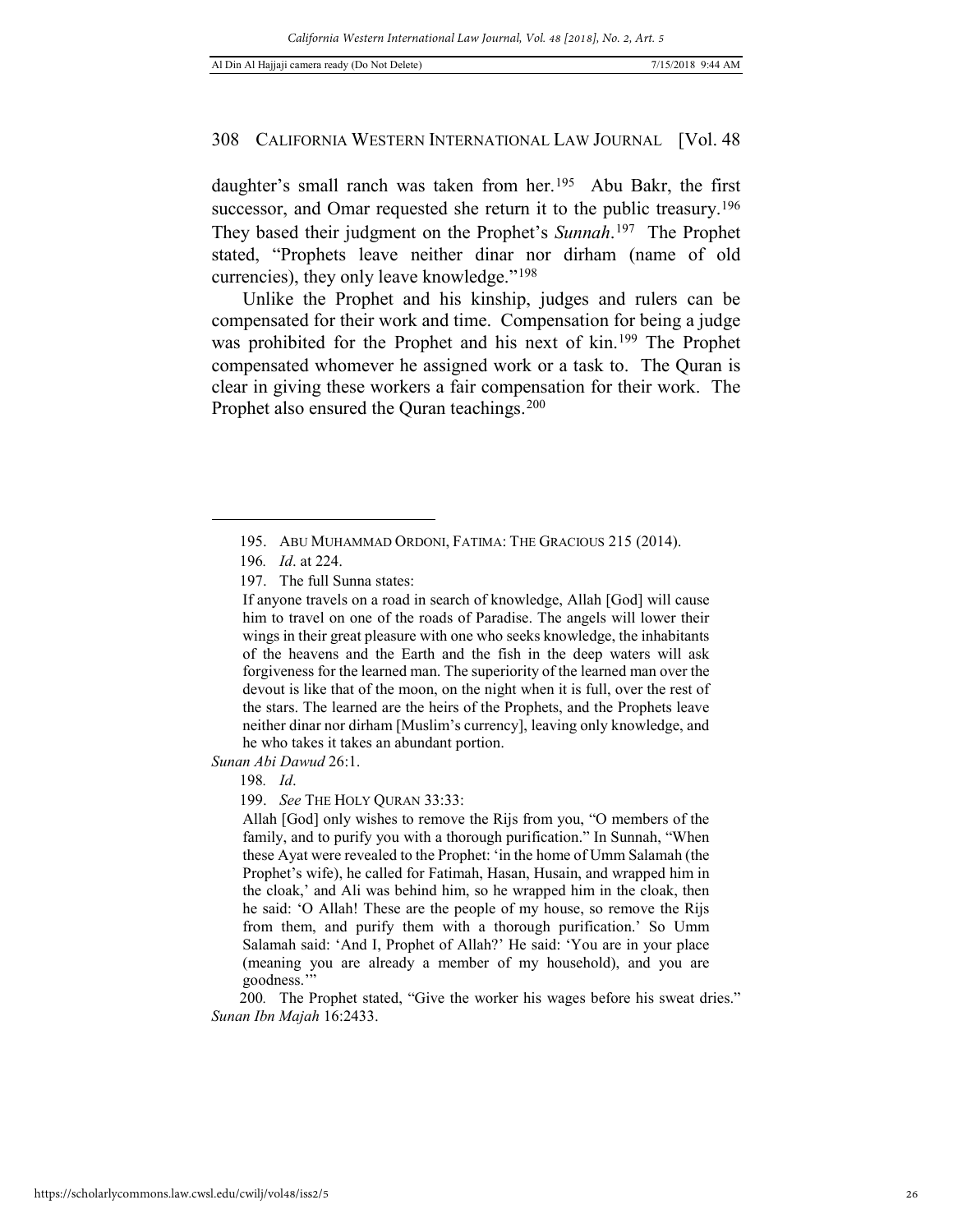daughter's small ranch was taken from her.[195] Abu Bakr, the first successor, and Omar requested she return it to the public treasury.[196] They based their judgment on the Prophet's *Sunnah*.[197] The Prophet stated, "Prophets leave neither dinar nor dirham (name of old currencies), they only leave knowledge."[198]

Unlike the Prophet and his kinship, judges and rulers can be compensated for their work and time. Compensation for being a judge was prohibited for the Prophet and his next of kin.[199] The Prophet compensated whomever he assigned work or a task to. The Quran is clear in giving these workers a fair compensation for their work. The Prophet also ensured the Quran teachings.[200]

---

195. ABU MUHAMMAD ORDONI, FATIMA: THE GRACIOUS 215 (2014).

196. *Id*. at 224.

197. The full Sunna states:

> If anyone travels on a road in search of knowledge, Allah [God] will cause him to travel on one of the roads of Paradise. The angels will lower their wings in their great pleasure with one who seeks knowledge, the inhabitants of the heavens and the Earth and the fish in the deep waters will ask forgiveness for the learned man. The superiority of the learned man over the devout is like that of the moon, on the night when it is full, over the rest of the stars. The learned are the heirs of the Prophets, and the Prophets leave neither dinar nor dirham [Muslim's currency], leaving only knowledge, and he who takes it takes an abundant portion.

*Sunan Abi Dawud* 26:1.

198. *Id*.

199. *See* THE HOLY QURAN 33:33:

> Allah [God] only wishes to remove the Rijs from you, "O members of the family, and to purify you with a thorough purification." In Sunnah, "When these Ayat were revealed to the Prophet: 'in the home of Umm Salamah (the Prophet's wife), he called for Fatimah, Hasan, Husain, and wrapped him in the cloak,' and Ali was behind him, so he wrapped him in the cloak, then he said: 'O Allah! These are the people of my house, so remove the Rijs from them, and purify them with a thorough purification.' So Umm Salamah said: 'And I, Prophet of Allah?' He said: 'You are in your place (meaning you are already a member of my household), and you are goodness.'"

200. The Prophet stated, "Give the worker his wages before his sweat dries." *Sunan Ibn Majah* 16:2433.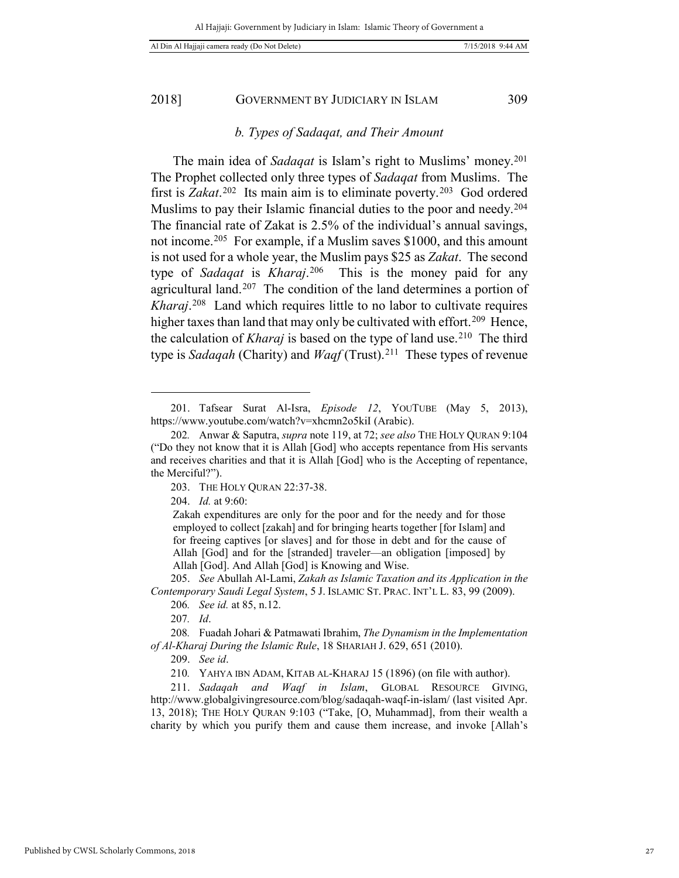### *b. Types of Sadaqat, and Their Amount*

The main idea of *Sadaqat* is Islam's right to Muslims' money.[201] The Prophet collected only three types of *Sadaqat* from Muslims. The first is *Zakat*.[202] Its main aim is to eliminate poverty.[203] God ordered Muslims to pay their Islamic financial duties to the poor and needy.[204] The financial rate of Zakat is 2.5% of the individual's annual savings, not income.[205] For example, if a Muslim saves $1000, and this amount is not used for a whole year, the Muslim pays $25 as *Zakat*. The second type of *Sadaqat* is *Kharaj*.[206] This is the money paid for any agricultural land.[207] The condition of the land determines a portion of *Kharaj*.[208] Land which requires little to no labor to cultivate requires higher taxes than land that may only be cultivated with effort.[209] Hence, the calculation of *Kharaj* is based on the type of land use.[210] The third type is *Sadaqah* (Charity) and *Waqf* (Trust).[211] These types of revenue

---

201. Tafsear Surat Al-Isra, *Episode 12*, YOUTUBE (May 5, 2013), https://www.youtube.com/watch?v=xhcmn2o5kiI (Arabic).

202. Anwar & Saputra, *supra* note 119, at 72; *see also* THE HOLY QURAN 9:104 ("Do they not know that it is Allah [God] who accepts repentance from His servants and receives charities and that it is Allah [God] who is the Accepting of repentance, the Merciful?").

203. THE HOLY QURAN 22:37-38.

204. *Id.* at 9:60:

> Zakah expenditures are only for the poor and for the needy and for those employed to collect [zakah] and for bringing hearts together [for Islam] and for freeing captives [or slaves] and for those in debt and for the cause of Allah [God] and for the [stranded] traveler—an obligation [imposed] by Allah [God]. And Allah [God] is Knowing and Wise.

205. *See* Abullah Al-Lami, *Zakah as Islamic Taxation and its Application in the Contemporary Saudi Legal System*, 5 J. ISLAMIC ST. PRAC. INT'L L. 83, 99 (2009).

206. *See id.* at 85, n.12.

207. *Id*.

208. Fuadah Johari & Patmawati Ibrahim, *The Dynamism in the Implementation of Al-Kharaj During the Islamic Rule*, 18 SHARIAH J. 629, 651 (2010).

209. *See id*.

210. YAHYA IBN ADAM, KITAB AL-KHARAJ 15 (1896) (on file with author).

211. *Sadaqah and Waqf in Islam*, GLOBAL RESOURCE GIVING, http://www.globalgivingresource.com/blog/sadaqah-waqf-in-islam/ (last visited Apr. 13, 2018); THE HOLY QURAN 9:103 ("Take, [O, Muhammad], from their wealth a charity by which you purify them and cause them increase, and invoke [Allah's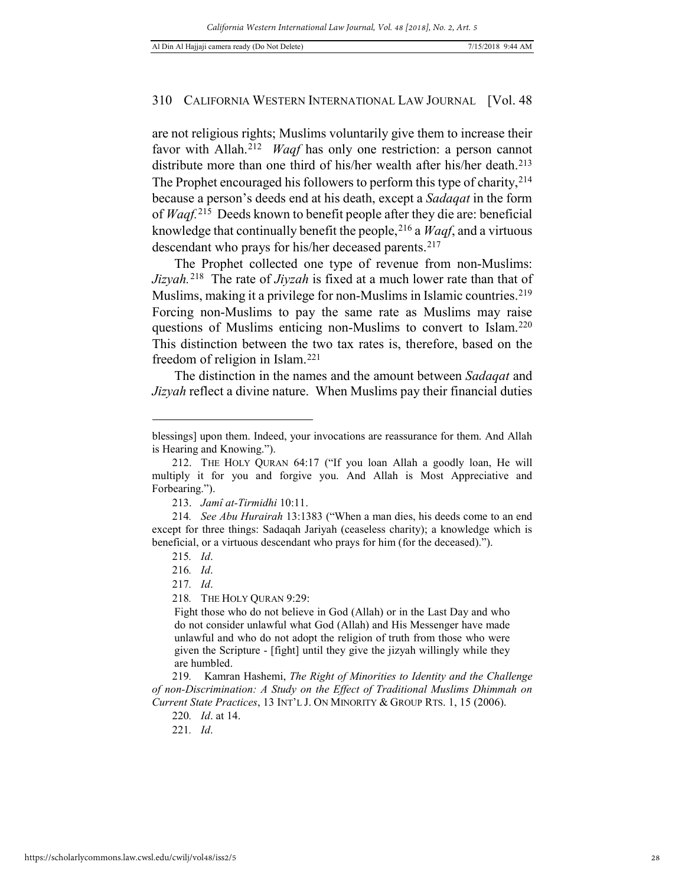are not religious rights; Muslims voluntarily give them to increase their favor with Allah.[212] *Waqf* has only one restriction: a person cannot distribute more than one third of his/her wealth after his/her death.[213] The Prophet encouraged his followers to perform this type of charity,[214] because a person's deeds end at his death, except a *Sadaqat* in the form of *Waqf.*[215] Deeds known to benefit people after they die are: beneficial knowledge that continually benefit the people,[216] a *Waqf*, and a virtuous descendant who prays for his/her deceased parents.[217]

The Prophet collected one type of revenue from non-Muslims: *Jizyah.*[218] The rate of *Jiyzah* is fixed at a much lower rate than that of Muslims, making it a privilege for non-Muslims in Islamic countries.[219] Forcing non-Muslims to pay the same rate as Muslims may raise questions of Muslims enticing non-Muslims to convert to Islam.[220] This distinction between the two tax rates is, therefore, based on the freedom of religion in Islam.[221]

The distinction in the names and the amount between *Sadaqat* and *Jizyah* reflect a divine nature. When Muslims pay their financial duties

---

blessings] upon them. Indeed, your invocations are reassurance for them. And Allah is Hearing and Knowing.").

212. THE HOLY QURAN 64:17 ("If you loan Allah a goodly loan, He will multiply it for you and forgive you. And Allah is Most Appreciative and Forbearing.").

213. *Jamî at-Tirmidhi* 10:11.

214. *See Abu Hurairah* 13:1383 ("When a man dies, his deeds come to an end except for three things: Sadaqah Jariyah (ceaseless charity); a knowledge which is beneficial, or a virtuous descendant who prays for him (for the deceased).").

215. *Id*.

216. *Id*.

217. *Id*.

218. THE HOLY QURAN 9:29:

> Fight those who do not believe in God (Allah) or in the Last Day and who do not consider unlawful what God (Allah) and His Messenger have made unlawful and who do not adopt the religion of truth from those who were given the Scripture - [fight] until they give the jizyah willingly while they are humbled.

219. Kamran Hashemi, *The Right of Minorities to Identity and the Challenge of non-Discrimination: A Study on the Effect of Traditional Muslims Dhimmah on Current State Practices*, 13 INT'L J. ON MINORITY & GROUP RTS. 1, 15 (2006).

220. *Id*. at 14.

221. *Id*.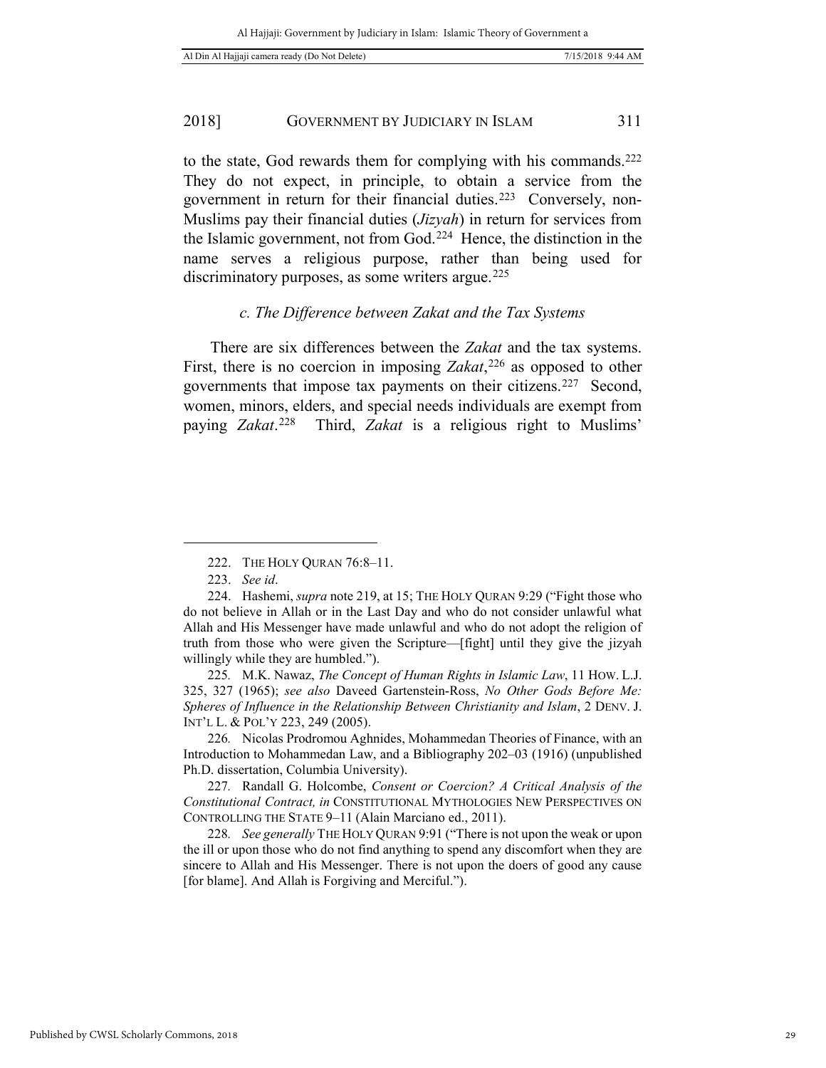to the state, God rewards them for complying with his commands.[222] They do not expect, in principle, to obtain a service from the government in return for their financial duties.[223] Conversely, non-Muslims pay their financial duties (*Jizyah*) in return for services from the Islamic government, not from God.[224] Hence, the distinction in the name serves a religious purpose, rather than being used for discriminatory purposes, as some writers argue.[225]

### *c. The Difference between Zakat and the Tax Systems*

There are six differences between the *Zakat* and the tax systems. First, there is no coercion in imposing *Zakat*,[226] as opposed to other governments that impose tax payments on their citizens.[227] Second, women, minors, elders, and special needs individuals are exempt from paying *Zakat*.[228] Third, *Zakat* is a religious right to Muslims'

---

222. THE HOLY QURAN 76:8–11.

223. *See id*.

224. Hashemi, *supra* note 219, at 15; THE HOLY QURAN 9:29 ("Fight those who do not believe in Allah or in the Last Day and who do not consider unlawful what Allah and His Messenger have made unlawful and who do not adopt the religion of truth from those who were given the Scripture—[fight] until they give the jizyah willingly while they are humbled.").

225. M.K. Nawaz, *The Concept of Human Rights in Islamic Law*, 11 HOW. L.J. 325, 327 (1965); *see also* Daveed Gartenstein-Ross, *No Other Gods Before Me: Spheres of Influence in the Relationship Between Christianity and Islam*, 2 DENV. J. INT'L L. & POL'Y 223, 249 (2005).

226. Nicolas Prodromou Aghnides, Mohammedan Theories of Finance, with an Introduction to Mohammedan Law, and a Bibliography 202–03 (1916) (unpublished Ph.D. dissertation, Columbia University).

227. Randall G. Holcombe, *Consent or Coercion? A Critical Analysis of the Constitutional Contract, in* CONSTITUTIONAL MYTHOLOGIES NEW PERSPECTIVES ON CONTROLLING THE STATE 9–11 (Alain Marciano ed., 2011).

228. *See generally* THE HOLY QURAN 9:91 ("There is not upon the weak or upon the ill or upon those who do not find anything to spend any discomfort when they are sincere to Allah and His Messenger. There is not upon the doers of good any cause [for blame]. And Allah is Forgiving and Merciful.").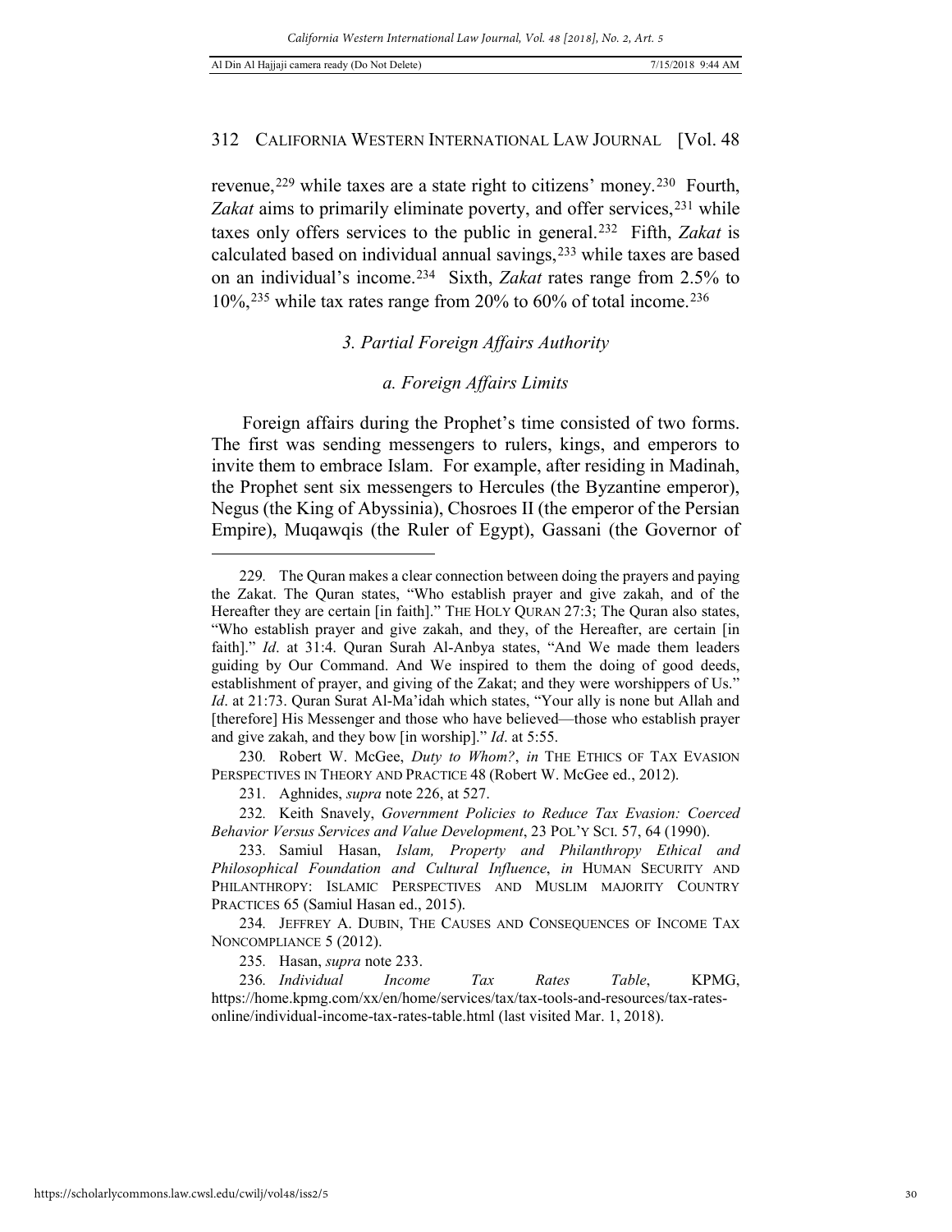revenue,[229] while taxes are a state right to citizens' money.[230] Fourth, *Zakat* aims to primarily eliminate poverty, and offer services,[231] while taxes only offers services to the public in general.[232] Fifth, *Zakat* is calculated based on individual annual savings,[233] while taxes are based on an individual's income.[234] Sixth, *Zakat* rates range from 2.5% to 10%,[235] while tax rates range from 20% to 60% of total income.[236]

### *3. Partial Foreign Affairs Authority*

#### *a. Foreign Affairs Limits*

Foreign affairs during the Prophet's time consisted of two forms. The first was sending messengers to rulers, kings, and emperors to invite them to embrace Islam. For example, after residing in Madinah, the Prophet sent six messengers to Hercules (the Byzantine emperor), Negus (the King of Abyssinia), Chosroes II (the emperor of the Persian Empire), Muqawqis (the Ruler of Egypt), Gassani (the Governor of

---

229. The Quran makes a clear connection between doing the prayers and paying the Zakat. The Quran states, "Who establish prayer and give zakah, and of the Hereafter they are certain [in faith]." THE HOLY QURAN 27:3; The Quran also states, "Who establish prayer and give zakah, and they, of the Hereafter, are certain [in faith]." *Id*. at 31:4. Quran Surah Al-Anbya states, "And We made them leaders guiding by Our Command. And We inspired to them the doing of good deeds, establishment of prayer, and giving of the Zakat; and they were worshippers of Us." *Id*. at 21:73. Quran Surat Al-Ma'idah which states, "Your ally is none but Allah and [therefore] His Messenger and those who have believed—those who establish prayer and give zakah, and they bow [in worship]." *Id*. at 5:55.

230. Robert W. McGee, *Duty to Whom?*, *in* THE ETHICS OF TAX EVASION PERSPECTIVES IN THEORY AND PRACTICE 48 (Robert W. McGee ed., 2012).

231. Aghnides, *supra* note 226, at 527.

232. Keith Snavely, *Government Policies to Reduce Tax Evasion: Coerced Behavior Versus Services and Value Development*, 23 POL'Y SCI. 57, 64 (1990).

233. Samiul Hasan, *Islam, Property and Philanthropy Ethical and Philosophical Foundation and Cultural Influence*, *in* HUMAN SECURITY AND PHILANTHROPY: ISLAMIC PERSPECTIVES AND MUSLIM MAJORITY COUNTRY PRACTICES 65 (Samiul Hasan ed., 2015).

234. JEFFREY A. DUBIN, THE CAUSES AND CONSEQUENCES OF INCOME TAX NONCOMPLIANCE 5 (2012).

235. Hasan, *supra* note 233.

236. *Individual Income Tax Rates Table*, KPMG, https://home.kpmg.com/xx/en/home/services/tax/tax-tools-and-resources/tax-rates-online/individual-income-tax-rates-table.html (last visited Mar. 1, 2018).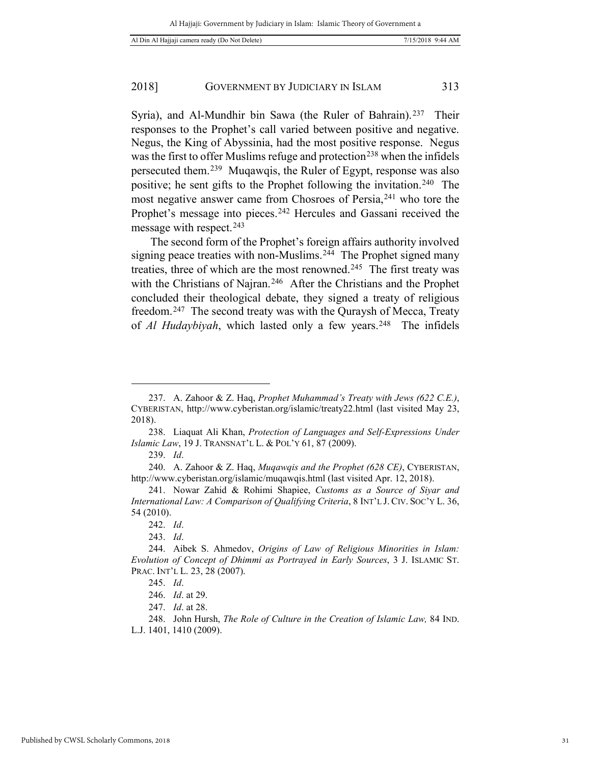Syria), and Al-Mundhir bin Sawa (the Ruler of Bahrain).[237] Their responses to the Prophet's call varied between positive and negative. Negus, the King of Abyssinia, had the most positive response. Negus was the first to offer Muslims refuge and protection[238] when the infidels persecuted them.[239] Muqawqis, the Ruler of Egypt, response was also positive; he sent gifts to the Prophet following the invitation.[240] The most negative answer came from Chosroes of Persia,[241] who tore the Prophet's message into pieces.[242] Hercules and Gassani received the message with respect.[243]

The second form of the Prophet's foreign affairs authority involved signing peace treaties with non-Muslims.[244] The Prophet signed many treaties, three of which are the most renowned.[245] The first treaty was with the Christians of Najran.[246] After the Christians and the Prophet concluded their theological debate, they signed a treaty of religious freedom.[247] The second treaty was with the Quraysh of Mecca, Treaty of *Al Hudaybiyah*, which lasted only a few years.[248] The infidels

---

237. A. Zahoor & Z. Haq, *Prophet Muhammad's Treaty with Jews (622 C.E.)*, CYBERISTAN, http://www.cyberistan.org/islamic/treaty22.html (last visited May 23, 2018).

238. Liaquat Ali Khan, *Protection of Languages and Self-Expressions Under Islamic Law*, 19 J. TRANSNAT'L L. & POL'Y 61, 87 (2009).

239. *Id*.

240. A. Zahoor & Z. Haq, *Muqawqis and the Prophet (628 CE)*, CYBERISTAN, http://www.cyberistan.org/islamic/muqawqis.html (last visited Apr. 12, 2018).

241. Nowar Zahid & Rohimi Shapiee, *Customs as a Source of Siyar and International Law: A Comparison of Qualifying Criteria*, 8 INT'L J. CIV. SOC'Y L. 36, 54 (2010).

242. *Id*.

243. *Id*.

244. Aibek S. Ahmedov, *Origins of Law of Religious Minorities in Islam: Evolution of Concept of Dhimmi as Portrayed in Early Sources*, 3 J. ISLAMIC ST. PRAC. INT'L L. 23, 28 (2007).

245. *Id*.

246. *Id*. at 29.

247. *Id*. at 28.

248. John Hursh, *The Role of Culture in the Creation of Islamic Law,* 84 IND. L.J. 1401, 1410 (2009).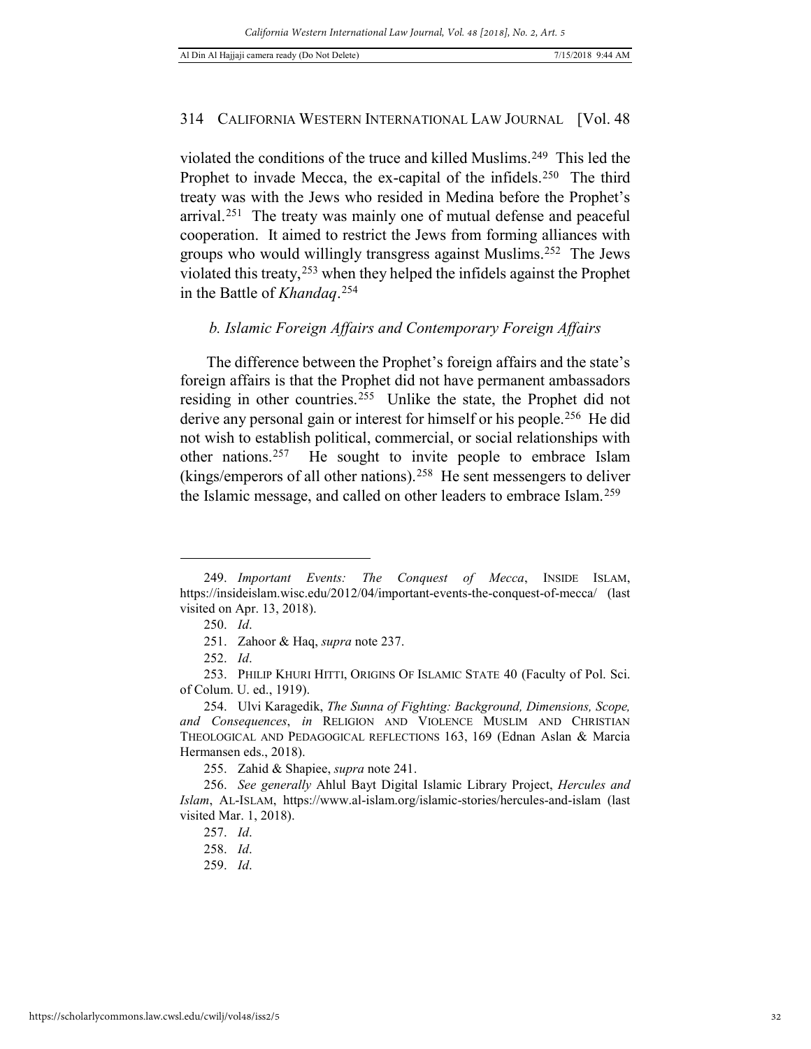violated the conditions of the truce and killed Muslims.[249] This led the Prophet to invade Mecca, the ex-capital of the infidels.[250] The third treaty was with the Jews who resided in Medina before the Prophet's arrival.[251] The treaty was mainly one of mutual defense and peaceful cooperation. It aimed to restrict the Jews from forming alliances with groups who would willingly transgress against Muslims.[252] The Jews violated this treaty,[253] when they helped the infidels against the Prophet in the Battle of *Khandaq*.[254]

### *b. Islamic Foreign Affairs and Contemporary Foreign Affairs*

The difference between the Prophet's foreign affairs and the state's foreign affairs is that the Prophet did not have permanent ambassadors residing in other countries.[255] Unlike the state, the Prophet did not derive any personal gain or interest for himself or his people.[256] He did not wish to establish political, commercial, or social relationships with other nations.[257] He sought to invite people to embrace Islam (kings/emperors of all other nations).[258] He sent messengers to deliver the Islamic message, and called on other leaders to embrace Islam.[259]

---

249. *Important Events: The Conquest of Mecca*, INSIDE ISLAM, https://insideislam.wisc.edu/2012/04/important-events-the-conquest-of-mecca/ (last visited on Apr. 13, 2018).

250. *Id*.

251. Zahoor & Haq, *supra* note 237.

252. *Id*.

253. PHILIP KHURI HITTI, ORIGINS OF ISLAMIC STATE 40 (Faculty of Pol. Sci. of Colum. U. ed., 1919).

254. Ulvi Karagedik, *The Sunna of Fighting: Background, Dimensions, Scope, and Consequences*, *in* RELIGION AND VIOLENCE MUSLIM AND CHRISTIAN THEOLOGICAL AND PEDAGOGICAL REFLECTIONS 163, 169 (Ednan Aslan & Marcia Hermansen eds., 2018).

255. Zahid & Shapiee, *supra* note 241.

256. *See generally* Ahlul Bayt Digital Islamic Library Project, *Hercules and Islam*, AL-ISLAM, https://www.al-islam.org/islamic-stories/hercules-and-islam (last visited Mar. 1, 2018).

257. *Id*.

258. *Id*.

259. *Id*.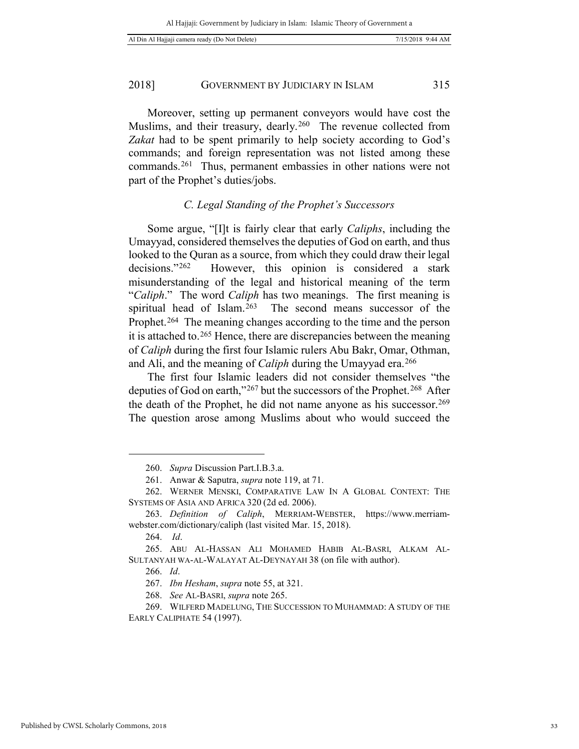Moreover, setting up permanent conveyors would have cost the Muslims, and their treasury, dearly.[260] The revenue collected from *Zakat* had to be spent primarily to help society according to God's commands; and foreign representation was not listed among these commands.[261] Thus, permanent embassies in other nations were not part of the Prophet's duties/jobs.

### *C. Legal Standing of the Prophet's Successors*

Some argue, "[I]t is fairly clear that early *Caliphs*, including the Umayyad, considered themselves the deputies of God on earth, and thus looked to the Quran as a source, from which they could draw their legal decisions."[262] However, this opinion is considered a stark misunderstanding of the legal and historical meaning of the term "*Caliph*." The word *Caliph* has two meanings. The first meaning is spiritual head of Islam.[263] The second means successor of the Prophet.[264] The meaning changes according to the time and the person it is attached to.[265] Hence, there are discrepancies between the meaning of *Caliph* during the first four Islamic rulers Abu Bakr, Omar, Othman, and Ali, and the meaning of *Caliph* during the Umayyad era.[266]

The first four Islamic leaders did not consider themselves "the deputies of God on earth,"[267] but the successors of the Prophet.[268] After the death of the Prophet, he did not name anyone as his successor.[269] The question arose among Muslims about who would succeed the

---

260. *Supra* Discussion Part.I.B.3.a.

261. Anwar & Saputra, *supra* note 119, at 71.

262. WERNER MENSKI, COMPARATIVE LAW IN A GLOBAL CONTEXT: THE SYSTEMS OF ASIA AND AFRICA 320 (2d ed. 2006).

263. *Definition of Caliph*, MERRIAM-WEBSTER, https://www.merriam-webster.com/dictionary/caliph (last visited Mar. 15, 2018).

264. *Id*.

265. ABU AL-HASSAN ALI MOHAMED HABIB AL-BASRI, ALKAM AL-SULTANYAH WA-AL-WALAYAT AL-DEYNAYAH 38 (on file with author).

266. *Id*.

267. *Ibn Hesham*, *supra* note 55, at 321.

268. *See* AL-BASRI, *supra* note 265.

269. WILFERD MADELUNG, THE SUCCESSION TO MUHAMMAD: A STUDY OF THE EARLY CALIPHATE 54 (1997).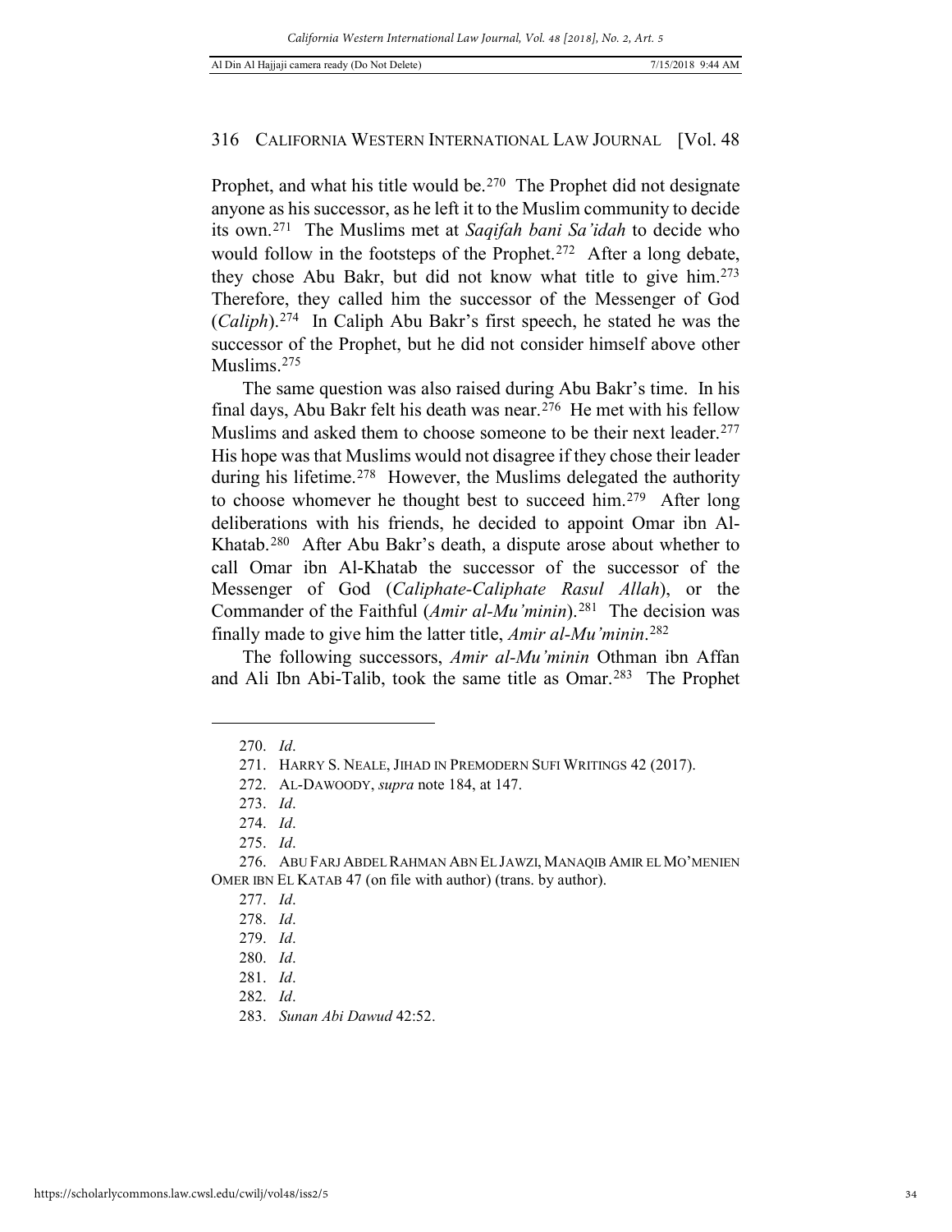Prophet, and what his title would be.[270] The Prophet did not designate anyone as his successor, as he left it to the Muslim community to decide its own.[271] The Muslims met at *Saqifah bani Sa'idah* to decide who would follow in the footsteps of the Prophet.[272] After a long debate, they chose Abu Bakr, but did not know what title to give him.[273] Therefore, they called him the successor of the Messenger of God (*Caliph*).[274] In Caliph Abu Bakr's first speech, he stated he was the successor of the Prophet, but he did not consider himself above other Muslims.[275]

The same question was also raised during Abu Bakr's time. In his final days, Abu Bakr felt his death was near.[276] He met with his fellow Muslims and asked them to choose someone to be their next leader.[277] His hope was that Muslims would not disagree if they chose their leader during his lifetime.[278] However, the Muslims delegated the authority to choose whomever he thought best to succeed him.[279] After long deliberations with his friends, he decided to appoint Omar ibn Al-Khatab.[280] After Abu Bakr's death, a dispute arose about whether to call Omar ibn Al-Khatab the successor of the successor of the Messenger of God (*Caliphate-Caliphate Rasul Allah*), or the Commander of the Faithful (*Amir al-Mu'minin*).[281] The decision was finally made to give him the latter title, *Amir al-Mu'minin*.[282]

The following successors, *Amir al-Mu'minin* Othman ibn Affan and Ali Ibn Abi-Talib, took the same title as Omar.[283] The Prophet

---

270. *Id*.

271. HARRY S. NEALE, JIHAD IN PREMODERN SUFI WRITINGS 42 (2017).

272. AL-DAWOODY, *supra* note 184, at 147.

273. *Id*.

274. *Id*.

275. *Id*.

276. ABU FARJ ABDEL RAHMAN ABN EL JAWZI, MANAQIB AMIR EL MO'MENIEN OMER IBN EL KATAB 47 (on file with author) (trans. by author).

277. *Id*.

278. *Id*.

279. *Id*.

280. *Id*.

281. *Id*.

282. *Id*.

283. *Sunan Abi Dawud* 42:52.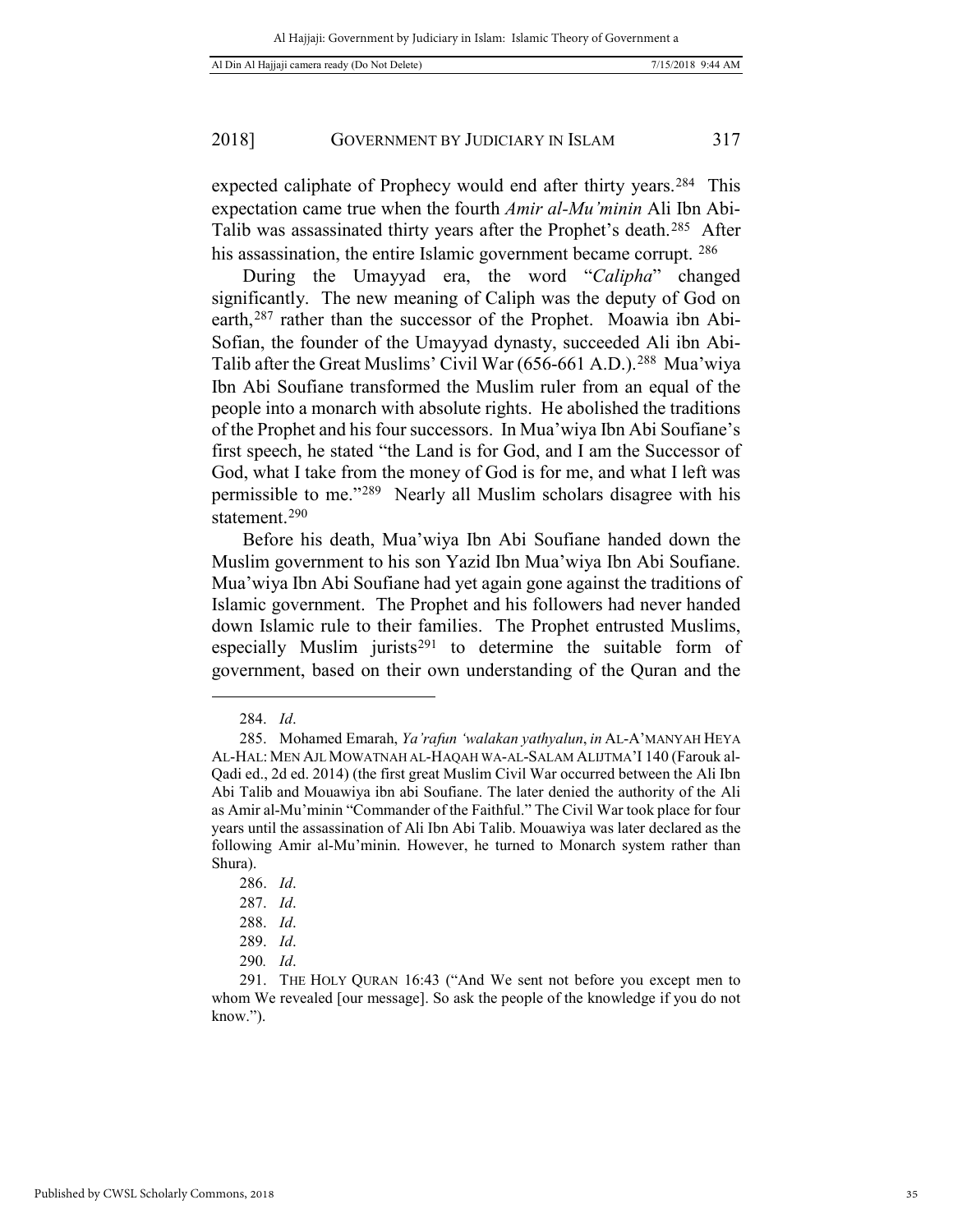expected caliphate of Prophecy would end after thirty years.[284] This expectation came true when the fourth *Amir al-Mu'minin* Ali Ibn Abi-Talib was assassinated thirty years after the Prophet's death.[285] After his assassination, the entire Islamic government became corrupt.[286]

During the Umayyad era, the word "*Calipha*" changed significantly. The new meaning of Caliph was the deputy of God on earth,[287] rather than the successor of the Prophet. Moawia ibn Abi-Sofian, the founder of the Umayyad dynasty, succeeded Ali ibn Abi-Talib after the Great Muslims' Civil War (656-661 A.D.).[288] Mua'wiya Ibn Abi Soufiane transformed the Muslim ruler from an equal of the people into a monarch with absolute rights. He abolished the traditions of the Prophet and his four successors. In Mua'wiya Ibn Abi Soufiane's first speech, he stated "the Land is for God, and I am the Successor of God, what I take from the money of God is for me, and what I left was permissible to me."[289] Nearly all Muslim scholars disagree with his statement.[290]

Before his death, Mua'wiya Ibn Abi Soufiane handed down the Muslim government to his son Yazid Ibn Mua'wiya Ibn Abi Soufiane. Mua'wiya Ibn Abi Soufiane had yet again gone against the traditions of Islamic government. The Prophet and his followers had never handed down Islamic rule to their families. The Prophet entrusted Muslims, especially Muslim jurists[291] to determine the suitable form of government, based on their own understanding of the Quran and the

---

284. *Id*.

285. Mohamed Emarah, *Ya'rafun 'walakan yathyalun*, *in* AL-A'MANYAH HEYA AL-HAL: MEN AJL MOWATNAH AL-HAQAH WA-AL-SALAM ALIJTMA'I 140 (Farouk al-Qadi ed., 2d ed. 2014) (the first great Muslim Civil War occurred between the Ali Ibn Abi Talib and Mouawiya ibn abi Soufiane. The later denied the authority of the Ali as Amir al-Mu'minin "Commander of the Faithful." The Civil War took place for four years until the assassination of Ali Ibn Abi Talib. Mouawiya was later declared as the following Amir al-Mu'minin. However, he turned to Monarch system rather than Shura).

286. *Id*.

287. *Id*.

288. *Id*.

289. *Id*.

290. *Id*.

291. THE HOLY QURAN 16:43 ("And We sent not before you except men to whom We revealed [our message]. So ask the people of the knowledge if you do not know.").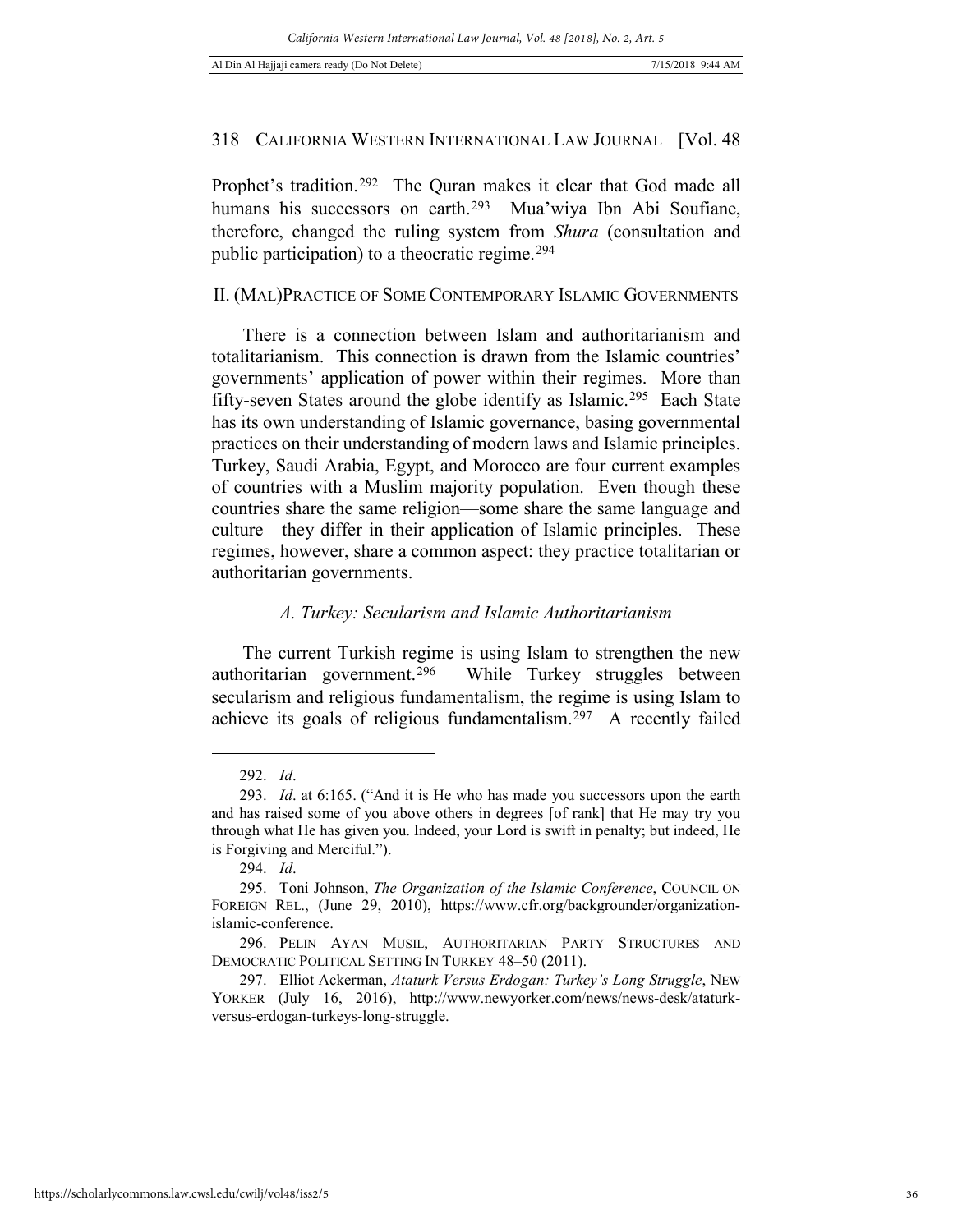Prophet's tradition.[292] The Quran makes it clear that God made all humans his successors on earth.[293] Mua'wiya Ibn Abi Soufiane, therefore, changed the ruling system from *Shura* (consultation and public participation) to a theocratic regime.[294]

## II. (MAL)PRACTICE OF SOME CONTEMPORARY ISLAMIC GOVERNMENTS

There is a connection between Islam and authoritarianism and totalitarianism. This connection is drawn from the Islamic countries' governments' application of power within their regimes. More than fifty-seven States around the globe identify as Islamic.[295] Each State has its own understanding of Islamic governance, basing governmental practices on their understanding of modern laws and Islamic principles. Turkey, Saudi Arabia, Egypt, and Morocco are four current examples of countries with a Muslim majority population. Even though these countries share the same religion—some share the same language and culture—they differ in their application of Islamic principles. These regimes, however, share a common aspect: they practice totalitarian or authoritarian governments.

### *A. Turkey: Secularism and Islamic Authoritarianism*

The current Turkish regime is using Islam to strengthen the new authoritarian government.[296] While Turkey struggles between secularism and religious fundamentalism, the regime is using Islam to achieve its goals of religious fundamentalism.[297] A recently failed

---

292. *Id*.

293. *Id*. at 6:165. ("And it is He who has made you successors upon the earth and has raised some of you above others in degrees [of rank] that He may try you through what He has given you. Indeed, your Lord is swift in penalty; but indeed, He is Forgiving and Merciful.").

294. *Id*.

295. Toni Johnson, *The Organization of the Islamic Conference*, COUNCIL ON FOREIGN REL., (June 29, 2010), https://www.cfr.org/backgrounder/organization-islamic-conference.

296. PELIN AYAN MUSIL, AUTHORITARIAN PARTY STRUCTURES AND DEMOCRATIC POLITICAL SETTING IN TURKEY 48–50 (2011).

297. Elliot Ackerman, *Ataturk Versus Erdogan: Turkey's Long Struggle*, NEW YORKER (July 16, 2016), http://www.newyorker.com/news/news-desk/ataturk-versus-erdogan-turkeys-long-struggle.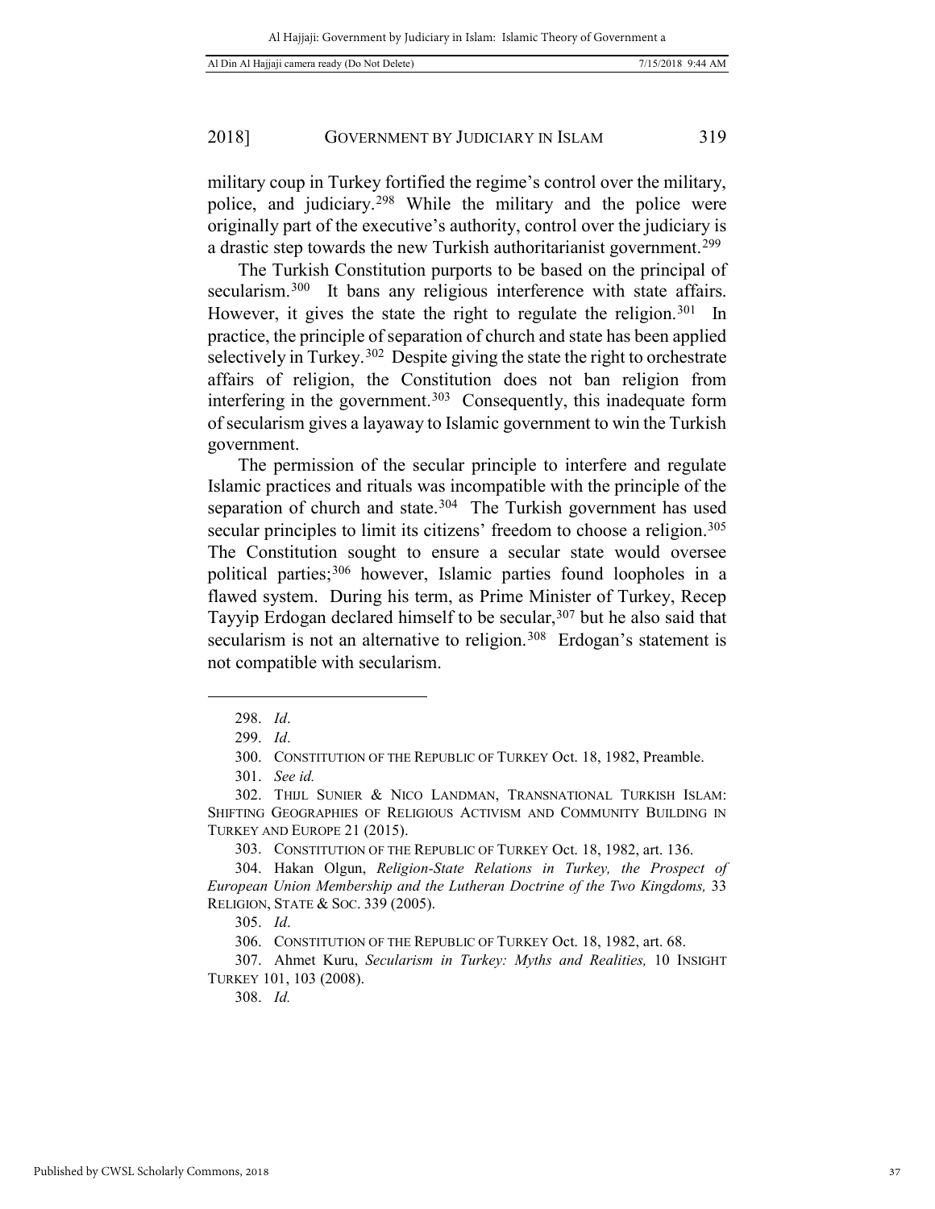military coup in Turkey fortified the regime's control over the military, police, and judiciary.[298] While the military and the police were originally part of the executive's authority, control over the judiciary is a drastic step towards the new Turkish authoritarianist government.[299]

The Turkish Constitution purports to be based on the principal of secularism.[300] It bans any religious interference with state affairs. However, it gives the state the right to regulate the religion.[301] In practice, the principle of separation of church and state has been applied selectively in Turkey.[302] Despite giving the state the right to orchestrate affairs of religion, the Constitution does not ban religion from interfering in the government.[303] Consequently, this inadequate form of secularism gives a layaway to Islamic government to win the Turkish government.

The permission of the secular principle to interfere and regulate Islamic practices and rituals was incompatible with the principle of the separation of church and state.[304] The Turkish government has used secular principles to limit its citizens' freedom to choose a religion.[305] The Constitution sought to ensure a secular state would oversee political parties;[306] however, Islamic parties found loopholes in a flawed system. During his term, as Prime Minister of Turkey, Recep Tayyip Erdogan declared himself to be secular,[307] but he also said that secularism is not an alternative to religion.[308] Erdogan's statement is not compatible with secularism.

---

298. *Id*.

299. *Id*.

300. CONSTITUTION OF THE REPUBLIC OF TURKEY Oct. 18, 1982, Preamble.

301. *See id.*

302. THIJL SUNIER & NICO LANDMAN, TRANSNATIONAL TURKISH ISLAM: SHIFTING GEOGRAPHIES OF RELIGIOUS ACTIVISM AND COMMUNITY BUILDING IN TURKEY AND EUROPE 21 (2015).

303. CONSTITUTION OF THE REPUBLIC OF TURKEY Oct. 18, 1982, art. 136.

304. Hakan Olgun, *Religion-State Relations in Turkey, the Prospect of European Union Membership and the Lutheran Doctrine of the Two Kingdoms,* 33 RELIGION, STATE & SOC. 339 (2005).

305. *Id*.

306. CONSTITUTION OF THE REPUBLIC OF TURKEY Oct. 18, 1982, art. 68.

307. Ahmet Kuru, *Secularism in Turkey: Myths and Realities,* 10 INSIGHT TURKEY 101, 103 (2008).

308. *Id.*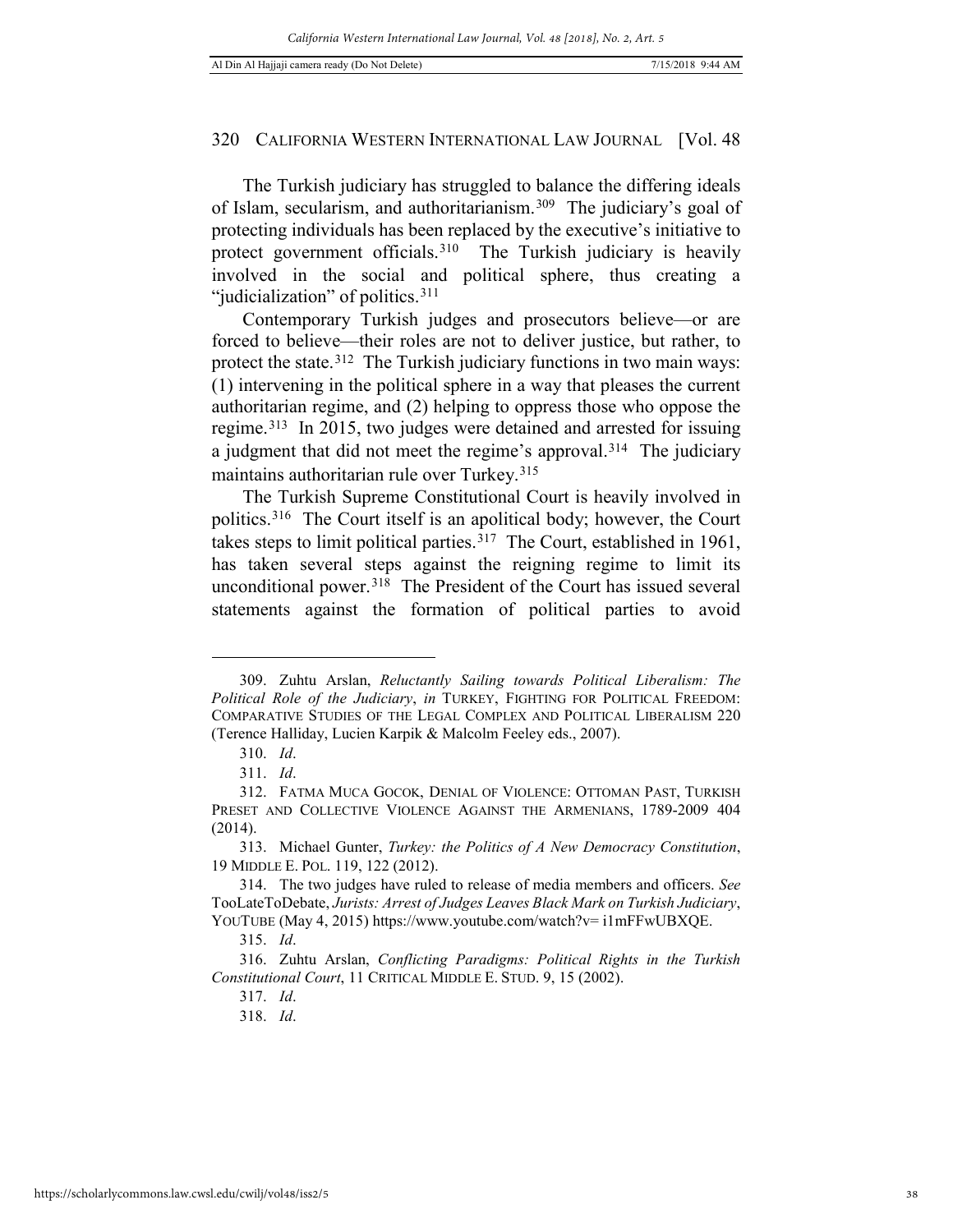The Turkish judiciary has struggled to balance the differing ideals of Islam, secularism, and authoritarianism.[309] The judiciary's goal of protecting individuals has been replaced by the executive's initiative to protect government officials.[310] The Turkish judiciary is heavily involved in the social and political sphere, thus creating a "judicialization" of politics.[311]

Contemporary Turkish judges and prosecutors believe—or are forced to believe—their roles are not to deliver justice, but rather, to protect the state.[312] The Turkish judiciary functions in two main ways: (1) intervening in the political sphere in a way that pleases the current authoritarian regime, and (2) helping to oppress those who oppose the regime.[313] In 2015, two judges were detained and arrested for issuing a judgment that did not meet the regime's approval.[314] The judiciary maintains authoritarian rule over Turkey.[315]

The Turkish Supreme Constitutional Court is heavily involved in politics.[316] The Court itself is an apolitical body; however, the Court takes steps to limit political parties.[317] The Court, established in 1961, has taken several steps against the reigning regime to limit its unconditional power.[318] The President of the Court has issued several statements against the formation of political parties to avoid

---

309. Zuhtu Arslan, *Reluctantly Sailing towards Political Liberalism: The Political Role of the Judiciary*, *in* TURKEY, FIGHTING FOR POLITICAL FREEDOM: COMPARATIVE STUDIES OF THE LEGAL COMPLEX AND POLITICAL LIBERALISM 220 (Terence Halliday, Lucien Karpik & Malcolm Feeley eds., 2007).

310. *Id*.

311. *Id*.

312. FATMA MUCA GOCOK, DENIAL OF VIOLENCE: OTTOMAN PAST, TURKISH PRESET AND COLLECTIVE VIOLENCE AGAINST THE ARMENIANS, 1789-2009 404 (2014).

313. Michael Gunter, *Turkey: the Politics of A New Democracy Constitution*, 19 MIDDLE E. POL. 119, 122 (2012).

314. The two judges have ruled to release of media members and officers. *See* TooLateToDebate, *Jurists: Arrest of Judges Leaves Black Mark on Turkish Judiciary*, YOUTUBE (May 4, 2015) https://www.youtube.com/watch?v= i1mFFwUBXQE.

315. *Id*.

316. Zuhtu Arslan, *Conflicting Paradigms: Political Rights in the Turkish Constitutional Court*, 11 CRITICAL MIDDLE E. STUD. 9, 15 (2002).

317. *Id*.

318. *Id*.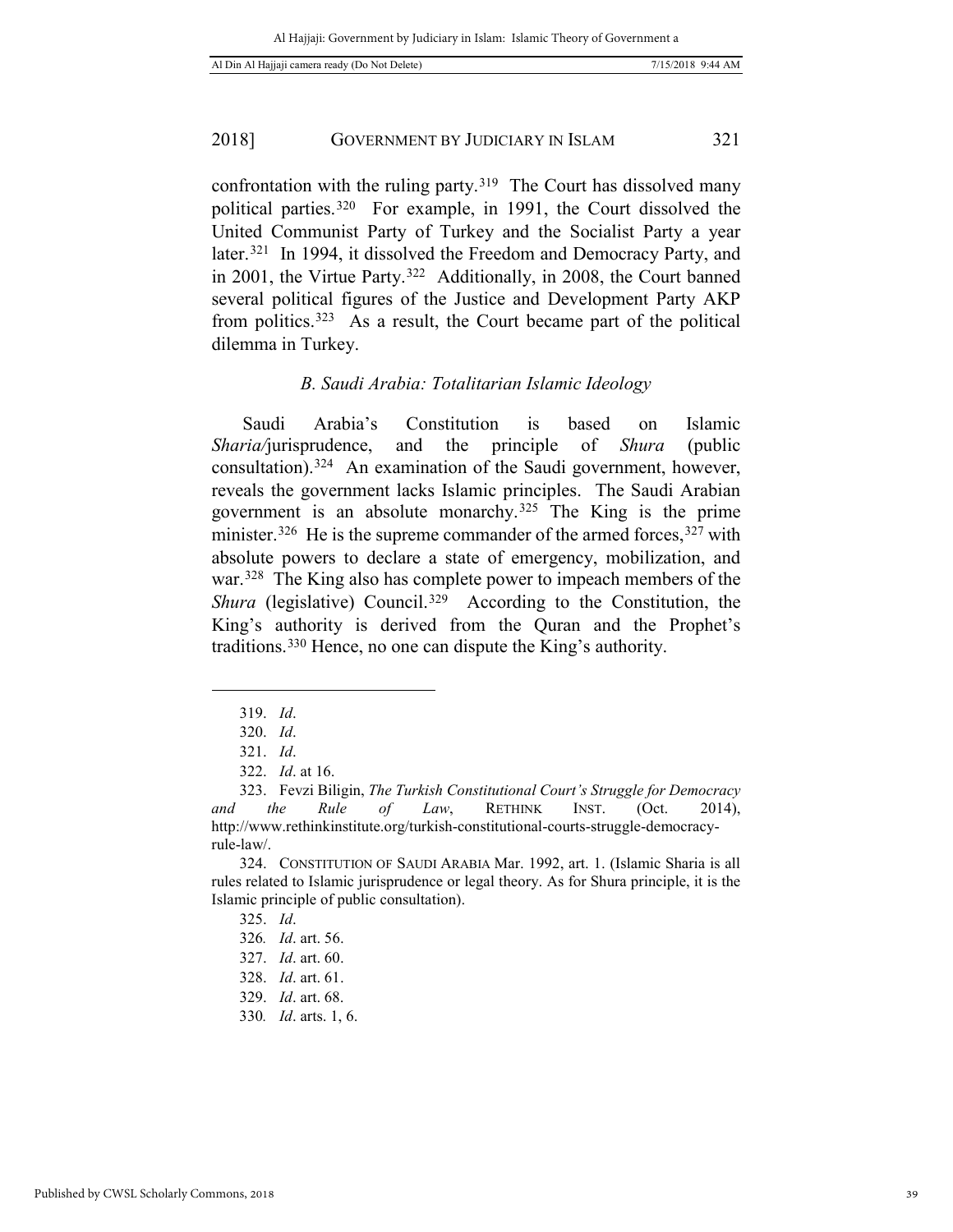confrontation with the ruling party.[319] The Court has dissolved many political parties.[320] For example, in 1991, the Court dissolved the United Communist Party of Turkey and the Socialist Party a year later.[321] In 1994, it dissolved the Freedom and Democracy Party, and in 2001, the Virtue Party.[322] Additionally, in 2008, the Court banned several political figures of the Justice and Development Party AKP from politics.[323] As a result, the Court became part of the political dilemma in Turkey.

### *B. Saudi Arabia: Totalitarian Islamic Ideology*

Saudi Arabia's Constitution is based on Islamic *Sharia/*jurisprudence, and the principle of *Shura* (public consultation).[324] An examination of the Saudi government, however, reveals the government lacks Islamic principles. The Saudi Arabian government is an absolute monarchy.[325] The King is the prime minister.[326] He is the supreme commander of the armed forces,[327] with absolute powers to declare a state of emergency, mobilization, and war.[328] The King also has complete power to impeach members of the *Shura* (legislative) Council.[329] According to the Constitution, the King's authority is derived from the Quran and the Prophet's traditions.[330] Hence, no one can dispute the King's authority.

---

319. *Id*.

320. *Id*.

321. *Id*.

322. *Id*. at 16.

323. Fevzi Biligin, *The Turkish Constitutional Court's Struggle for Democracy and the Rule of Law*, RETHINK INST. (Oct. 2014), http://www.rethinkinstitute.org/turkish-constitutional-courts-struggle-democracy-rule-law/.

324. CONSTITUTION OF SAUDI ARABIA Mar. 1992, art. 1. (Islamic Sharia is all rules related to Islamic jurisprudence or legal theory. As for Shura principle, it is the Islamic principle of public consultation).

325. *Id*.

326. *Id*. art. 56.

327. *Id*. art. 60.

328. *Id*. art. 61.

329. *Id*. art. 68.

330. *Id*. arts. 1, 6.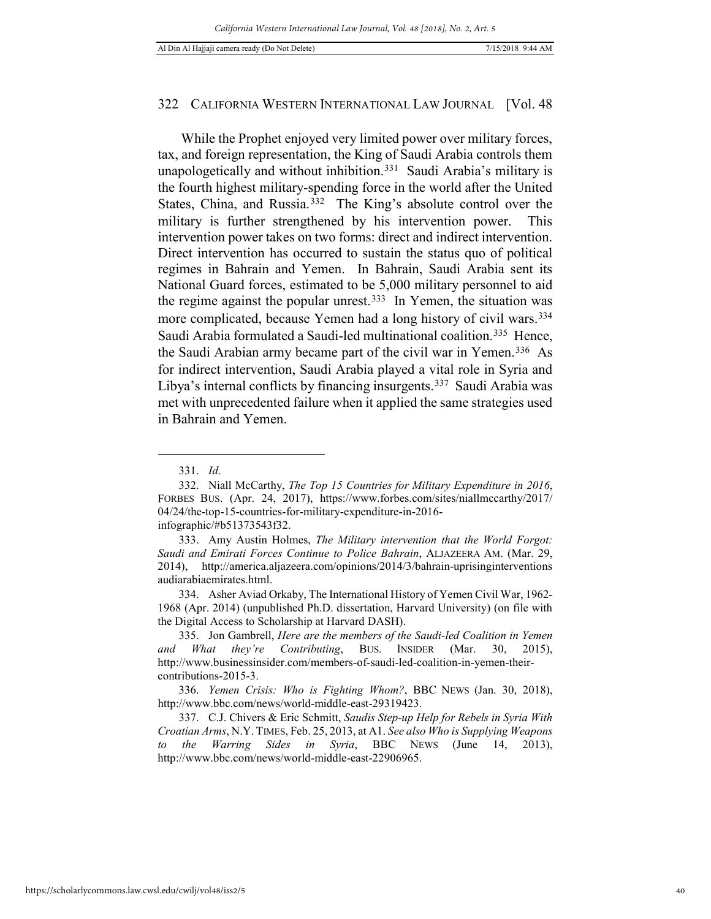While the Prophet enjoyed very limited power over military forces, tax, and foreign representation, the King of Saudi Arabia controls them unapologetically and without inhibition.[331] Saudi Arabia's military is the fourth highest military-spending force in the world after the United States, China, and Russia.[332] The King's absolute control over the military is further strengthened by his intervention power. This intervention power takes on two forms: direct and indirect intervention. Direct intervention has occurred to sustain the status quo of political regimes in Bahrain and Yemen. In Bahrain, Saudi Arabia sent its National Guard forces, estimated to be 5,000 military personnel to aid the regime against the popular unrest.[333] In Yemen, the situation was more complicated, because Yemen had a long history of civil wars.[334] Saudi Arabia formulated a Saudi-led multinational coalition.[335] Hence, the Saudi Arabian army became part of the civil war in Yemen.[336] As for indirect intervention, Saudi Arabia played a vital role in Syria and Libya's internal conflicts by financing insurgents.[337] Saudi Arabia was met with unprecedented failure when it applied the same strategies used in Bahrain and Yemen.

---

331. *Id*.

332. Niall McCarthy, *The Top 15 Countries for Military Expenditure in 2016*, FORBES BUS. (Apr. 24, 2017), https://www.forbes.com/sites/niallmccarthy/2017/04/24/the-top-15-countries-for-military-expenditure-in-2016-infographic/#b51373543f32.

333. Amy Austin Holmes, *The Military intervention that the World Forgot: Saudi and Emirati Forces Continue to Police Bahrain*, ALJAZEERA AM. (Mar. 29, 2014), http://america.aljazeera.com/opinions/2014/3/bahrain-uprisinginterventionsaudiarabiaemirates.html.

334. Asher Aviad Orkaby, The International History of Yemen Civil War, 1962-1968 (Apr. 2014) (unpublished Ph.D. dissertation, Harvard University) (on file with the Digital Access to Scholarship at Harvard DASH).

335. Jon Gambrell, *Here are the members of the Saudi-led Coalition in Yemen and What they're Contributing*, BUS. INSIDER (Mar. 30, 2015), http://www.businessinsider.com/members-of-saudi-led-coalition-in-yemen-their-contributions-2015-3.

336. *Yemen Crisis: Who is Fighting Whom?*, BBC NEWS (Jan. 30, 2018), http://www.bbc.com/news/world-middle-east-29319423.

337. C.J. Chivers & Eric Schmitt, *Saudis Step-up Help for Rebels in Syria With Croatian Arms*, N.Y. TIMES, Feb. 25, 2013, at A1. *See also Who is Supplying Weapons to the Warring Sides in Syria*, BBC NEWS (June 14, 2013), http://www.bbc.com/news/world-middle-east-22906965.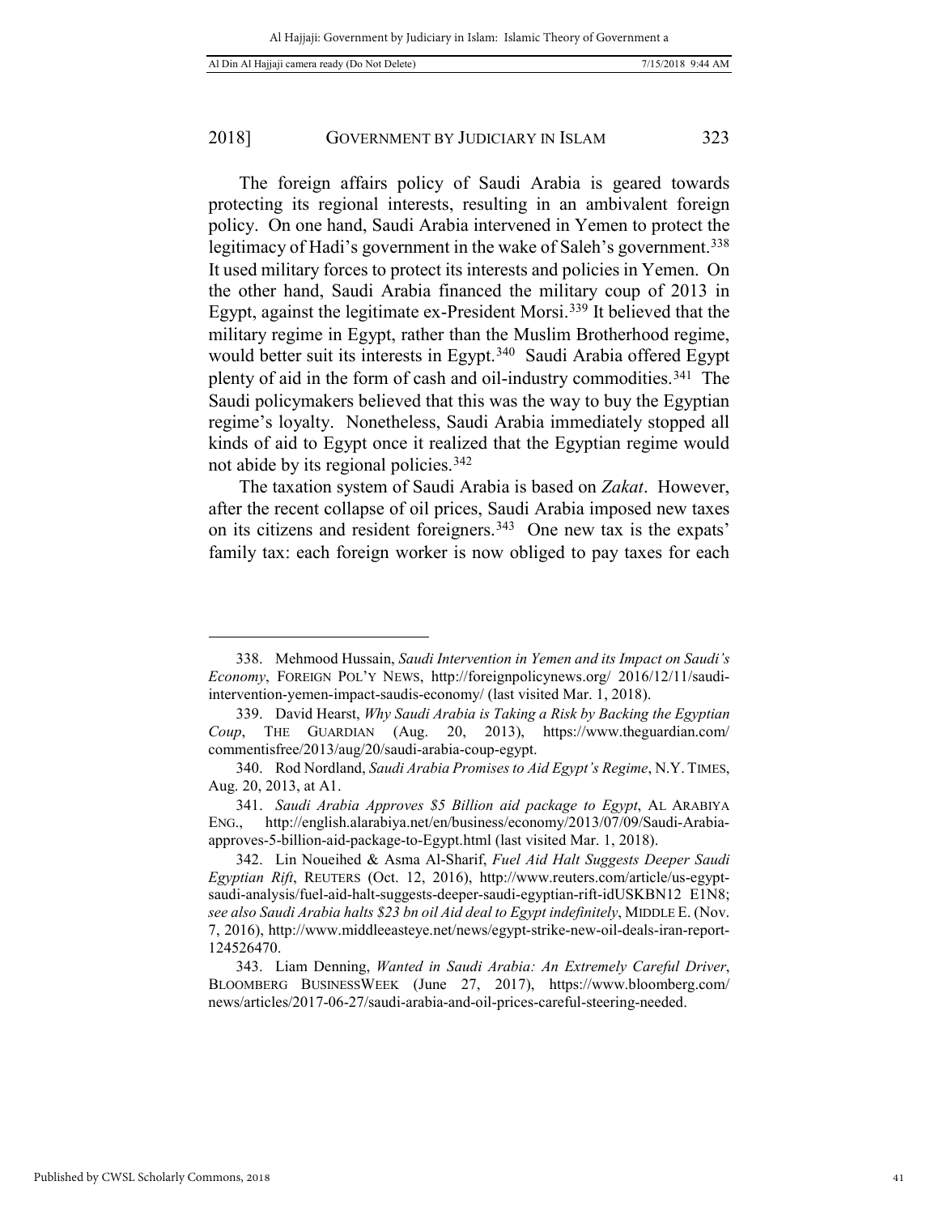The foreign affairs policy of Saudi Arabia is geared towards protecting its regional interests, resulting in an ambivalent foreign policy. On one hand, Saudi Arabia intervened in Yemen to protect the legitimacy of Hadi's government in the wake of Saleh's government.[338] It used military forces to protect its interests and policies in Yemen. On the other hand, Saudi Arabia financed the military coup of 2013 in Egypt, against the legitimate ex-President Morsi.[339] It believed that the military regime in Egypt, rather than the Muslim Brotherhood regime, would better suit its interests in Egypt.[340] Saudi Arabia offered Egypt plenty of aid in the form of cash and oil-industry commodities.[341] The Saudi policymakers believed that this was the way to buy the Egyptian regime's loyalty. Nonetheless, Saudi Arabia immediately stopped all kinds of aid to Egypt once it realized that the Egyptian regime would not abide by its regional policies.[342]

The taxation system of Saudi Arabia is based on *Zakat*. However, after the recent collapse of oil prices, Saudi Arabia imposed new taxes on its citizens and resident foreigners.[343] One new tax is the expats' family tax: each foreign worker is now obliged to pay taxes for each

---

338. Mehmood Hussain, *Saudi Intervention in Yemen and its Impact on Saudi's Economy*, FOREIGN POL'Y NEWS, http://foreignpolicynews.org/ 2016/12/11/saudi-intervention-yemen-impact-saudis-economy/ (last visited Mar. 1, 2018).

339. David Hearst, *Why Saudi Arabia is Taking a Risk by Backing the Egyptian Coup*, THE GUARDIAN (Aug. 20, 2013), https://www.theguardian.com/ commentisfree/2013/aug/20/saudi-arabia-coup-egypt.

340. Rod Nordland, *Saudi Arabia Promises to Aid Egypt's Regime*, N.Y. TIMES, Aug. 20, 2013, at A1.

341. *Saudi Arabia Approves $5 Billion aid package to Egypt*, AL ARABIYA ENG., http://english.alarabiya.net/en/business/economy/2013/07/09/Saudi-Arabia-approves-5-billion-aid-package-to-Egypt.html (last visited Mar. 1, 2018).

342. Lin Noueihed & Asma Al-Sharif, *Fuel Aid Halt Suggests Deeper Saudi Egyptian Rift*, REUTERS (Oct. 12, 2016), http://www.reuters.com/article/us-egypt-saudi-analysis/fuel-aid-halt-suggests-deeper-saudi-egyptian-rift-idUSKBN12 E1N8; *see also Saudi Arabia halts $23 bn oil Aid deal to Egypt indefinitely*, MIDDLE E. (Nov. 7, 2016), http://www.middleeasteye.net/news/egypt-strike-new-oil-deals-iran-report-124526470.

343. Liam Denning, *Wanted in Saudi Arabia: An Extremely Careful Driver*, BLOOMBERG BUSINESSWEEK (June 27, 2017), https://www.bloomberg.com/ news/articles/2017-06-27/saudi-arabia-and-oil-prices-careful-steering-needed.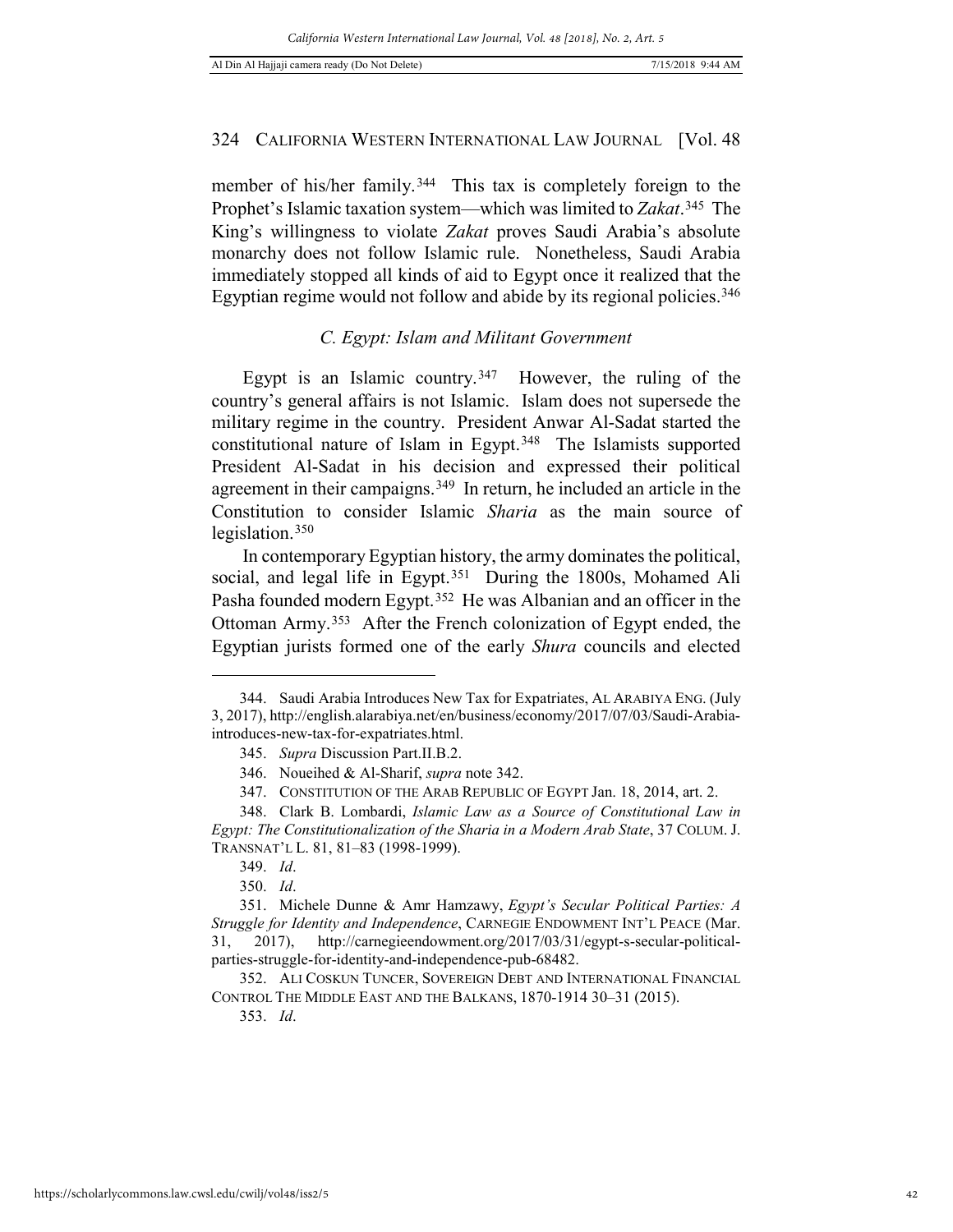member of his/her family.[344] This tax is completely foreign to the Prophet's Islamic taxation system—which was limited to *Zakat*.[345] The King's willingness to violate *Zakat* proves Saudi Arabia's absolute monarchy does not follow Islamic rule. Nonetheless, Saudi Arabia immediately stopped all kinds of aid to Egypt once it realized that the Egyptian regime would not follow and abide by its regional policies.[346]

### *C. Egypt: Islam and Militant Government*

Egypt is an Islamic country.[347] However, the ruling of the country's general affairs is not Islamic. Islam does not supersede the military regime in the country. President Anwar Al-Sadat started the constitutional nature of Islam in Egypt.[348] The Islamists supported President Al-Sadat in his decision and expressed their political agreement in their campaigns.[349] In return, he included an article in the Constitution to consider Islamic *Sharia* as the main source of legislation.[350]

In contemporary Egyptian history, the army dominates the political, social, and legal life in Egypt.[351] During the 1800s, Mohamed Ali Pasha founded modern Egypt.[352] He was Albanian and an officer in the Ottoman Army.[353] After the French colonization of Egypt ended, the Egyptian jurists formed one of the early *Shura* councils and elected

---

344. Saudi Arabia Introduces New Tax for Expatriates, AL ARABIYA ENG. (July 3, 2017), http://english.alarabiya.net/en/business/economy/2017/07/03/Saudi-Arabia-introduces-new-tax-for-expatriates.html.

345. *Supra* Discussion Part.II.B.2.

346. Noueihed & Al-Sharif, *supra* note 342.

347. CONSTITUTION OF THE ARAB REPUBLIC OF EGYPT Jan. 18, 2014, art. 2.

348. Clark B. Lombardi, *Islamic Law as a Source of Constitutional Law in Egypt: The Constitutionalization of the Sharia in a Modern Arab State*, 37 COLUM. J. TRANSNAT'L L. 81, 81–83 (1998-1999).

349. *Id*.

350. *Id*.

351. Michele Dunne & Amr Hamzawy, *Egypt's Secular Political Parties: A Struggle for Identity and Independence*, CARNEGIE ENDOWMENT INT'L PEACE (Mar. 31, 2017), http://carnegieendowment.org/2017/03/31/egypt-s-secular-political-parties-struggle-for-identity-and-independence-pub-68482.

352. ALI COSKUN TUNCER, SOVEREIGN DEBT AND INTERNATIONAL FINANCIAL CONTROL THE MIDDLE EAST AND THE BALKANS, 1870-1914 30–31 (2015).

353. *Id*.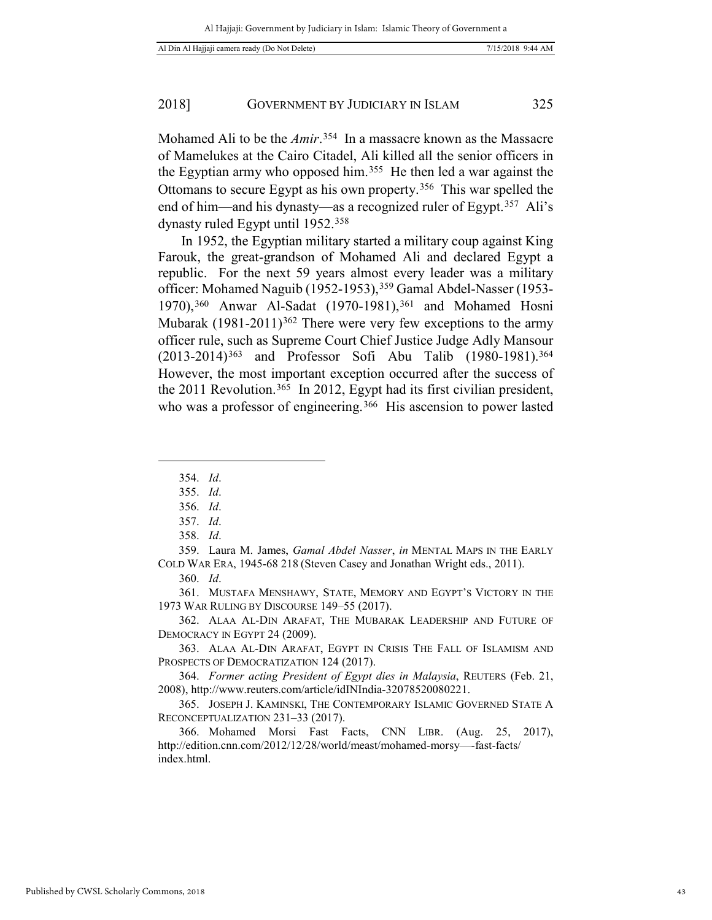Mohamed Ali to be the *Amir*.[354] In a massacre known as the Massacre of Mamelukes at the Cairo Citadel, Ali killed all the senior officers in the Egyptian army who opposed him.[355] He then led a war against the Ottomans to secure Egypt as his own property.[356] This war spelled the end of him—and his dynasty—as a recognized ruler of Egypt.[357] Ali's dynasty ruled Egypt until 1952.[358]

In 1952, the Egyptian military started a military coup against King Farouk, the great-grandson of Mohamed Ali and declared Egypt a republic. For the next 59 years almost every leader was a military officer: Mohamed Naguib (1952-1953),[359] Gamal Abdel-Nasser (1953-1970),[360] Anwar Al-Sadat (1970-1981),[361] and Mohamed Hosni Mubarak (1981-2011)[362] There were very few exceptions to the army officer rule, such as Supreme Court Chief Justice Judge Adly Mansour (2013-2014)[363] and Professor Sofi Abu Talib (1980-1981).[364] However, the most important exception occurred after the success of the 2011 Revolution.[365] In 2012, Egypt had its first civilian president, who was a professor of engineering.[366] His ascension to power lasted

---

354. *Id*.

355. *Id*.

356. *Id*.

357. *Id*.

358. *Id*.

359. Laura M. James, *Gamal Abdel Nasser*, *in* MENTAL MAPS IN THE EARLY COLD WAR ERA, 1945-68 218 (Steven Casey and Jonathan Wright eds., 2011).

360. *Id*.

361. MUSTAFA MENSHAWY, STATE, MEMORY AND EGYPT'S VICTORY IN THE 1973 WAR RULING BY DISCOURSE 149–55 (2017).

362. ALAA AL-DIN ARAFAT, THE MUBARAK LEADERSHIP AND FUTURE OF DEMOCRACY IN EGYPT 24 (2009).

363. ALAA AL-DIN ARAFAT, EGYPT IN CRISIS THE FALL OF ISLAMISM AND PROSPECTS OF DEMOCRATIZATION 124 (2017).

364. *Former acting President of Egypt dies in Malaysia*, REUTERS (Feb. 21, 2008), http://www.reuters.com/article/idINIndia-32078520080221.

365. JOSEPH J. KAMINSKI, THE CONTEMPORARY ISLAMIC GOVERNED STATE A RECONCEPTUALIZATION 231–33 (2017).

366. Mohamed Morsi Fast Facts, CNN LIBR. (Aug. 25, 2017), http://edition.cnn.com/2012/12/28/world/meast/mohamed-morsy—-fast-facts/index.html.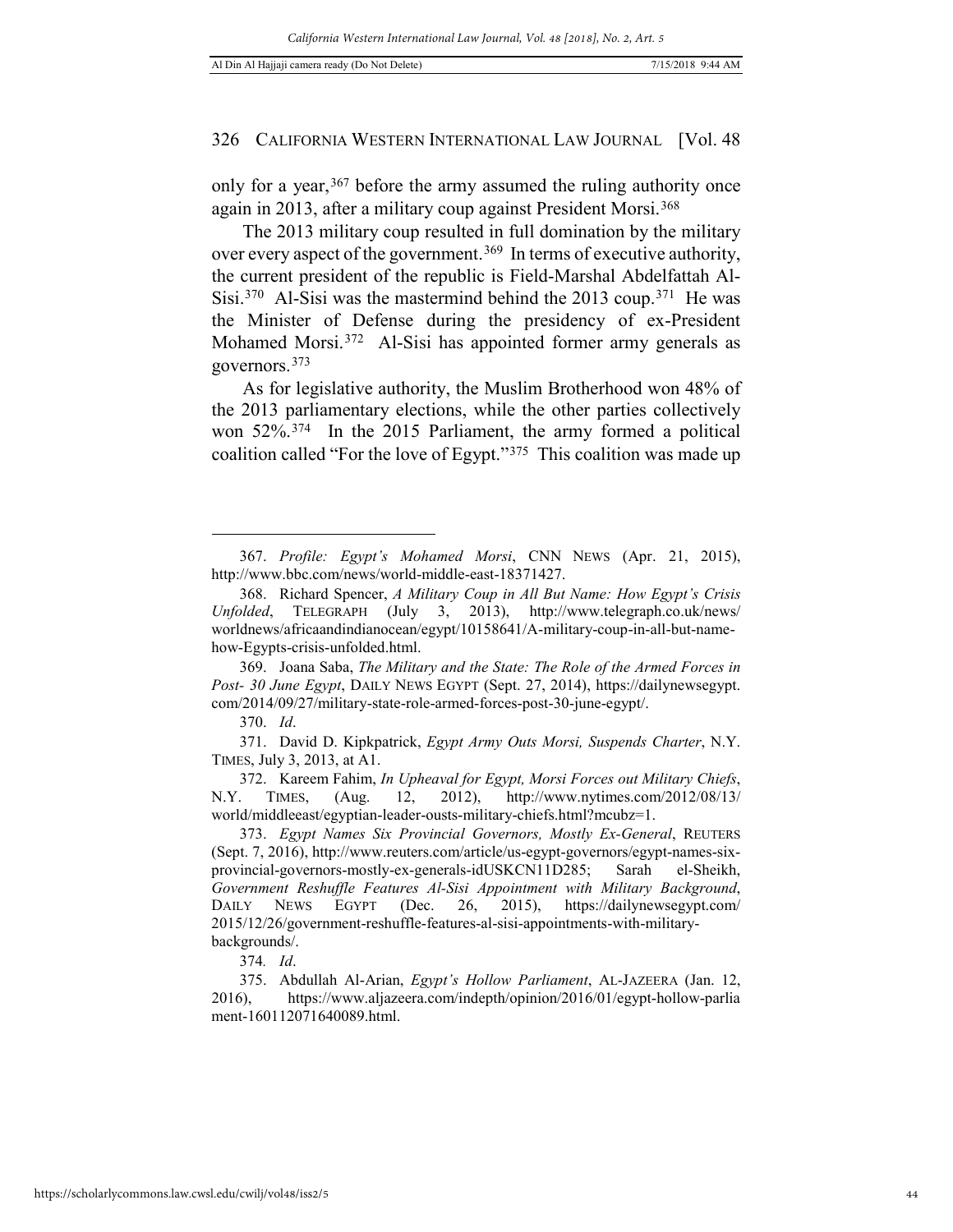only for a year,[367] before the army assumed the ruling authority once again in 2013, after a military coup against President Morsi.[368]

The 2013 military coup resulted in full domination by the military over every aspect of the government.[369] In terms of executive authority, the current president of the republic is Field-Marshal Abdelfattah Al-Sisi.[370] Al-Sisi was the mastermind behind the 2013 coup.[371] He was the Minister of Defense during the presidency of ex-President Mohamed Morsi.[372] Al-Sisi has appointed former army generals as governors.[373]

As for legislative authority, the Muslim Brotherhood won 48% of the 2013 parliamentary elections, while the other parties collectively won 52%.[374] In the 2015 Parliament, the army formed a political coalition called "For the love of Egypt."[375] This coalition was made up

---

367. *Profile: Egypt's Mohamed Morsi*, CNN NEWS (Apr. 21, 2015), http://www.bbc.com/news/world-middle-east-18371427.

368. Richard Spencer, *A Military Coup in All But Name: How Egypt's Crisis Unfolded*, TELEGRAPH (July 3, 2013), http://www.telegraph.co.uk/news/worldnews/africaandindianocean/egypt/10158641/A-military-coup-in-all-but-name-how-Egypts-crisis-unfolded.html.

369. Joana Saba, *The Military and the State: The Role of the Armed Forces in Post- 30 June Egypt*, DAILY NEWS EGYPT (Sept. 27, 2014), https://dailynewsegypt.com/2014/09/27/military-state-role-armed-forces-post-30-june-egypt/.

370. *Id*.

371. David D. Kipkpatrick, *Egypt Army Outs Morsi, Suspends Charter*, N.Y. TIMES, July 3, 2013, at A1.

372. Kareem Fahim, *In Upheaval for Egypt, Morsi Forces out Military Chiefs*, N.Y. TIMES, (Aug. 12, 2012), http://www.nytimes.com/2012/08/13/world/middleeast/egyptian-leader-ousts-military-chiefs.html?mcubz=1.

373. *Egypt Names Six Provincial Governors, Mostly Ex-General*, REUTERS (Sept. 7, 2016), http://www.reuters.com/article/us-egypt-governors/egypt-names-six-provincial-governors-mostly-ex-generals-idUSKCN11D285; Sarah el-Sheikh, *Government Reshuffle Features Al-Sisi Appointment with Military Background*, DAILY NEWS EGYPT (Dec. 26, 2015), https://dailynewsegypt.com/2015/12/26/government-reshuffle-features-al-sisi-appointments-with-military-backgrounds/.

374. *Id*.

375. Abdullah Al-Arian, *Egypt's Hollow Parliament*, AL-JAZEERA (Jan. 12, 2016), https://www.aljazeera.com/indepth/opinion/2016/01/egypt-hollow-parliament-160112071640089.html.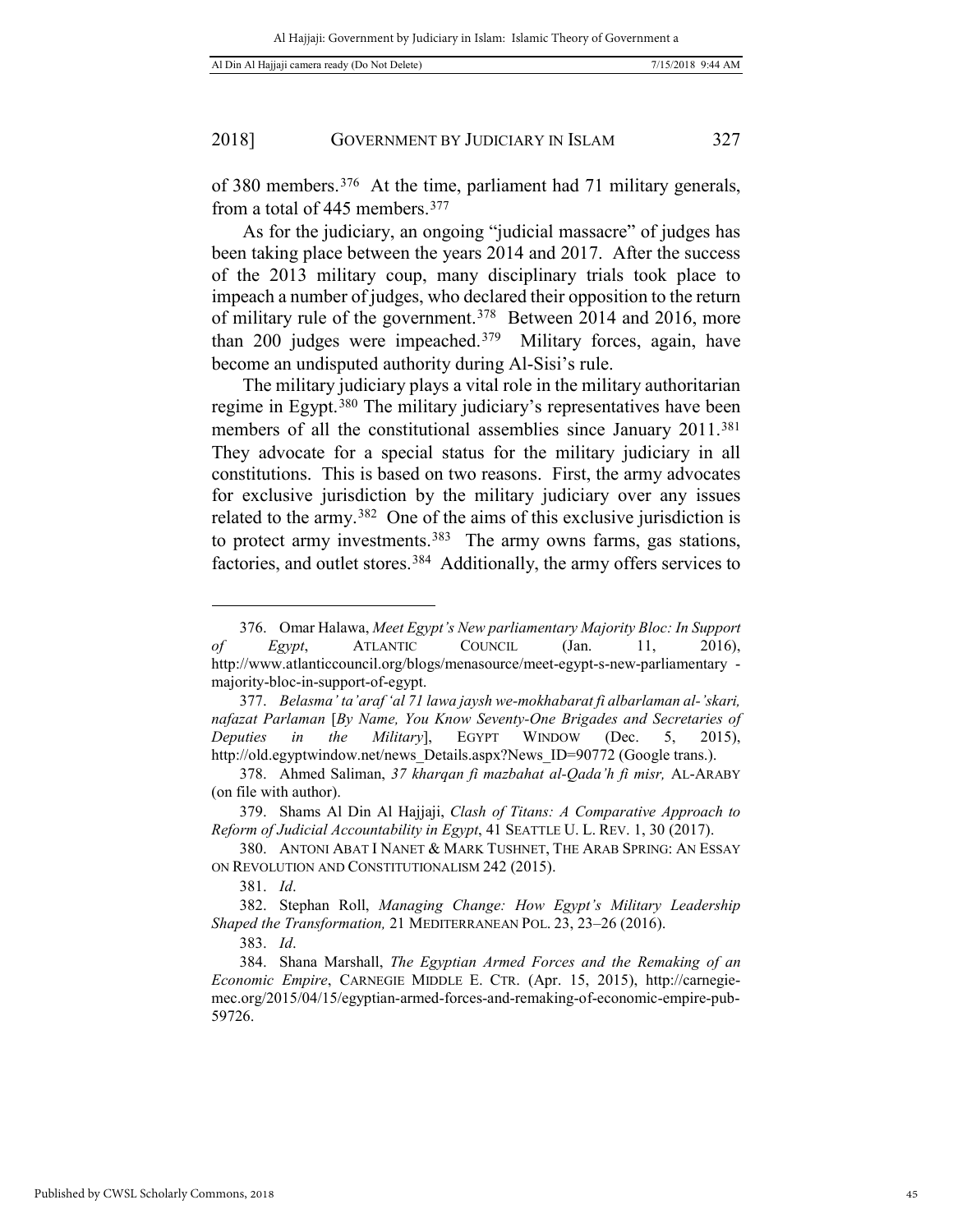of 380 members.[376] At the time, parliament had 71 military generals, from a total of 445 members.[377]

As for the judiciary, an ongoing "judicial massacre" of judges has been taking place between the years 2014 and 2017. After the success of the 2013 military coup, many disciplinary trials took place to impeach a number of judges, who declared their opposition to the return of military rule of the government.[378] Between 2014 and 2016, more than 200 judges were impeached.[379] Military forces, again, have become an undisputed authority during Al-Sisi's rule.

The military judiciary plays a vital role in the military authoritarian regime in Egypt.[380] The military judiciary's representatives have been members of all the constitutional assemblies since January 2011.[381] They advocate for a special status for the military judiciary in all constitutions. This is based on two reasons. First, the army advocates for exclusive jurisdiction by the military judiciary over any issues related to the army.[382] One of the aims of this exclusive jurisdiction is to protect army investments.[383] The army owns farms, gas stations, factories, and outlet stores.[384] Additionally, the army offers services to

---

376. Omar Halawa, *Meet Egypt's New parliamentary Majority Bloc: In Support of Egypt*, ATLANTIC COUNCIL (Jan. 11, 2016), http://www.atlanticcouncil.org/blogs/menasource/meet-egypt-s-new-parliamentary-majority-bloc-in-support-of-egypt.

377. *Belasma' ta'araf 'al 71 lawa jaysh we-mokhabarat fi albarlaman al-'skari, nafazat Parlaman* [*By Name, You Know Seventy-One Brigades and Secretaries of Deputies in the Military*], EGYPT WINDOW (Dec. 5, 2015), http://old.egyptwindow.net/news_Details.aspx?News_ID=90772 (Google trans.).

378. Ahmed Saliman, *37 kharqan fi mazbahat al-Qada'h fi misr,* AL-ARABY (on file with author).

379. Shams Al Din Al Hajjaji, *Clash of Titans: A Comparative Approach to Reform of Judicial Accountability in Egypt*, 41 SEATTLE U. L. REV. 1, 30 (2017).

380. ANTONI ABAT I NANET & MARK TUSHNET, THE ARAB SPRING: AN ESSAY ON REVOLUTION AND CONSTITUTIONALISM 242 (2015).

381. *Id*.

382. Stephan Roll, *Managing Change: How Egypt's Military Leadership Shaped the Transformation,* 21 MEDITERRANEAN POL. 23, 23–26 (2016).

383. *Id*.

384. Shana Marshall, *The Egyptian Armed Forces and the Remaking of an Economic Empire*, CARNEGIE MIDDLE E. CTR. (Apr. 15, 2015), http://carnegie-mec.org/2015/04/15/egyptian-armed-forces-and-remaking-of-economic-empire-pub-59726.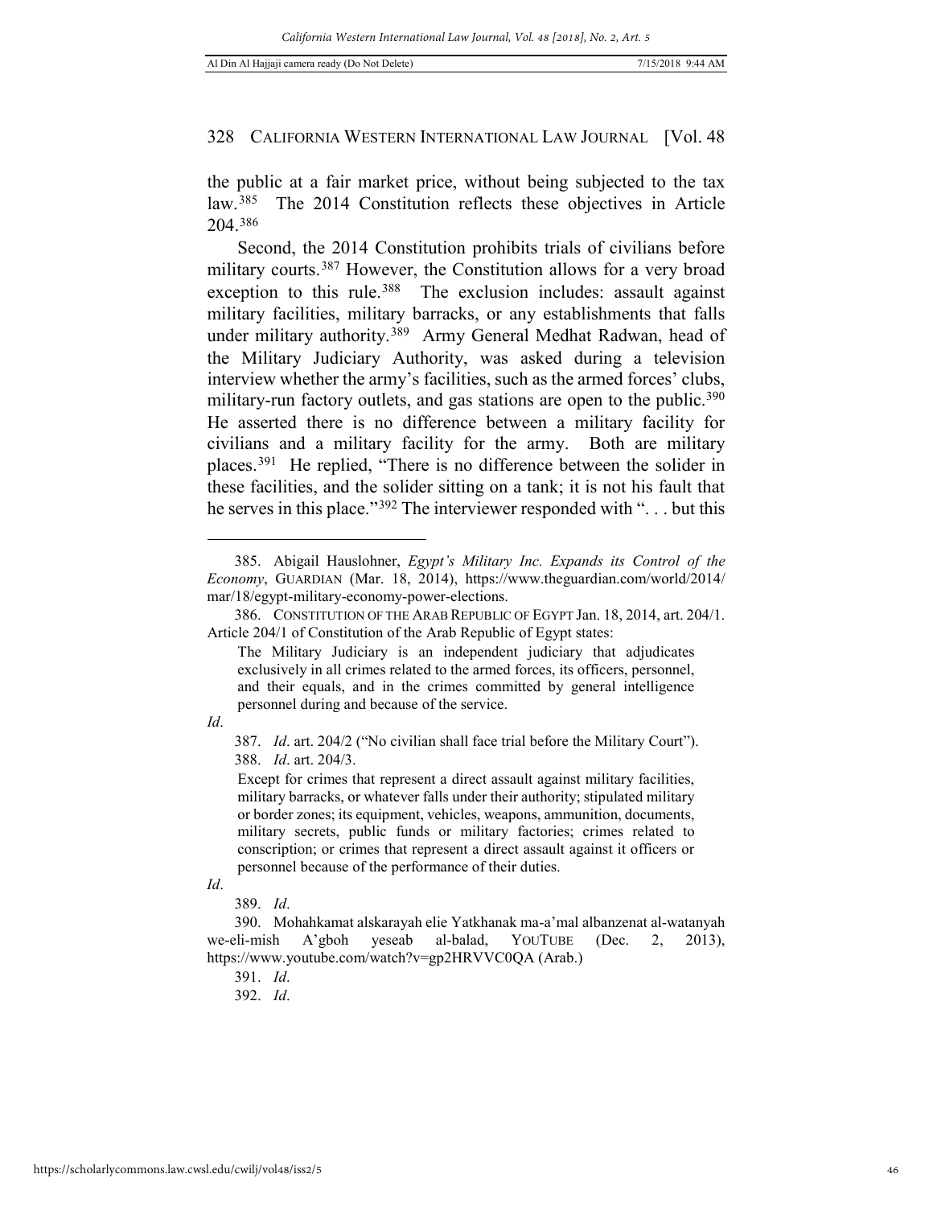the public at a fair market price, without being subjected to the tax law.[385] The 2014 Constitution reflects these objectives in Article 204.[386]

Second, the 2014 Constitution prohibits trials of civilians before military courts.[387] However, the Constitution allows for a very broad exception to this rule.[388] The exclusion includes: assault against military facilities, military barracks, or any establishments that falls under military authority.[389] Army General Medhat Radwan, head of the Military Judiciary Authority, was asked during a television interview whether the army's facilities, such as the armed forces' clubs, military-run factory outlets, and gas stations are open to the public.[390] He asserted there is no difference between a military facility for civilians and a military facility for the army. Both are military places.[391] He replied, "There is no difference between the solider in these facilities, and the solider sitting on a tank; it is not his fault that he serves in this place."[392] The interviewer responded with ". . . but this

---

385. Abigail Hauslohner, *Egypt's Military Inc. Expands its Control of the Economy*, GUARDIAN (Mar. 18, 2014), https://www.theguardian.com/world/2014/mar/18/egypt-military-economy-power-elections.

386. CONSTITUTION OF THE ARAB REPUBLIC OF EGYPT Jan. 18, 2014, art. 204/1. Article 204/1 of Constitution of the Arab Republic of Egypt states:

> The Military Judiciary is an independent judiciary that adjudicates exclusively in all crimes related to the armed forces, its officers, personnel, and their equals, and in the crimes committed by general intelligence personnel during and because of the service.

*Id*.

387. *Id*. art. 204/2 ("No civilian shall face trial before the Military Court").

388. *Id*. art. 204/3.

> Except for crimes that represent a direct assault against military facilities, military barracks, or whatever falls under their authority; stipulated military or border zones; its equipment, vehicles, weapons, ammunition, documents, military secrets, public funds or military factories; crimes related to conscription; or crimes that represent a direct assault against it officers or personnel because of the performance of their duties.

*Id*.

389. *Id*.

390. Mohahkamat alskarayah elie Yatkhanak ma-a'mal albanzenat al-watanyah we-eli-mish A'gboh yeseab al-balad, YOUTUBE (Dec. 2, 2013), https://www.youtube.com/watch?v=gp2HRVVC0QA (Arab.)

391. *Id*.

392. *Id*.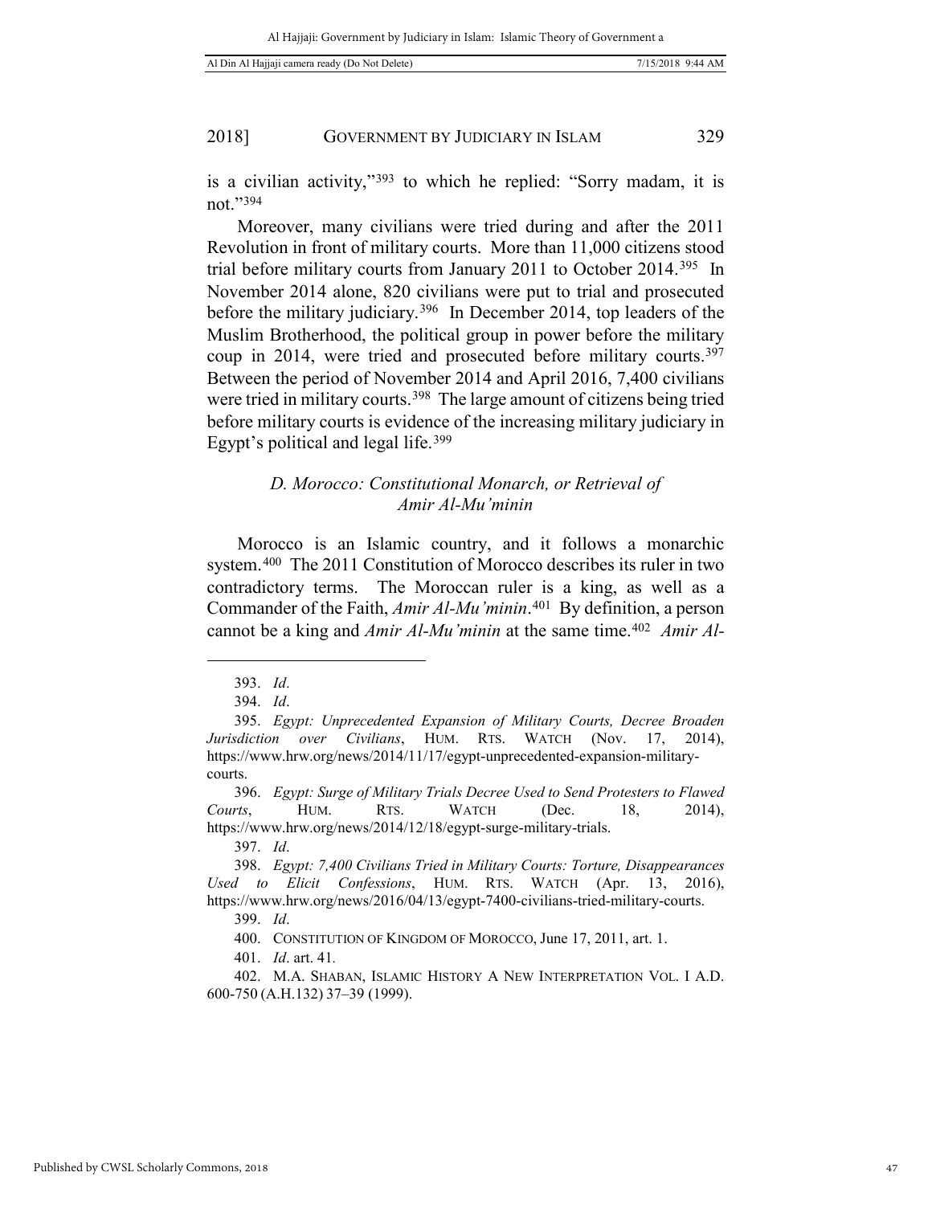is a civilian activity,"[393] to which he replied: "Sorry madam, it is not."[394]

Moreover, many civilians were tried during and after the 2011 Revolution in front of military courts. More than 11,000 citizens stood trial before military courts from January 2011 to October 2014.[395] In November 2014 alone, 820 civilians were put to trial and prosecuted before the military judiciary.[396] In December 2014, top leaders of the Muslim Brotherhood, the political group in power before the military coup in 2014, were tried and prosecuted before military courts.[397] Between the period of November 2014 and April 2016, 7,400 civilians were tried in military courts.[398] The large amount of citizens being tried before military courts is evidence of the increasing military judiciary in Egypt's political and legal life.[399]

### *D. Morocco: Constitutional Monarch, or Retrieval of Amir Al-Mu'minin*

Morocco is an Islamic country, and it follows a monarchic system.[400] The 2011 Constitution of Morocco describes its ruler in two contradictory terms. The Moroccan ruler is a king, as well as a Commander of the Faith, *Amir Al-Mu'minin*.[401] By definition, a person cannot be a king and *Amir Al-Mu'minin* at the same time.[402] *Amir Al-*

---

393. *Id*.

394. *Id*.

395. *Egypt: Unprecedented Expansion of Military Courts, Decree Broaden Jurisdiction over Civilians*, HUM. RTS. WATCH (Nov. 17, 2014), https://www.hrw.org/news/2014/11/17/egypt-unprecedented-expansion-military-courts.

396. *Egypt: Surge of Military Trials Decree Used to Send Protesters to Flawed Courts*, HUM. RTS. WATCH (Dec. 18, 2014), https://www.hrw.org/news/2014/12/18/egypt-surge-military-trials.

397. *Id*.

398. *Egypt: 7,400 Civilians Tried in Military Courts: Torture, Disappearances Used to Elicit Confessions*, HUM. RTS. WATCH (Apr. 13, 2016), https://www.hrw.org/news/2016/04/13/egypt-7400-civilians-tried-military-courts.

399. *Id*.

400. CONSTITUTION OF KINGDOM OF MOROCCO, June 17, 2011, art. 1.

401. *Id*. art. 41.

402. M.A. SHABAN, ISLAMIC HISTORY A NEW INTERPRETATION VOL. I A.D. 600-750 (A.H.132) 37–39 (1999).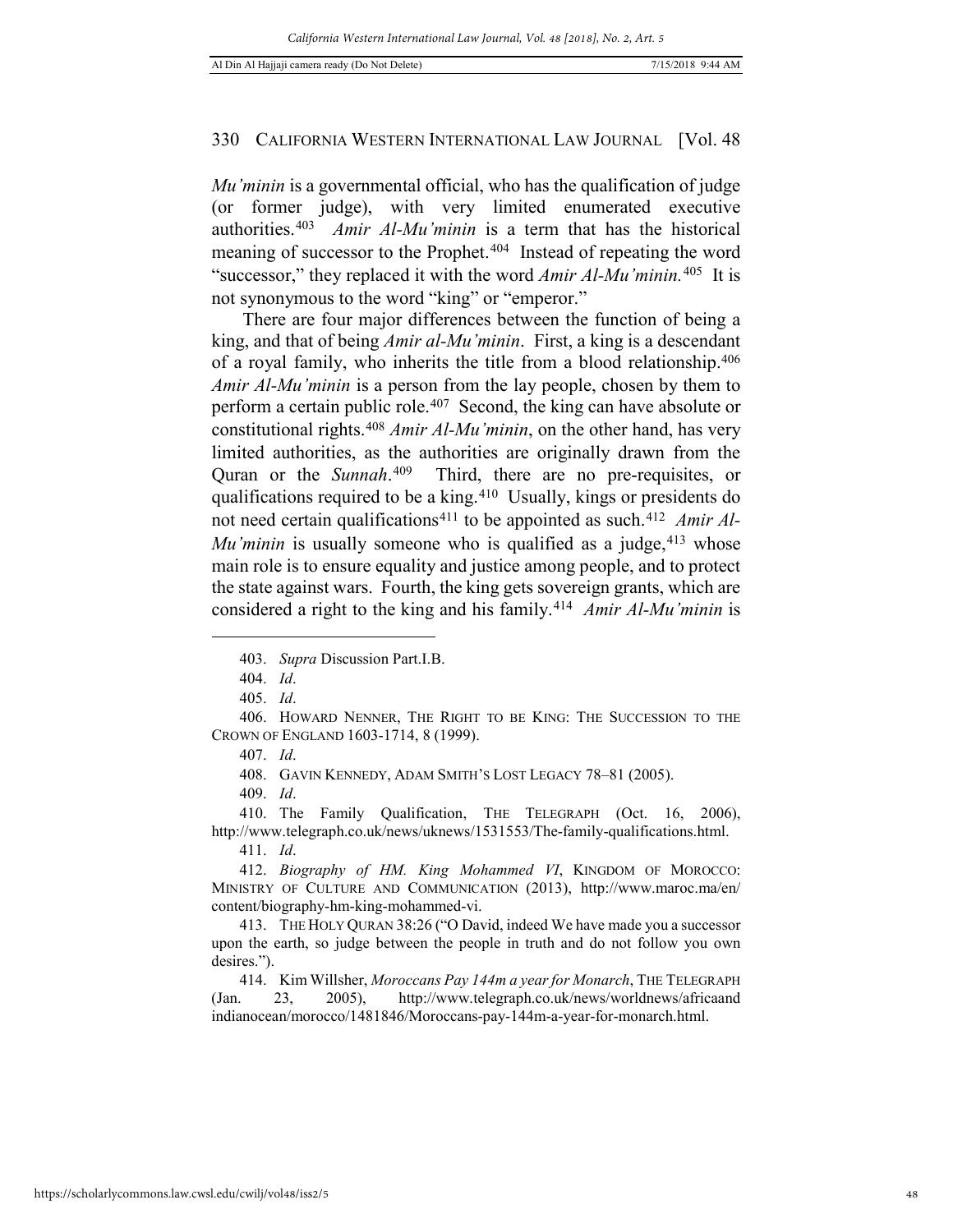*Mu'minin* is a governmental official, who has the qualification of judge (or former judge), with very limited enumerated executive authorities.[403] *Amir Al-Mu'minin* is a term that has the historical meaning of successor to the Prophet.[404] Instead of repeating the word "successor," they replaced it with the word *Amir Al-Mu'minin.*[405] It is not synonymous to the word "king" or "emperor."

There are four major differences between the function of being a king, and that of being *Amir al-Mu'minin*. First, a king is a descendant of a royal family, who inherits the title from a blood relationship.[406] *Amir Al-Mu'minin* is a person from the lay people, chosen by them to perform a certain public role.[407] Second, the king can have absolute or constitutional rights.[408] *Amir Al-Mu'minin*, on the other hand, has very limited authorities, as the authorities are originally drawn from the Quran or the *Sunnah*.[409] Third, there are no pre-requisites, or qualifications required to be a king.[410] Usually, kings or presidents do not need certain qualifications[411] to be appointed as such.[412] *Amir Al-Mu'minin* is usually someone who is qualified as a judge,[413] whose main role is to ensure equality and justice among people, and to protect the state against wars. Fourth, the king gets sovereign grants, which are considered a right to the king and his family.[414] *Amir Al-Mu'minin* is

---

403. *Supra* Discussion Part.I.B.

404. *Id*.

405. *Id*.

406. HOWARD NENNER, THE RIGHT TO BE KING: THE SUCCESSION TO THE CROWN OF ENGLAND 1603-1714, 8 (1999).

407. *Id*.

408. GAVIN KENNEDY, ADAM SMITH'S LOST LEGACY 78–81 (2005).

409. *Id*.

410. The Family Qualification, THE TELEGRAPH (Oct. 16, 2006), http://www.telegraph.co.uk/news/uknews/1531553/The-family-qualifications.html.

411. *Id*.

412. *Biography of HM. King Mohammed VI*, KINGDOM OF MOROCCO: MINISTRY OF CULTURE AND COMMUNICATION (2013), http://www.maroc.ma/en/content/biography-hm-king-mohammed-vi.

413. THE HOLY QURAN 38:26 ("O David, indeed We have made you a successor upon the earth, so judge between the people in truth and do not follow you own desires.").

414. Kim Willsher, *Moroccans Pay 144m a year for Monarch*, THE TELEGRAPH (Jan. 23, 2005), http://www.telegraph.co.uk/news/worldnews/africaandindianocean/morocco/1481846/Moroccans-pay-144m-a-year-for-monarch.html.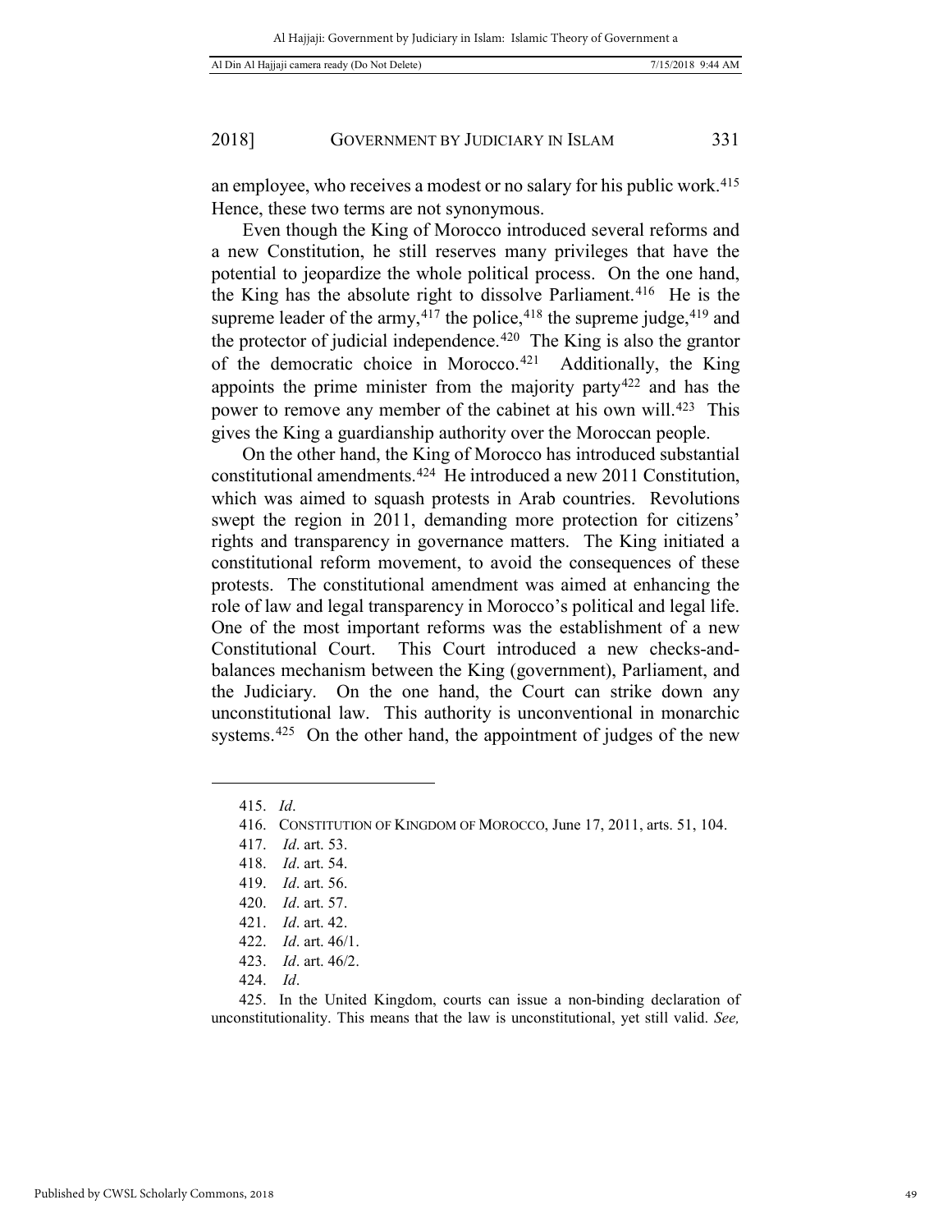an employee, who receives a modest or no salary for his public work.[415] Hence, these two terms are not synonymous.

Even though the King of Morocco introduced several reforms and a new Constitution, he still reserves many privileges that have the potential to jeopardize the whole political process. On the one hand, the King has the absolute right to dissolve Parliament.[416] He is the supreme leader of the army,[417] the police,[418] the supreme judge,[419] and the protector of judicial independence.[420] The King is also the grantor of the democratic choice in Morocco.[421] Additionally, the King appoints the prime minister from the majority party[422] and has the power to remove any member of the cabinet at his own will.[423] This gives the King a guardianship authority over the Moroccan people.

On the other hand, the King of Morocco has introduced substantial constitutional amendments.[424] He introduced a new 2011 Constitution, which was aimed to squash protests in Arab countries. Revolutions swept the region in 2011, demanding more protection for citizens' rights and transparency in governance matters. The King initiated a constitutional reform movement, to avoid the consequences of these protests. The constitutional amendment was aimed at enhancing the role of law and legal transparency in Morocco's political and legal life. One of the most important reforms was the establishment of a new Constitutional Court. This Court introduced a new checks-and-balances mechanism between the King (government), Parliament, and the Judiciary. On the one hand, the Court can strike down any unconstitutional law. This authority is unconventional in monarchic systems.[425] On the other hand, the appointment of judges of the new

---

415. *Id*.

416. CONSTITUTION OF KINGDOM OF MOROCCO, June 17, 2011, arts. 51, 104.

417. *Id*. art. 53.

418. *Id*. art. 54.

419. *Id*. art. 56.

420. *Id*. art. 57.

421. *Id*. art. 42.

422. *Id*. art. 46/1.

423. *Id*. art. 46/2.

424. *Id*.

425. In the United Kingdom, courts can issue a non-binding declaration of unconstitutionality. This means that the law is unconstitutional, yet still valid. *See,*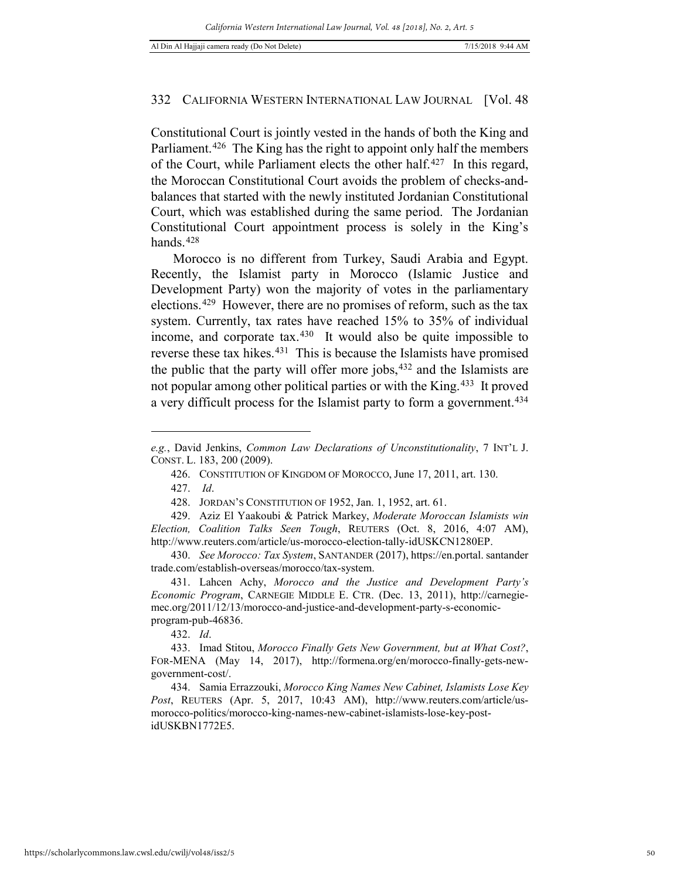Constitutional Court is jointly vested in the hands of both the King and Parliament.[426] The King has the right to appoint only half the members of the Court, while Parliament elects the other half.[427] In this regard, the Moroccan Constitutional Court avoids the problem of checks-and-balances that started with the newly instituted Jordanian Constitutional Court, which was established during the same period. The Jordanian Constitutional Court appointment process is solely in the King's hands.[428]

Morocco is no different from Turkey, Saudi Arabia and Egypt. Recently, the Islamist party in Morocco (Islamic Justice and Development Party) won the majority of votes in the parliamentary elections.[429] However, there are no promises of reform, such as the tax system. Currently, tax rates have reached 15% to 35% of individual income, and corporate tax.[430] It would also be quite impossible to reverse these tax hikes.[431] This is because the Islamists have promised the public that the party will offer more jobs,[432] and the Islamists are not popular among other political parties or with the King.[433] It proved a very difficult process for the Islamist party to form a government.[434]

---

*e.g.*, David Jenkins, *Common Law Declarations of Unconstitutionality*, 7 INT'L J. CONST. L. 183, 200 (2009).

426. CONSTITUTION OF KINGDOM OF MOROCCO, June 17, 2011, art. 130.

427. *Id*.

428. JORDAN'S CONSTITUTION OF 1952, Jan. 1, 1952, art. 61.

429. Aziz El Yaakoubi & Patrick Markey, *Moderate Moroccan Islamists win Election, Coalition Talks Seen Tough*, REUTERS (Oct. 8, 2016, 4:07 AM), http://www.reuters.com/article/us-morocco-election-tally-idUSKCN1280EP.

430. *See Morocco: Tax System*, SANTANDER (2017), https://en.portal. santander trade.com/establish-overseas/morocco/tax-system.

431. Lahcen Achy, *Morocco and the Justice and Development Party's Economic Program*, CARNEGIE MIDDLE E. CTR. (Dec. 13, 2011), http://carnegie-mec.org/2011/12/13/morocco-and-justice-and-development-party-s-economic-program-pub-46836.

432. *Id*.

433. Imad Stitou, *Morocco Finally Gets New Government, but at What Cost?*, FOR-MENA (May 14, 2017), http://formena.org/en/morocco-finally-gets-new-government-cost/.

434. Samia Errazzouki, *Morocco King Names New Cabinet, Islamists Lose Key Post*, REUTERS (Apr. 5, 2017, 10:43 AM), http://www.reuters.com/article/us-morocco-politics/morocco-king-names-new-cabinet-islamists-lose-key-post-idUSKBN1772E5.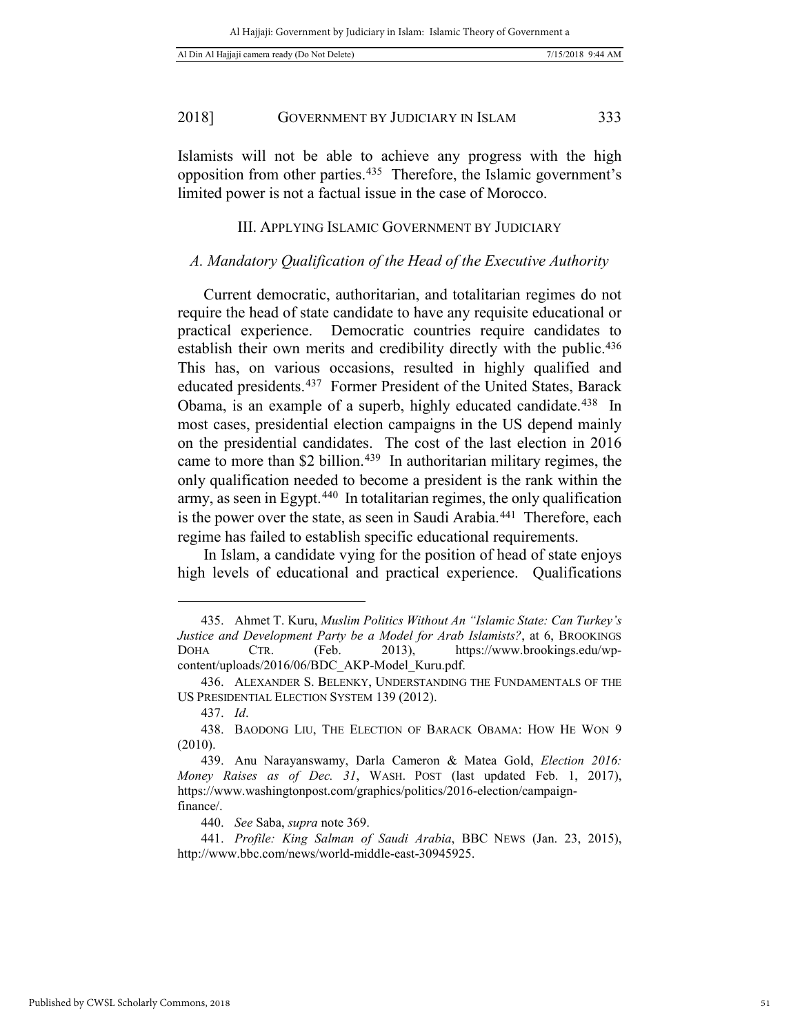Islamists will not be able to achieve any progress with the high opposition from other parties.[435] Therefore, the Islamic government's limited power is not a factual issue in the case of Morocco.

## III. Applying Islamic Government by Judiciary

### *A. Mandatory Qualification of the Head of the Executive Authority*

Current democratic, authoritarian, and totalitarian regimes do not require the head of state candidate to have any requisite educational or practical experience. Democratic countries require candidates to establish their own merits and credibility directly with the public.[436] This has, on various occasions, resulted in highly qualified and educated presidents.[437] Former President of the United States, Barack Obama, is an example of a superb, highly educated candidate.[438] In most cases, presidential election campaigns in the US depend mainly on the presidential candidates. The cost of the last election in 2016 came to more than $2 billion.[439] In authoritarian military regimes, the only qualification needed to become a president is the rank within the army, as seen in Egypt.[440] In totalitarian regimes, the only qualification is the power over the state, as seen in Saudi Arabia.[441] Therefore, each regime has failed to establish specific educational requirements.

In Islam, a candidate vying for the position of head of state enjoys high levels of educational and practical experience. Qualifications

---

435. Ahmet T. Kuru, *Muslim Politics Without An "Islamic State: Can Turkey's Justice and Development Party be a Model for Arab Islamists?*, at 6, BROOKINGS DOHA CTR. (Feb. 2013), https://www.brookings.edu/wp-content/uploads/2016/06/BDC_AKP-Model_Kuru.pdf.

436. ALEXANDER S. BELENKY, UNDERSTANDING THE FUNDAMENTALS OF THE US PRESIDENTIAL ELECTION SYSTEM 139 (2012).

437. *Id*.

438. BAODONG LIU, THE ELECTION OF BARACK OBAMA: HOW HE WON 9 (2010).

439. Anu Narayanswamy, Darla Cameron & Matea Gold, *Election 2016: Money Raises as of Dec. 31*, WASH. POST (last updated Feb. 1, 2017), https://www.washingtonpost.com/graphics/politics/2016-election/campaign-finance/.

440. *See* Saba, *supra* note 369.

441. *Profile: King Salman of Saudi Arabia*, BBC NEWS (Jan. 23, 2015), http://www.bbc.com/news/world-middle-east-30945925.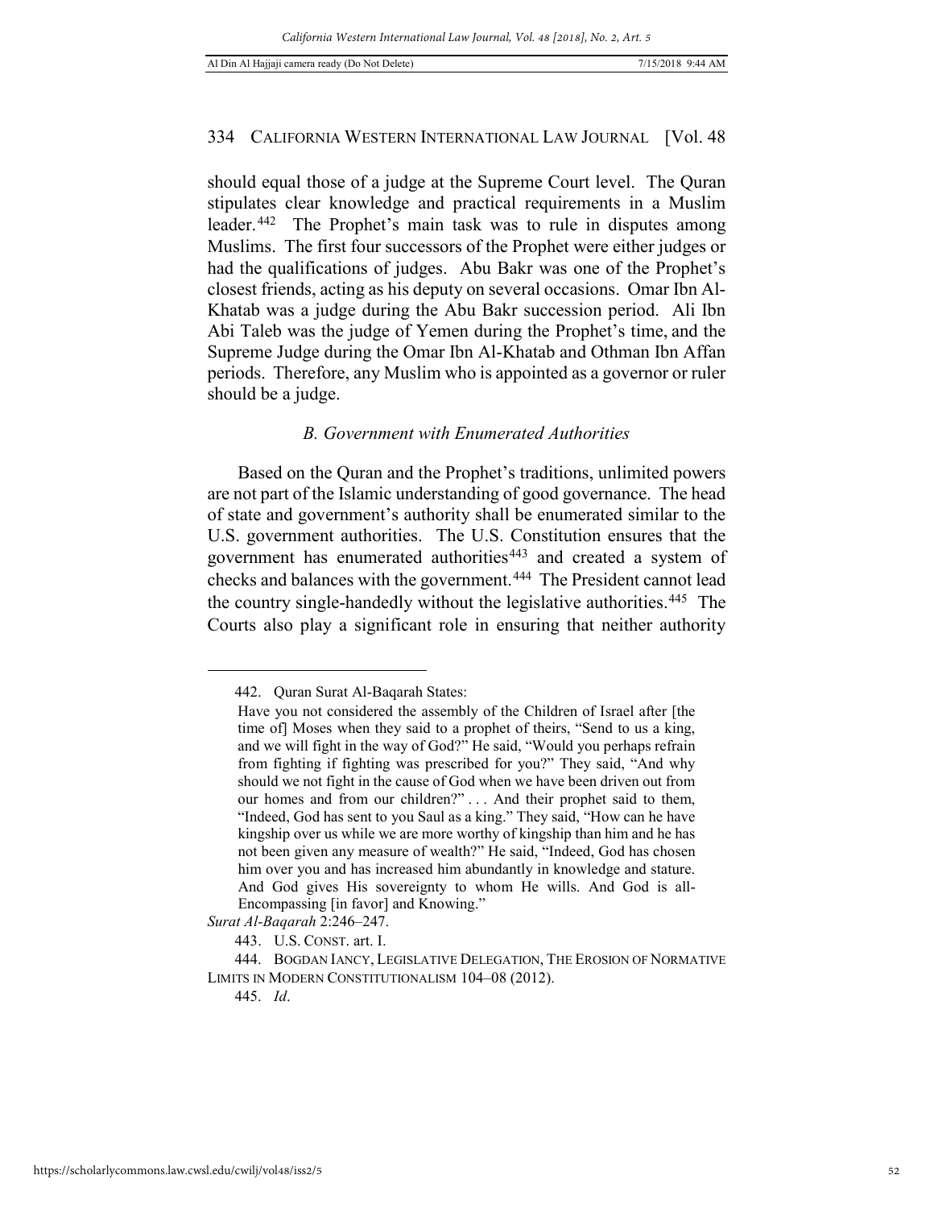should equal those of a judge at the Supreme Court level. The Quran stipulates clear knowledge and practical requirements in a Muslim leader.[442] The Prophet's main task was to rule in disputes among Muslims. The first four successors of the Prophet were either judges or had the qualifications of judges. Abu Bakr was one of the Prophet's closest friends, acting as his deputy on several occasions. Omar Ibn Al-Khatab was a judge during the Abu Bakr succession period. Ali Ibn Abi Taleb was the judge of Yemen during the Prophet's time, and the Supreme Judge during the Omar Ibn Al-Khatab and Othman Ibn Affan periods. Therefore, any Muslim who is appointed as a governor or ruler should be a judge.

### *B. Government with Enumerated Authorities*

Based on the Quran and the Prophet's traditions, unlimited powers are not part of the Islamic understanding of good governance. The head of state and government's authority shall be enumerated similar to the U.S. government authorities. The U.S. Constitution ensures that the government has enumerated authorities[443] and created a system of checks and balances with the government.[444] The President cannot lead the country single-handedly without the legislative authorities.[445] The Courts also play a significant role in ensuring that neither authority

---

442. Quran Surat Al-Baqarah States:

> Have you not considered the assembly of the Children of Israel after [the time of] Moses when they said to a prophet of theirs, "Send to us a king, and we will fight in the way of God?" He said, "Would you perhaps refrain from fighting if fighting was prescribed for you?" They said, "And why should we not fight in the cause of God when we have been driven out from our homes and from our children?" . . . And their prophet said to them, "Indeed, God has sent to you Saul as a king." They said, "How can he have kingship over us while we are more worthy of kingship than him and he has not been given any measure of wealth?" He said, "Indeed, God has chosen him over you and has increased him abundantly in knowledge and stature. And God gives His sovereignty to whom He wills. And God is all-Encompassing [in favor] and Knowing."

*Surat Al-Baqarah* 2:246–247.

443. U.S. CONST. art. I.

444. BOGDAN IANCY, LEGISLATIVE DELEGATION, THE EROSION OF NORMATIVE LIMITS IN MODERN CONSTITUTIONALISM 104–08 (2012).

445. *Id*.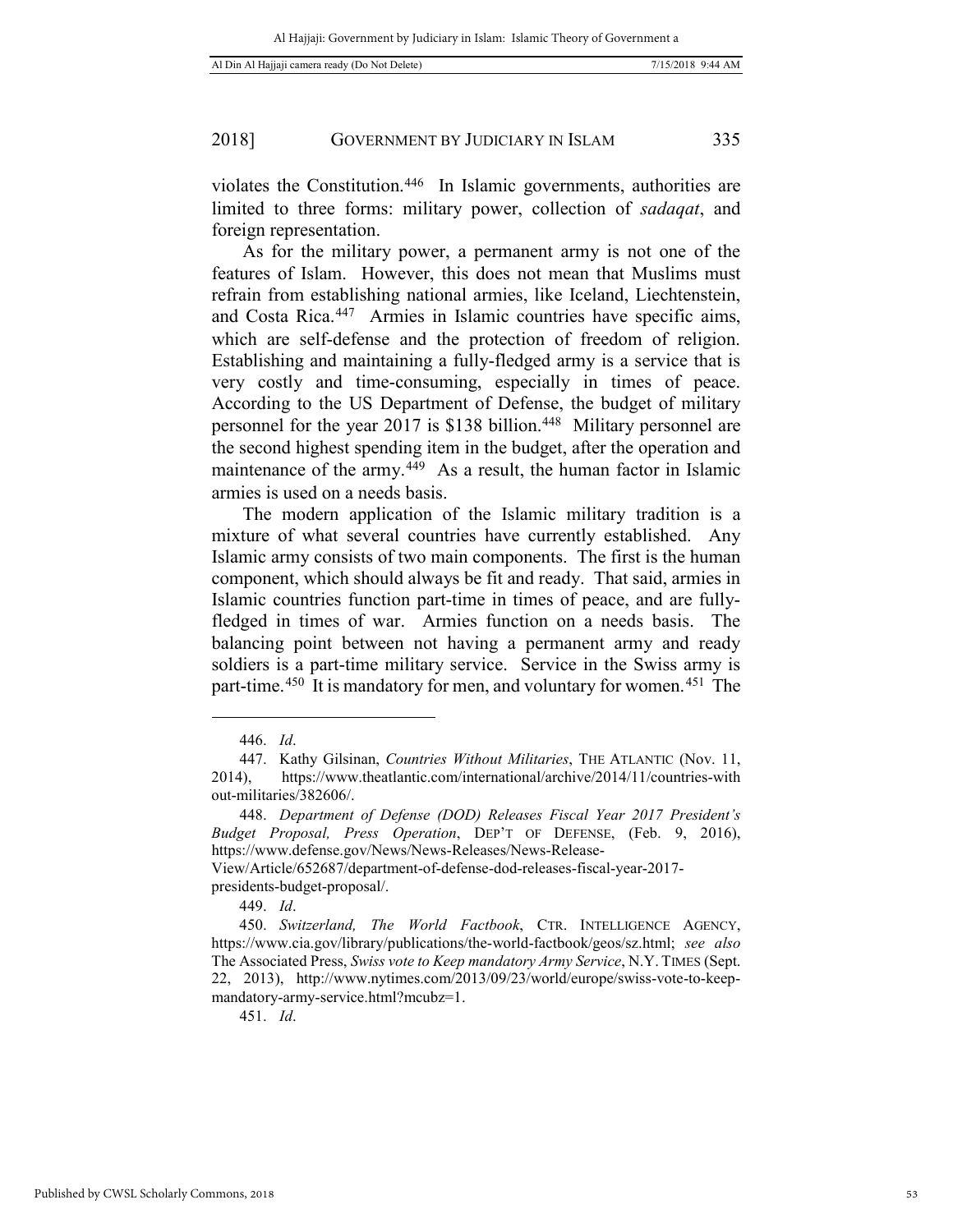violates the Constitution.[446] In Islamic governments, authorities are limited to three forms: military power, collection of *sadaqat*, and foreign representation.

As for the military power, a permanent army is not one of the features of Islam. However, this does not mean that Muslims must refrain from establishing national armies, like Iceland, Liechtenstein, and Costa Rica.[447] Armies in Islamic countries have specific aims, which are self-defense and the protection of freedom of religion. Establishing and maintaining a fully-fledged army is a service that is very costly and time-consuming, especially in times of peace. According to the US Department of Defense, the budget of military personnel for the year 2017 is $138 billion.[448] Military personnel are the second highest spending item in the budget, after the operation and maintenance of the army.[449] As a result, the human factor in Islamic armies is used on a needs basis.

The modern application of the Islamic military tradition is a mixture of what several countries have currently established. Any Islamic army consists of two main components. The first is the human component, which should always be fit and ready. That said, armies in Islamic countries function part-time in times of peace, and are fully-fledged in times of war. Armies function on a needs basis. The balancing point between not having a permanent army and ready soldiers is a part-time military service. Service in the Swiss army is part-time.[450] It is mandatory for men, and voluntary for women.[451] The

---

446. *Id*.

447. Kathy Gilsinan, *Countries Without Militaries*, THE ATLANTIC (Nov. 11, 2014), https://www.theatlantic.com/international/archive/2014/11/countries-without-militaries/382606/.

448. *Department of Defense (DOD) Releases Fiscal Year 2017 President's Budget Proposal, Press Operation*, DEP'T OF DEFENSE, (Feb. 9, 2016), https://www.defense.gov/News/News-Releases/News-Release-View/Article/652687/department-of-defense-dod-releases-fiscal-year-2017-presidents-budget-proposal/.

449. *Id*.

450. *Switzerland, The World Factbook*, CTR. INTELLIGENCE AGENCY, https://www.cia.gov/library/publications/the-world-factbook/geos/sz.html; *see also* The Associated Press, *Swiss vote to Keep mandatory Army Service*, N.Y. TIMES (Sept. 22, 2013), http://www.nytimes.com/2013/09/23/world/europe/swiss-vote-to-keep-mandatory-army-service.html?mcubz=1.

451. *Id*.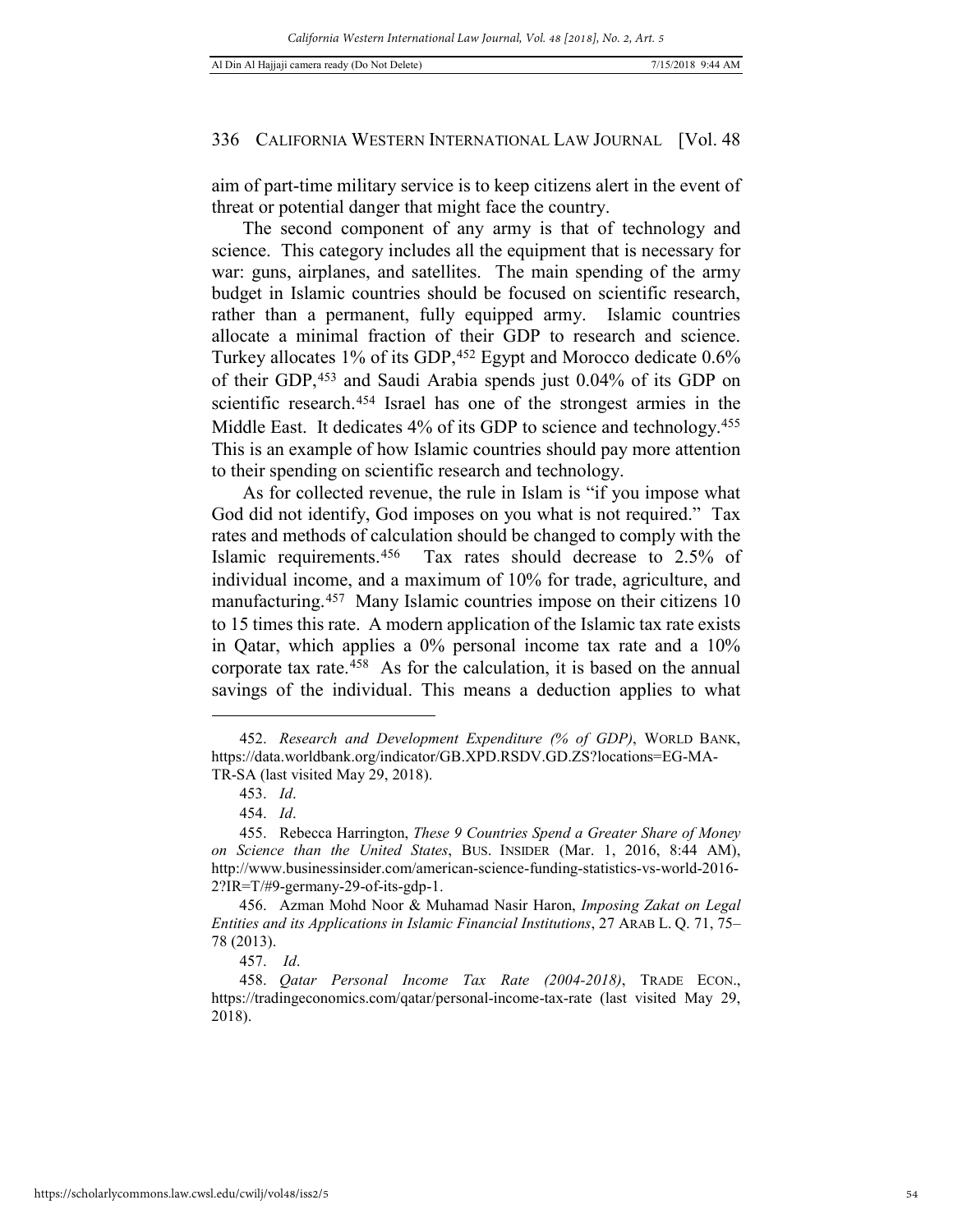aim of part-time military service is to keep citizens alert in the event of threat or potential danger that might face the country.

The second component of any army is that of technology and science. This category includes all the equipment that is necessary for war: guns, airplanes, and satellites. The main spending of the army budget in Islamic countries should be focused on scientific research, rather than a permanent, fully equipped army. Islamic countries allocate a minimal fraction of their GDP to research and science. Turkey allocates 1% of its GDP,[452] Egypt and Morocco dedicate 0.6% of their GDP,[453] and Saudi Arabia spends just 0.04% of its GDP on scientific research.[454] Israel has one of the strongest armies in the Middle East. It dedicates 4% of its GDP to science and technology.[455] This is an example of how Islamic countries should pay more attention to their spending on scientific research and technology.

As for collected revenue, the rule in Islam is "if you impose what God did not identify, God imposes on you what is not required." Tax rates and methods of calculation should be changed to comply with the Islamic requirements.[456] Tax rates should decrease to 2.5% of individual income, and a maximum of 10% for trade, agriculture, and manufacturing.[457] Many Islamic countries impose on their citizens 10 to 15 times this rate. A modern application of the Islamic tax rate exists in Qatar, which applies a 0% personal income tax rate and a 10% corporate tax rate.[458] As for the calculation, it is based on the annual savings of the individual. This means a deduction applies to what

---

452. *Research and Development Expenditure (% of GDP)*, WORLD BANK, https://data.worldbank.org/indicator/GB.XPD.RSDV.GD.ZS?locations=EG-MA-TR-SA (last visited May 29, 2018).

453. *Id*.

454. *Id*.

455. Rebecca Harrington, *These 9 Countries Spend a Greater Share of Money on Science than the United States*, BUS. INSIDER (Mar. 1, 2016, 8:44 AM), http://www.businessinsider.com/american-science-funding-statistics-vs-world-2016-2?IR=T/#9-germany-29-of-its-gdp-1.

456. Azman Mohd Noor & Muhamad Nasir Haron, *Imposing Zakat on Legal Entities and its Applications in Islamic Financial Institutions*, 27 ARAB L. Q. 71, 75–78 (2013).

457. *Id*.

458. *Qatar Personal Income Tax Rate (2004-2018)*, TRADE ECON., https://tradingeconomics.com/qatar/personal-income-tax-rate (last visited May 29, 2018).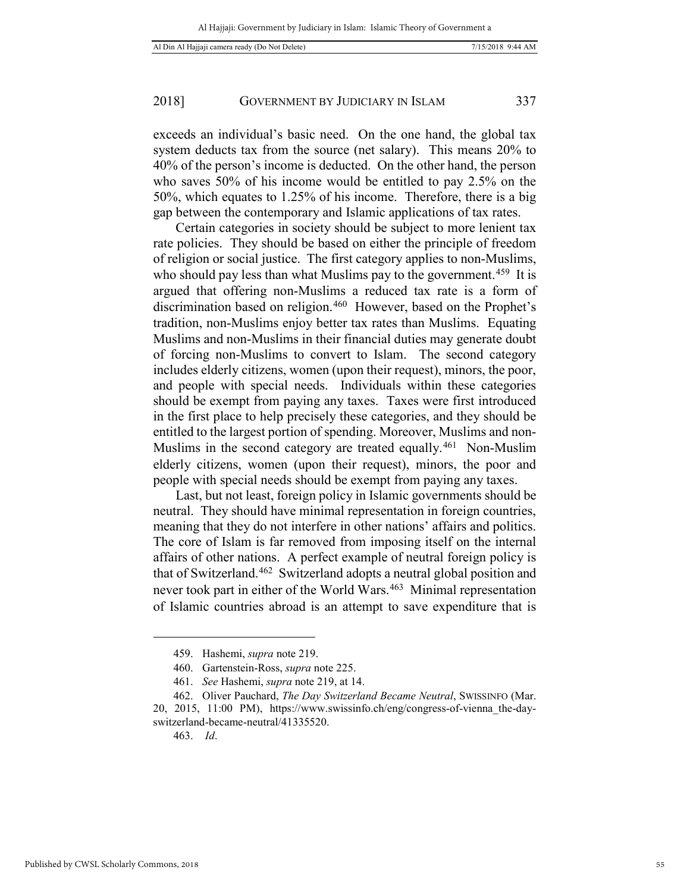exceeds an individual's basic need. On the one hand, the global tax system deducts tax from the source (net salary). This means 20% to 40% of the person's income is deducted. On the other hand, the person who saves 50% of his income would be entitled to pay 2.5% on the 50%, which equates to 1.25% of his income. Therefore, there is a big gap between the contemporary and Islamic applications of tax rates.

Certain categories in society should be subject to more lenient tax rate policies. They should be based on either the principle of freedom of religion or social justice. The first category applies to non-Muslims, who should pay less than what Muslims pay to the government.[459] It is argued that offering non-Muslims a reduced tax rate is a form of discrimination based on religion.[460] However, based on the Prophet's tradition, non-Muslims enjoy better tax rates than Muslims. Equating Muslims and non-Muslims in their financial duties may generate doubt of forcing non-Muslims to convert to Islam. The second category includes elderly citizens, women (upon their request), minors, the poor, and people with special needs. Individuals within these categories should be exempt from paying any taxes. Taxes were first introduced in the first place to help precisely these categories, and they should be entitled to the largest portion of spending. Moreover, Muslims and non-Muslims in the second category are treated equally.[461] Non-Muslim elderly citizens, women (upon their request), minors, the poor and people with special needs should be exempt from paying any taxes.

Last, but not least, foreign policy in Islamic governments should be neutral. They should have minimal representation in foreign countries, meaning that they do not interfere in other nations' affairs and politics. The core of Islam is far removed from imposing itself on the internal affairs of other nations. A perfect example of neutral foreign policy is that of Switzerland.[462] Switzerland adopts a neutral global position and never took part in either of the World Wars.[463] Minimal representation of Islamic countries abroad is an attempt to save expenditure that is

---

459. Hashemi, *supra* note 219.

460. Gartenstein-Ross, *supra* note 225.

461. *See* Hashemi, *supra* note 219, at 14.

462. Oliver Pauchard, *The Day Switzerland Became Neutral*, SWISSINFO (Mar. 20, 2015, 11:00 PM), https://www.swissinfo.ch/eng/congress-of-vienna_the-day-switzerland-became-neutral/41335520.

463. *Id*.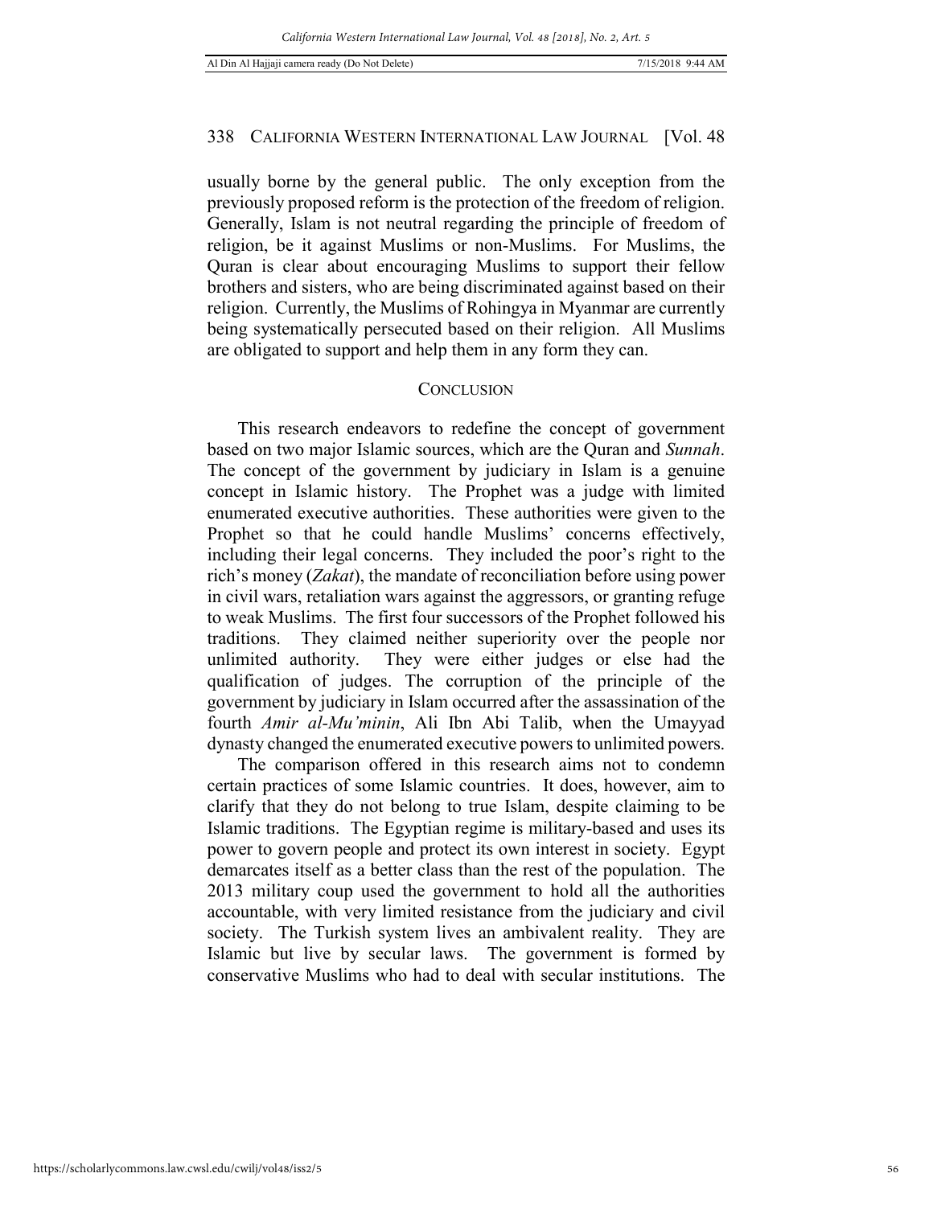usually borne by the general public. The only exception from the previously proposed reform is the protection of the freedom of religion. Generally, Islam is not neutral regarding the principle of freedom of religion, be it against Muslims or non-Muslims. For Muslims, the Quran is clear about encouraging Muslims to support their fellow brothers and sisters, who are being discriminated against based on their religion. Currently, the Muslims of Rohingya in Myanmar are currently being systematically persecuted based on their religion. All Muslims are obligated to support and help them in any form they can.

## CONCLUSION

This research endeavors to redefine the concept of government based on two major Islamic sources, which are the Quran and *Sunnah*. The concept of the government by judiciary in Islam is a genuine concept in Islamic history. The Prophet was a judge with limited enumerated executive authorities. These authorities were given to the Prophet so that he could handle Muslims' concerns effectively, including their legal concerns. They included the poor's right to the rich's money (*Zakat*), the mandate of reconciliation before using power in civil wars, retaliation wars against the aggressors, or granting refuge to weak Muslims. The first four successors of the Prophet followed his traditions. They claimed neither superiority over the people nor unlimited authority. They were either judges or else had the qualification of judges. The corruption of the principle of the government by judiciary in Islam occurred after the assassination of the fourth *Amir al-Mu'minin*, Ali Ibn Abi Talib, when the Umayyad dynasty changed the enumerated executive powers to unlimited powers.

The comparison offered in this research aims not to condemn certain practices of some Islamic countries. It does, however, aim to clarify that they do not belong to true Islam, despite claiming to be Islamic traditions. The Egyptian regime is military-based and uses its power to govern people and protect its own interest in society. Egypt demarcates itself as a better class than the rest of the population. The 2013 military coup used the government to hold all the authorities accountable, with very limited resistance from the judiciary and civil society. The Turkish system lives an ambivalent reality. They are Islamic but live by secular laws. The government is formed by conservative Muslims who had to deal with secular institutions. The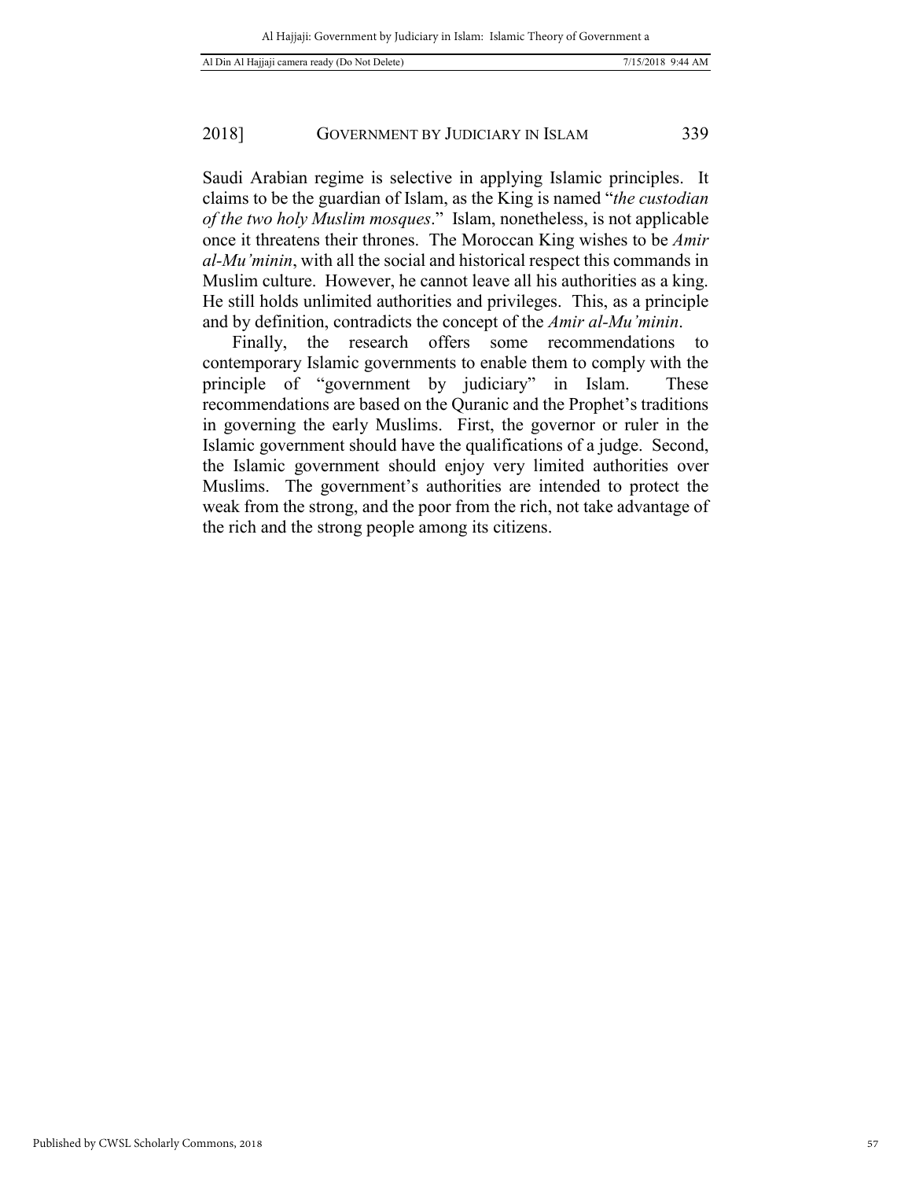Saudi Arabian regime is selective in applying Islamic principles. It claims to be the guardian of Islam, as the King is named "*the custodian of the two holy Muslim mosques*." Islam, nonetheless, is not applicable once it threatens their thrones. The Moroccan King wishes to be *Amir al-Mu'minin*, with all the social and historical respect this commands in Muslim culture. However, he cannot leave all his authorities as a king. He still holds unlimited authorities and privileges. This, as a principle and by definition, contradicts the concept of the *Amir al-Mu'minin*.

Finally, the research offers some recommendations to contemporary Islamic governments to enable them to comply with the principle of "government by judiciary" in Islam. These recommendations are based on the Quranic and the Prophet's traditions in governing the early Muslims. First, the governor or ruler in the Islamic government should have the qualifications of a judge. Second, the Islamic government should enjoy very limited authorities over Muslims. The government's authorities are intended to protect the weak from the strong, and the poor from the rich, not take advantage of the rich and the strong people among its citizens.